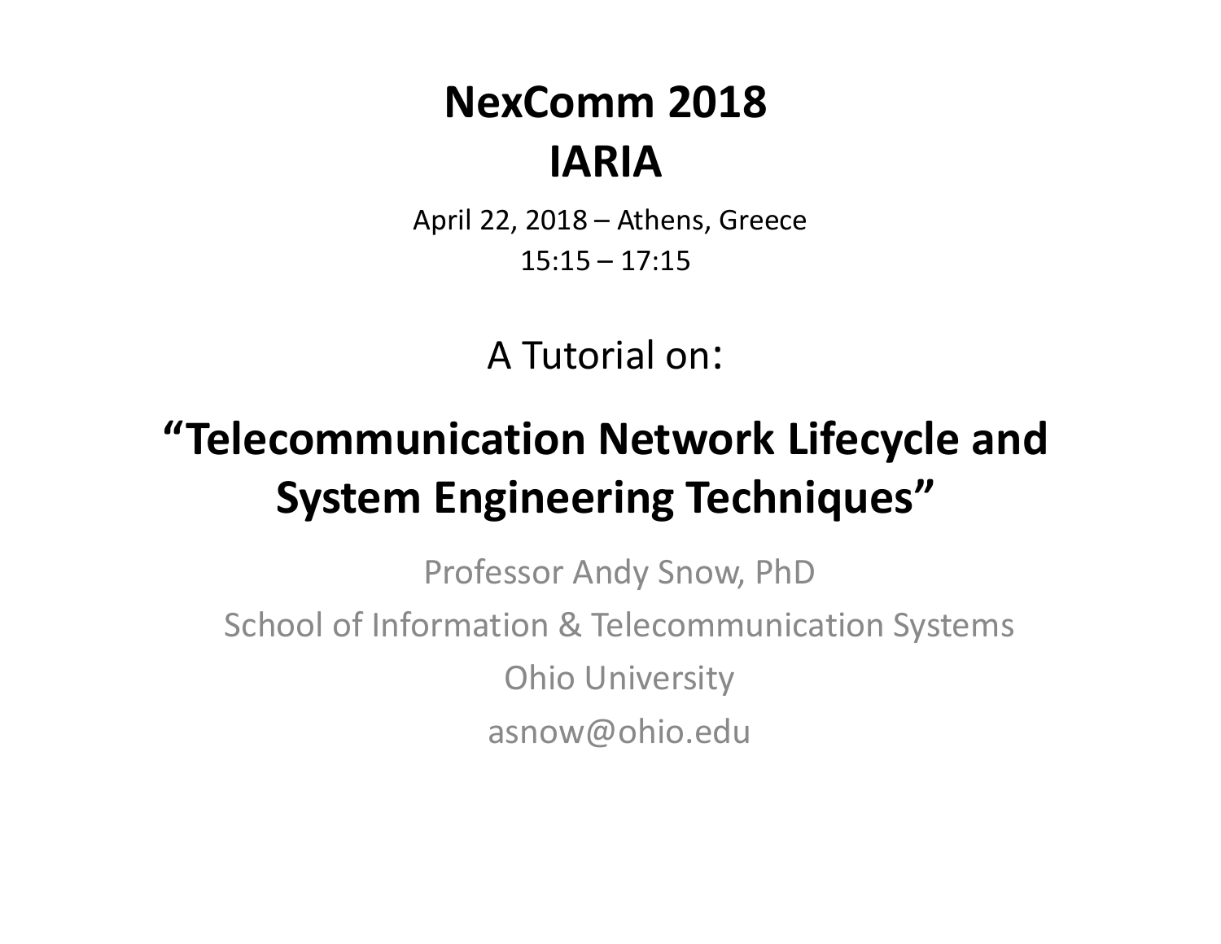# NexComm 2018
# IARIA

April 22, 2018 – Athens, Greece
15:15 – 17:15

A Tutorial on:

## "Telecommunication Network Lifecycle and System Engineering Techniques"

Professor Andy Snow, PhD

School of Information & Telecommunication Systems

Ohio University

asnow@ohio.edu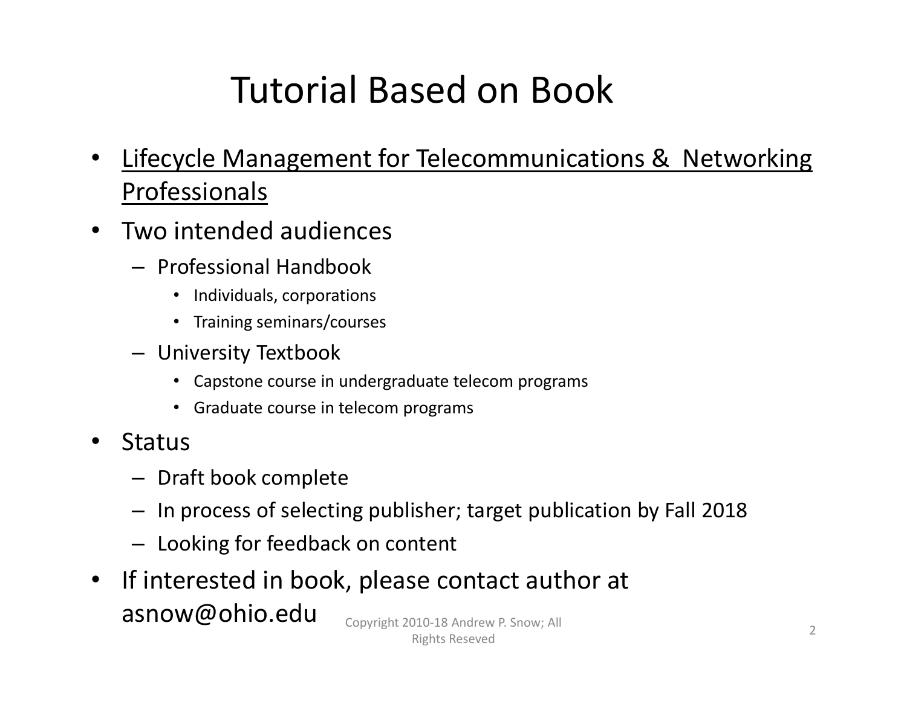# Tutorial Based on Book

- Lifecycle Management for Telecommunications & Networking Professionals
- Two intended audiences
  - Professional Handbook
    - Individuals, corporations
    - Training seminars/courses
  - University Textbook
    - Capstone course in undergraduate telecom programs
    - Graduate course in telecom programs
- Status
  - Draft book complete
  - In process of selecting publisher; target publication by Fall 2018
  - Looking for feedback on content
- If interested in book, please contact author at asnow@ohio.edu

Copyright 2010-18 Andrew P. Snow; All Rights Reseved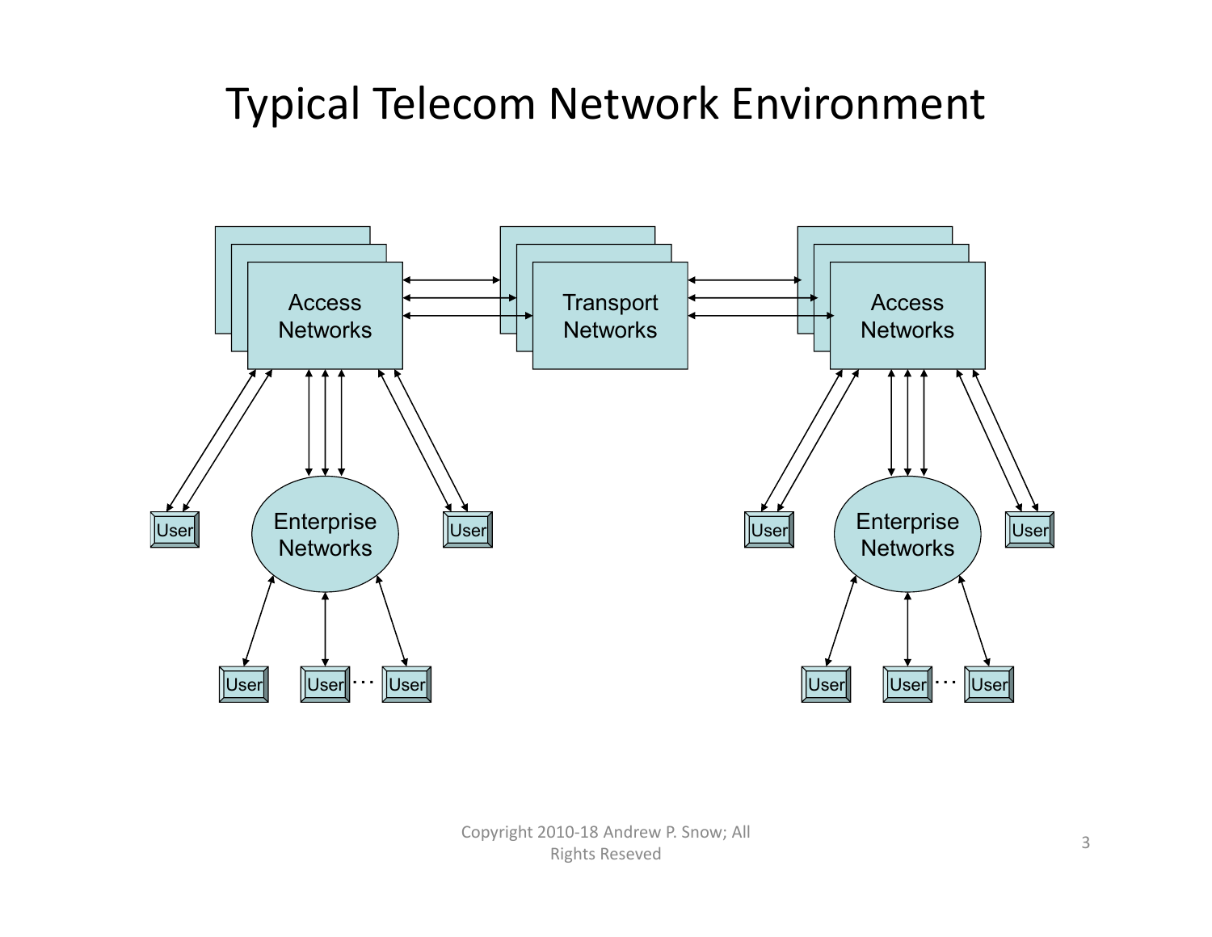# Typical Telecom Network Environment

Access Networks

Transport Networks

Access Networks

User

Enterprise Networks

User

User

Enterprise Networks

User

User User … User

User User … User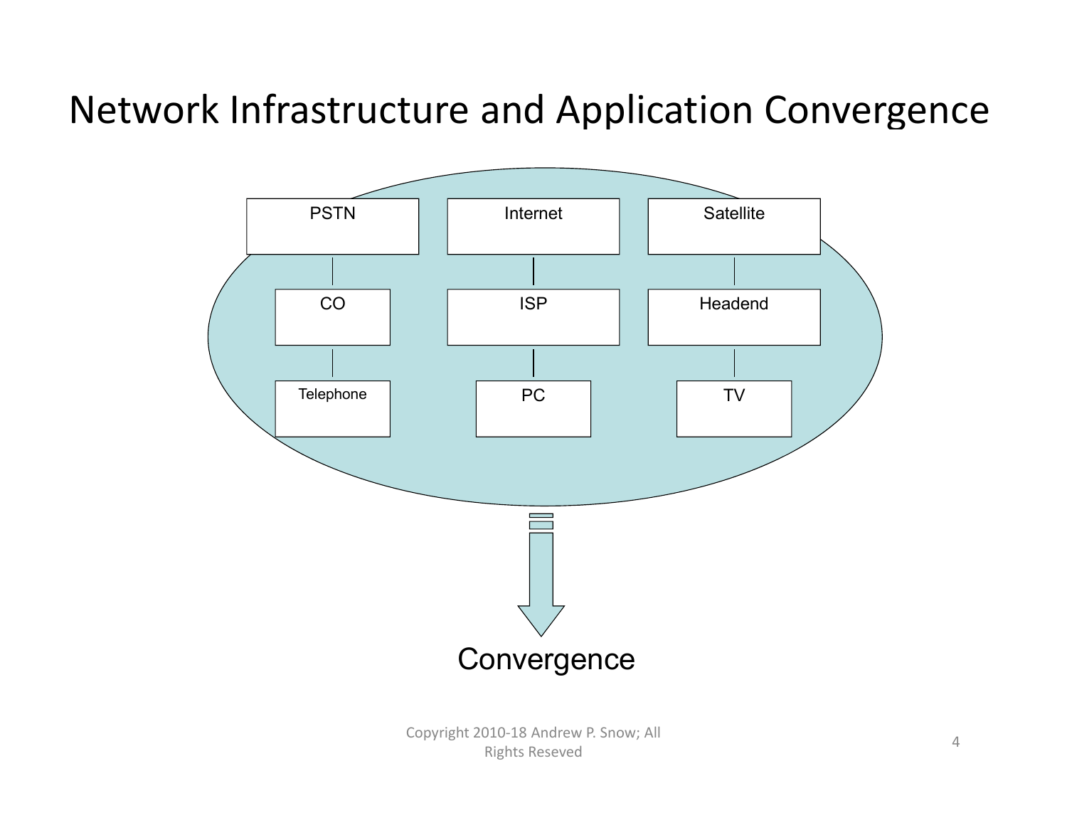# Network Infrastructure and Application Convergence

PSTN → CO → Telephone

Internet → ISP → PC

Satellite → Headend → TV

Convergence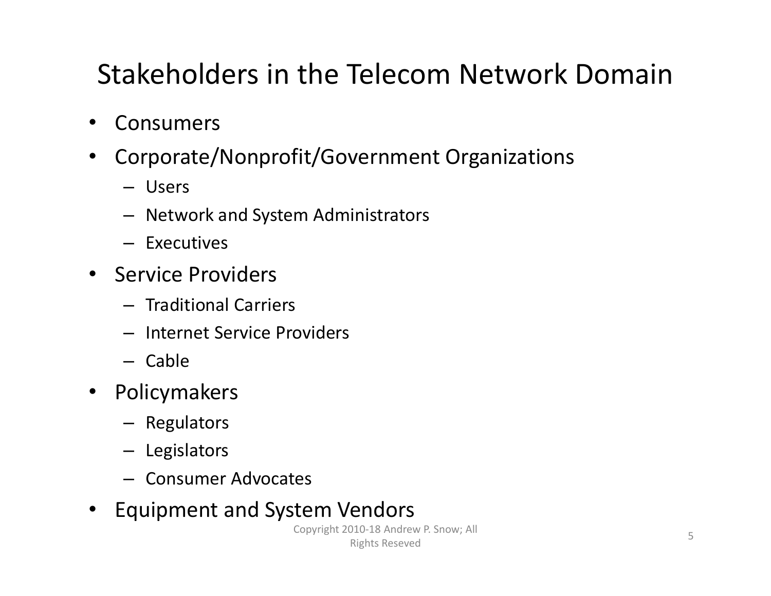# Stakeholders in the Telecom Network Domain

- Consumers
- Corporate/Nonprofit/Government Organizations
  - Users
  - Network and System Administrators
  - Executives
- Service Providers
  - Traditional Carriers
  - Internet Service Providers
  - Cable
- Policymakers
  - Regulators
  - Legislators
  - Consumer Advocates
- Equipment and System Vendors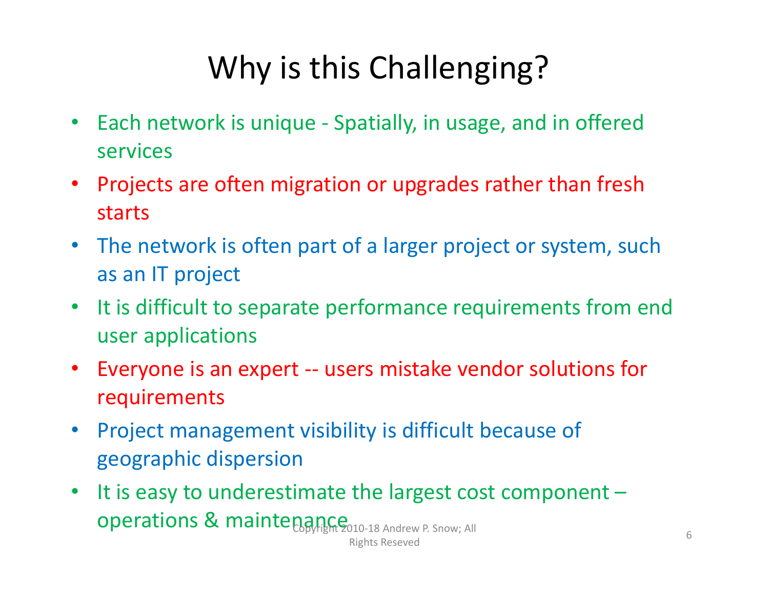# Why is this Challenging?

- Each network is unique - Spatially, in usage, and in offered services
- Projects are often migration or upgrades rather than fresh starts
- The network is often part of a larger project or system, such as an IT project
- It is difficult to separate performance requirements from end user applications
- Everyone is an expert -- users mistake vendor solutions for requirements
- Project management visibility is difficult because of geographic dispersion
- It is easy to underestimate the largest cost component – operations & maintenance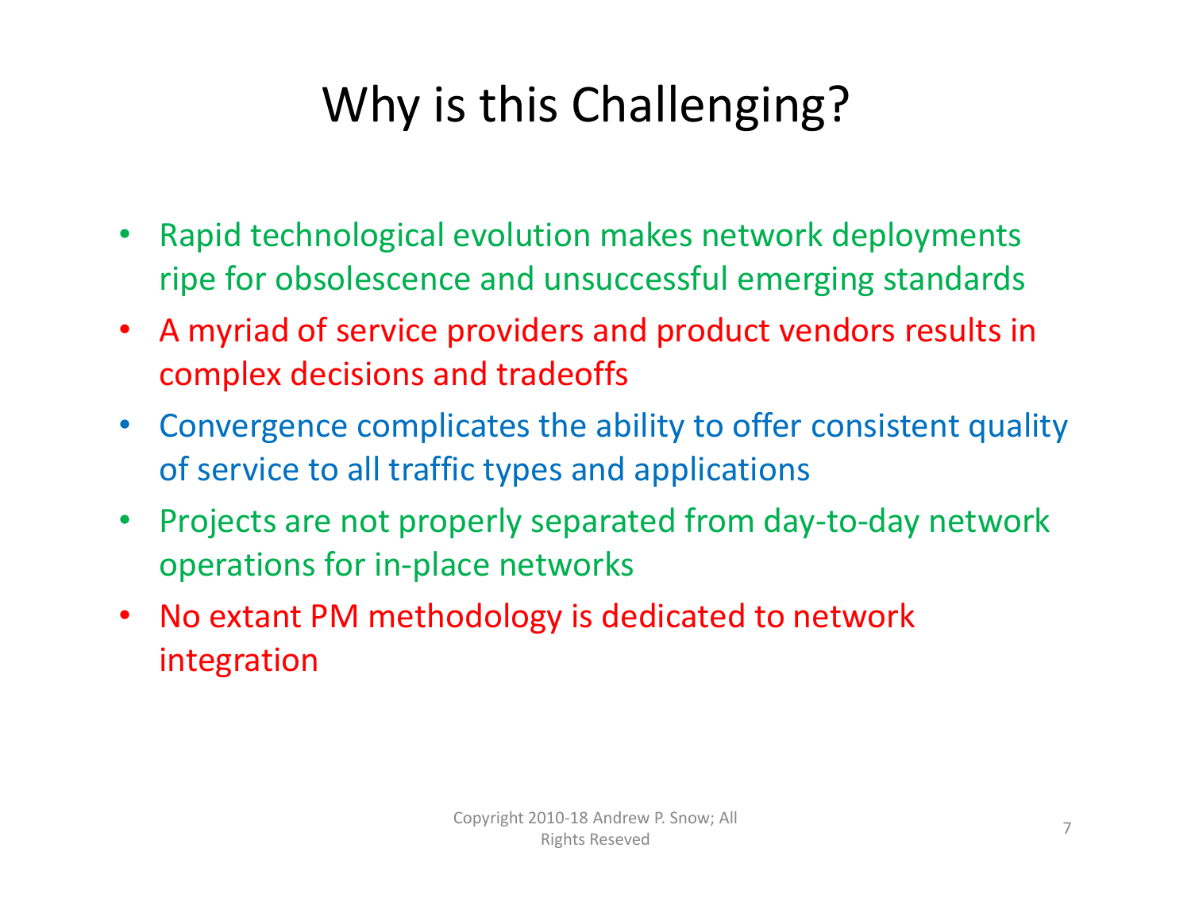# Why is this Challenging?

- Rapid technological evolution makes network deployments ripe for obsolescence and unsuccessful emerging standards
- A myriad of service providers and product vendors results in complex decisions and tradeoffs
- Convergence complicates the ability to offer consistent quality of service to all traffic types and applications
- Projects are not properly separated from day-to-day network operations for in-place networks
- No extant PM methodology is dedicated to network integration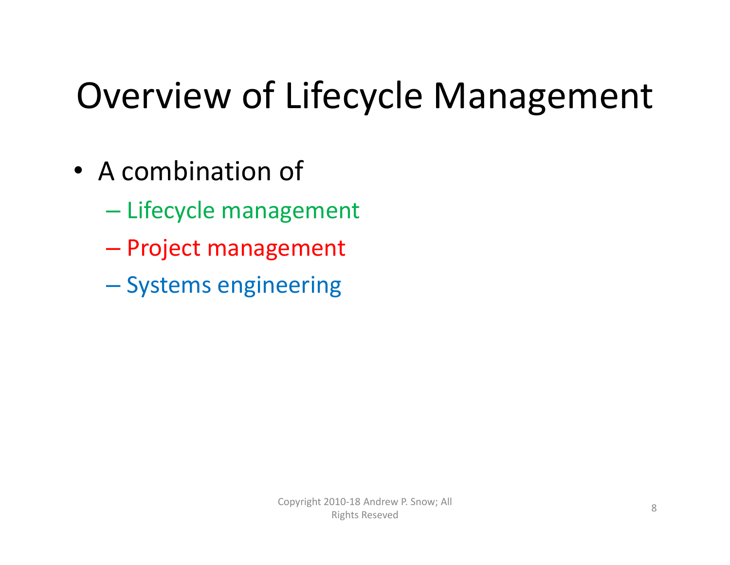# Overview of Lifecycle Management

- A combination of
  - Lifecycle management
  - Project management
  - Systems engineering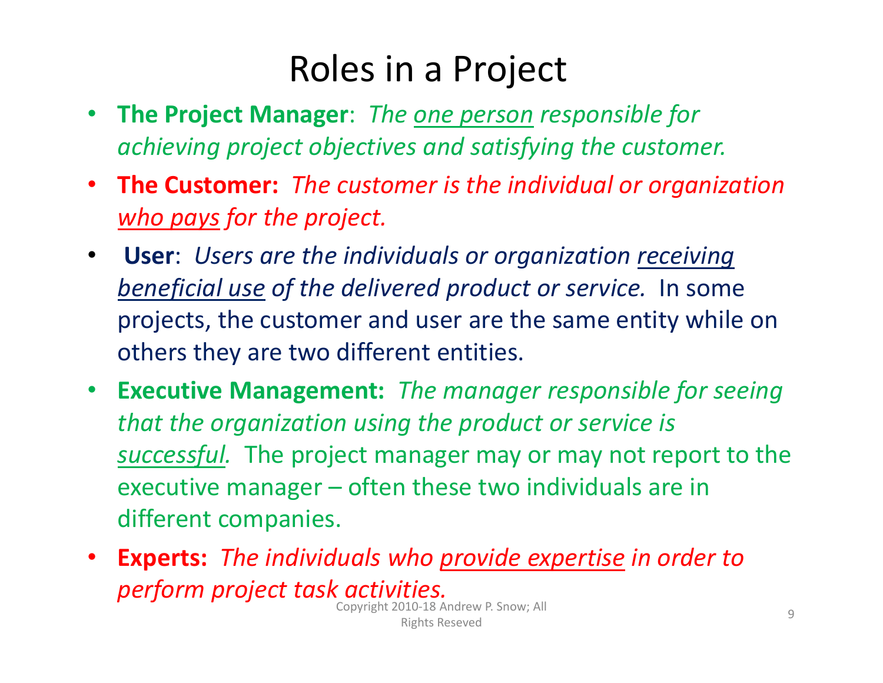# Roles in a Project

- **The Project Manager**: *The one person responsible for achieving project objectives and satisfying the customer.*
- **The Customer:** *The customer is the individual or organization who pays for the project.*
- **User**: *Users are the individuals or organization receiving beneficial use of the delivered product or service.* In some projects, the customer and user are the same entity while on others they are two different entities.
- **Executive Management:** *The manager responsible for seeing that the organization using the product or service is successful.* The project manager may or may not report to the executive manager – often these two individuals are in different companies.
- **Experts:** *The individuals who provide expertise in order to perform project task activities.*

Copyright 2010-18 Andrew P. Snow; All Rights Reseved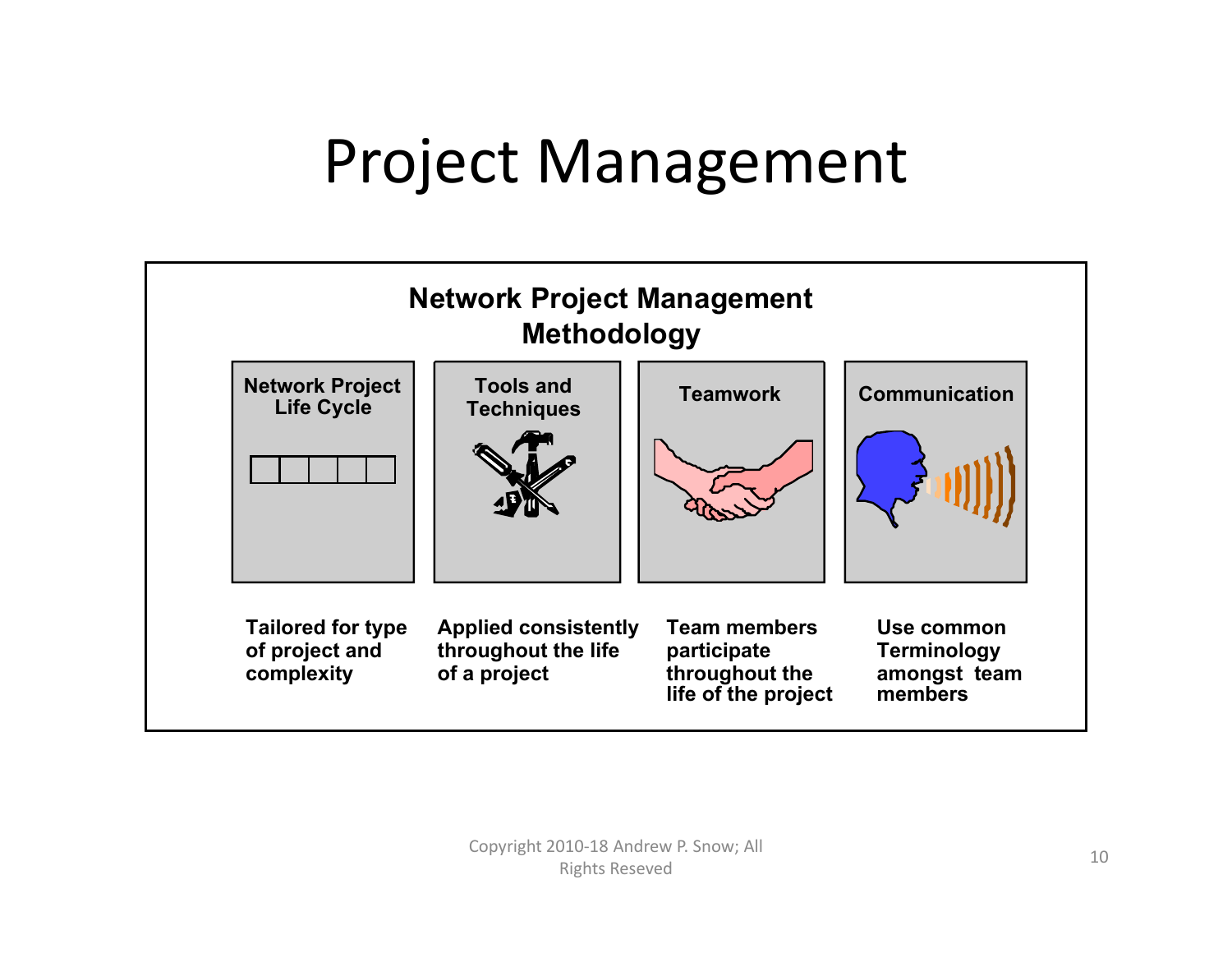# Project Management

## Network Project Management Methodology

| Network Project Life Cycle | Tools and Techniques | Teamwork | Communication |
|---|---|---|---|
| Tailored for type of project and complexity | Applied consistently throughout the life of a project | Team members participate throughout the life of the project | Use common Terminology amongst team members |

Copyright 2010-18 Andrew P. Snow; All Rights Reseved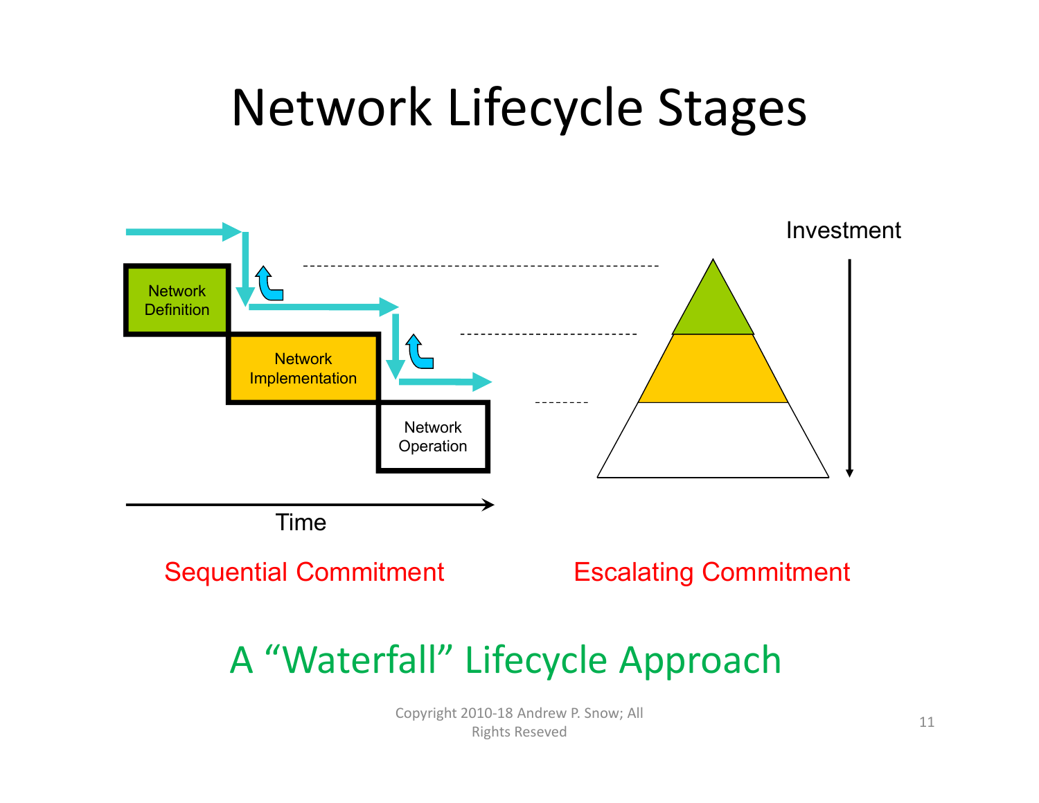# Network Lifecycle Stages

Network Definition

Network Implementation

Network Operation

Time

Investment

Sequential Commitment

Escalating Commitment

## A "Waterfall" Lifecycle Approach

Copyright 2010-18 Andrew P. Snow; All Rights Reseved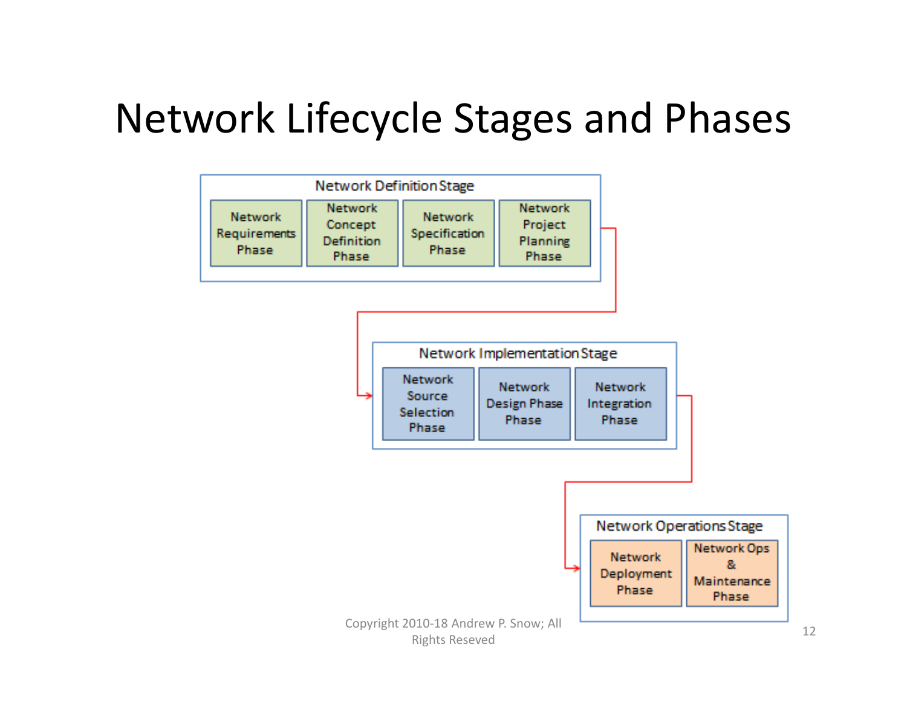# Network Lifecycle Stages and Phases

**Network Definition Stage**
- Network Requirements Phase
- Network Concept Definition Phase
- Network Specification Phase
- Network Project Planning Phase

**Network Implementation Stage**
- Network Source Selection Phase
- Network Design Phase Phase
- Network Integration Phase

**Network Operations Stage**
- Network Deployment Phase
- Network Ops & Maintenance Phase

Copyright 2010-18 Andrew P. Snow; All Rights Reseved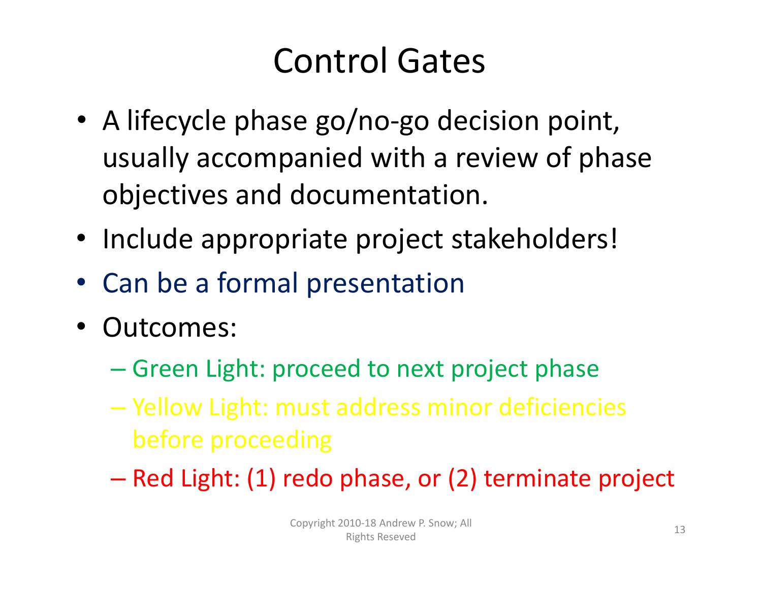# Control Gates

- A lifecycle phase go/no-go decision point, usually accompanied with a review of phase objectives and documentation.
- Include appropriate project stakeholders!
- Can be a formal presentation
- Outcomes:
  - Green Light: proceed to next project phase
  - Yellow Light: must address minor deficiencies before proceeding
  - Red Light: (1) redo phase, or (2) terminate project

Copyright 2010-18 Andrew P. Snow; All Rights Reseved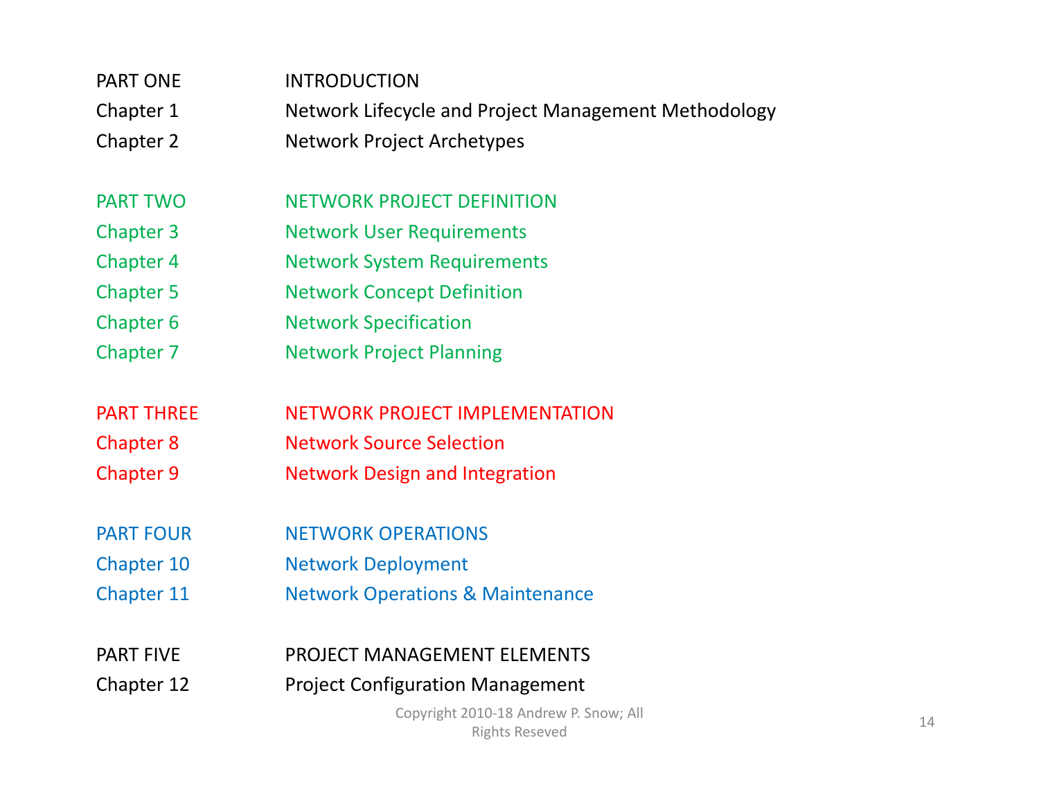| | |
|---|---|
| PART ONE | INTRODUCTION |
| Chapter 1 | Network Lifecycle and Project Management Methodology |
| Chapter 2 | Network Project Archetypes |
| | |
| PART TWO | NETWORK PROJECT DEFINITION |
| Chapter 3 | Network User Requirements |
| Chapter 4 | Network System Requirements |
| Chapter 5 | Network Concept Definition |
| Chapter 6 | Network Specification |
| Chapter 7 | Network Project Planning |
| | |
| PART THREE | NETWORK PROJECT IMPLEMENTATION |
| Chapter 8 | Network Source Selection |
| Chapter 9 | Network Design and Integration |
| | |
| PART FOUR | NETWORK OPERATIONS |
| Chapter 10 | Network Deployment |
| Chapter 11 | Network Operations & Maintenance |
| | |
| PART FIVE | PROJECT MANAGEMENT ELEMENTS |
| Chapter 12 | Project Configuration Management |

Copyright 2010-18 Andrew P. Snow; All Rights Reseved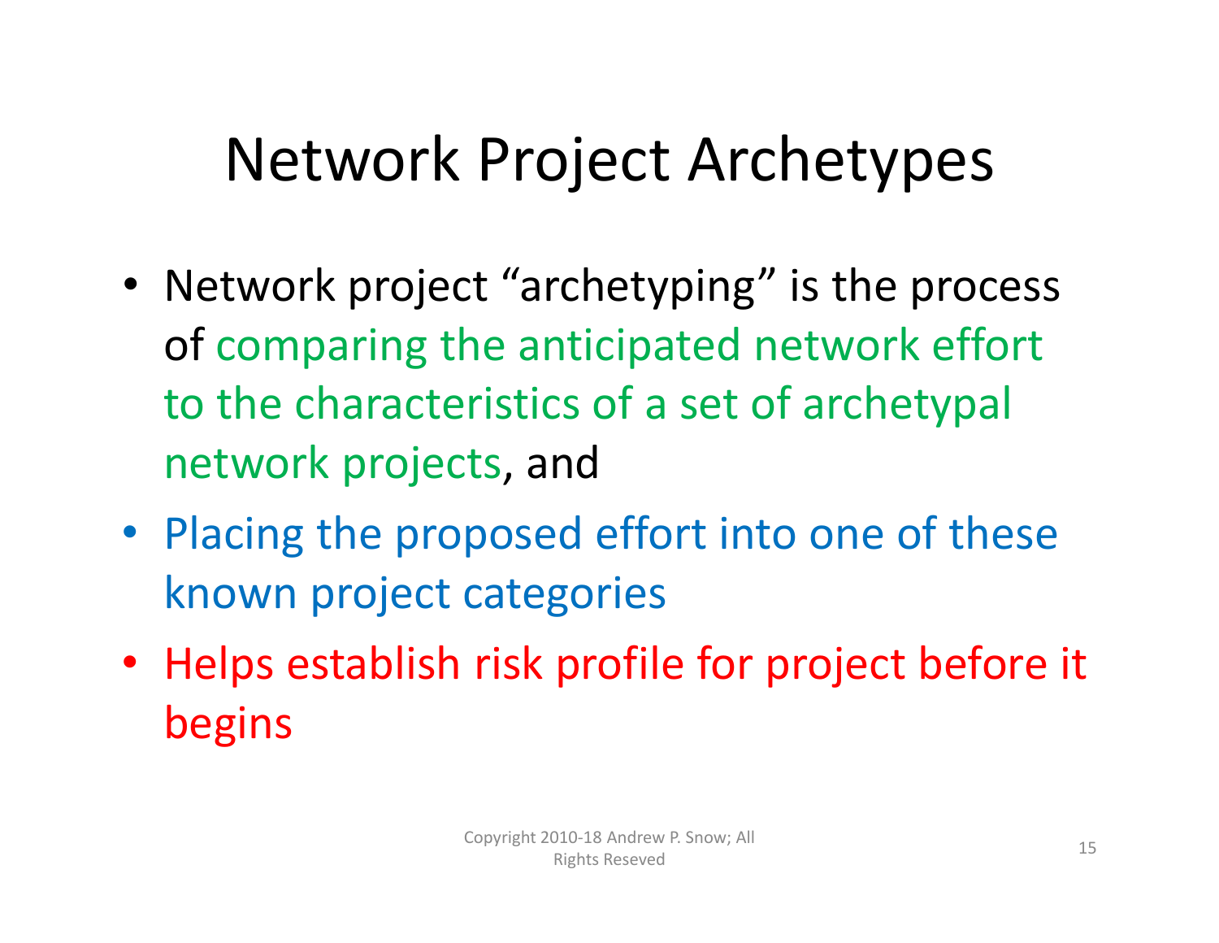# Network Project Archetypes

- Network project "archetyping" is the process of comparing the anticipated network effort to the characteristics of a set of archetypal network projects, and
- Placing the proposed effort into one of these known project categories
- Helps establish risk profile for project before it begins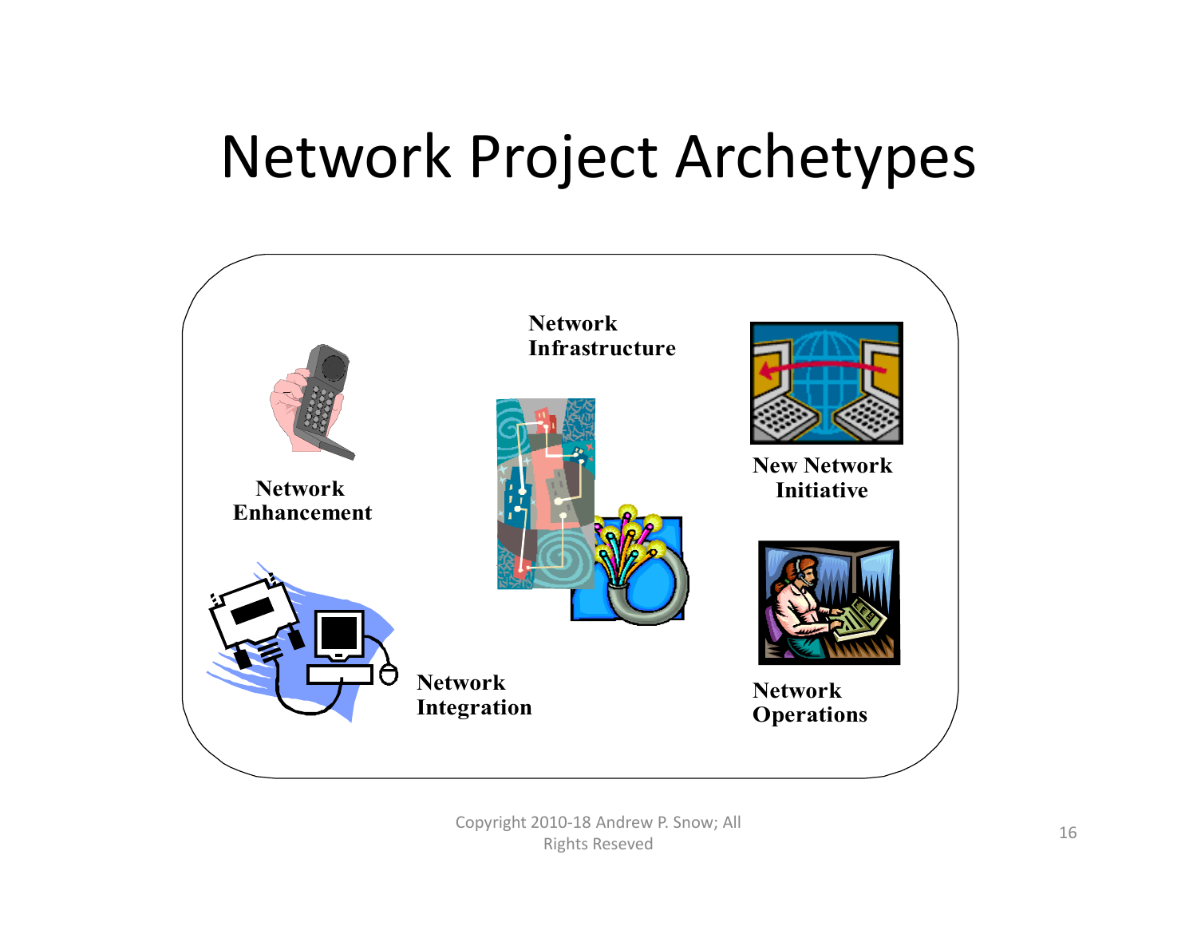# Network Project Archetypes

Network Enhancement

Network Infrastructure

New Network Initiative

Network Integration

Network Operations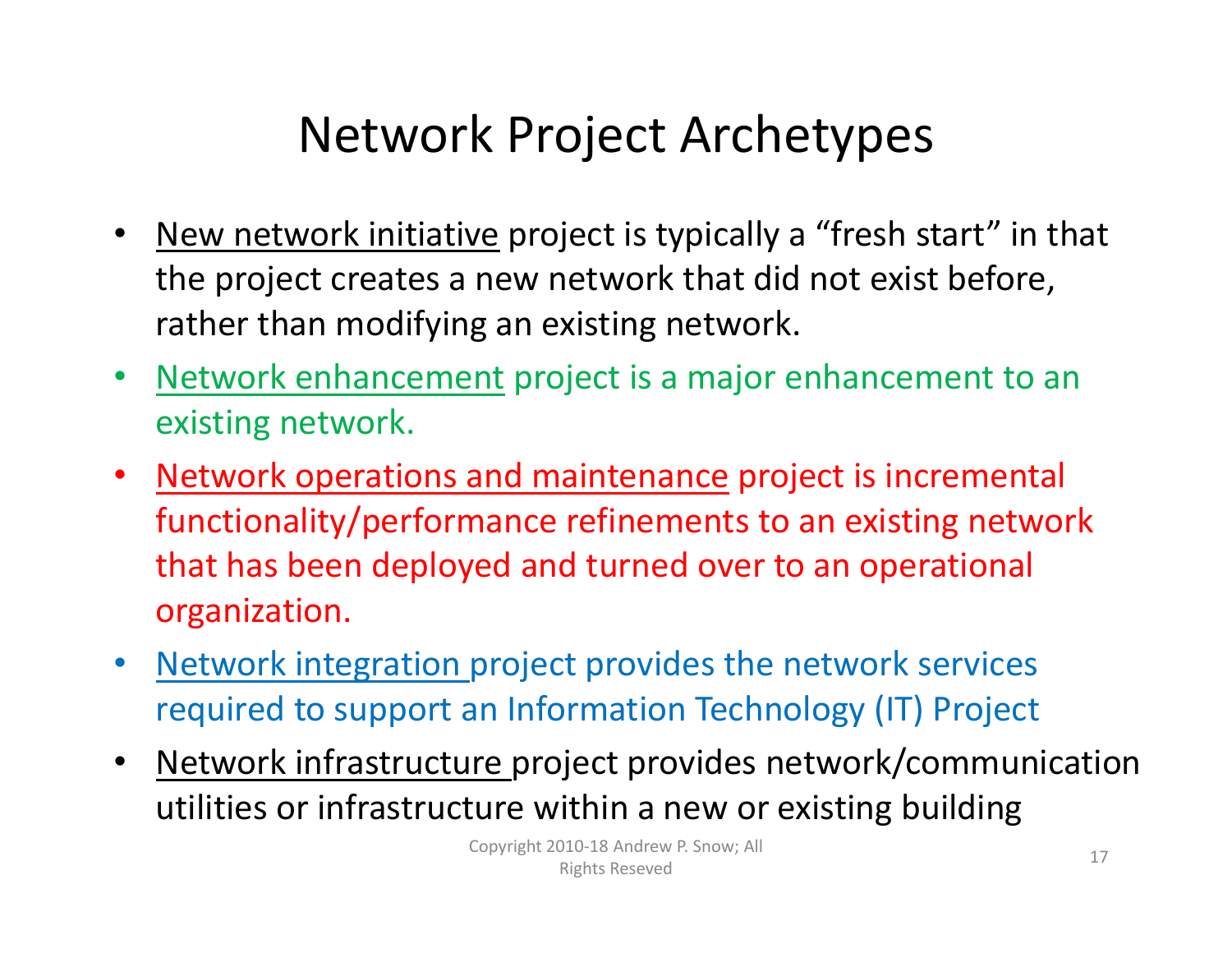# Network Project Archetypes

- New network initiative project is typically a "fresh start" in that the project creates a new network that did not exist before, rather than modifying an existing network.
- Network enhancement project is a major enhancement to an existing network.
- Network operations and maintenance project is incremental functionality/performance refinements to an existing network that has been deployed and turned over to an operational organization.
- Network integration project provides the network services required to support an Information Technology (IT) Project
- Network infrastructure project provides network/communication utilities or infrastructure within a new or existing building

Copyright 2010-18 Andrew P. Snow; All Rights Reseved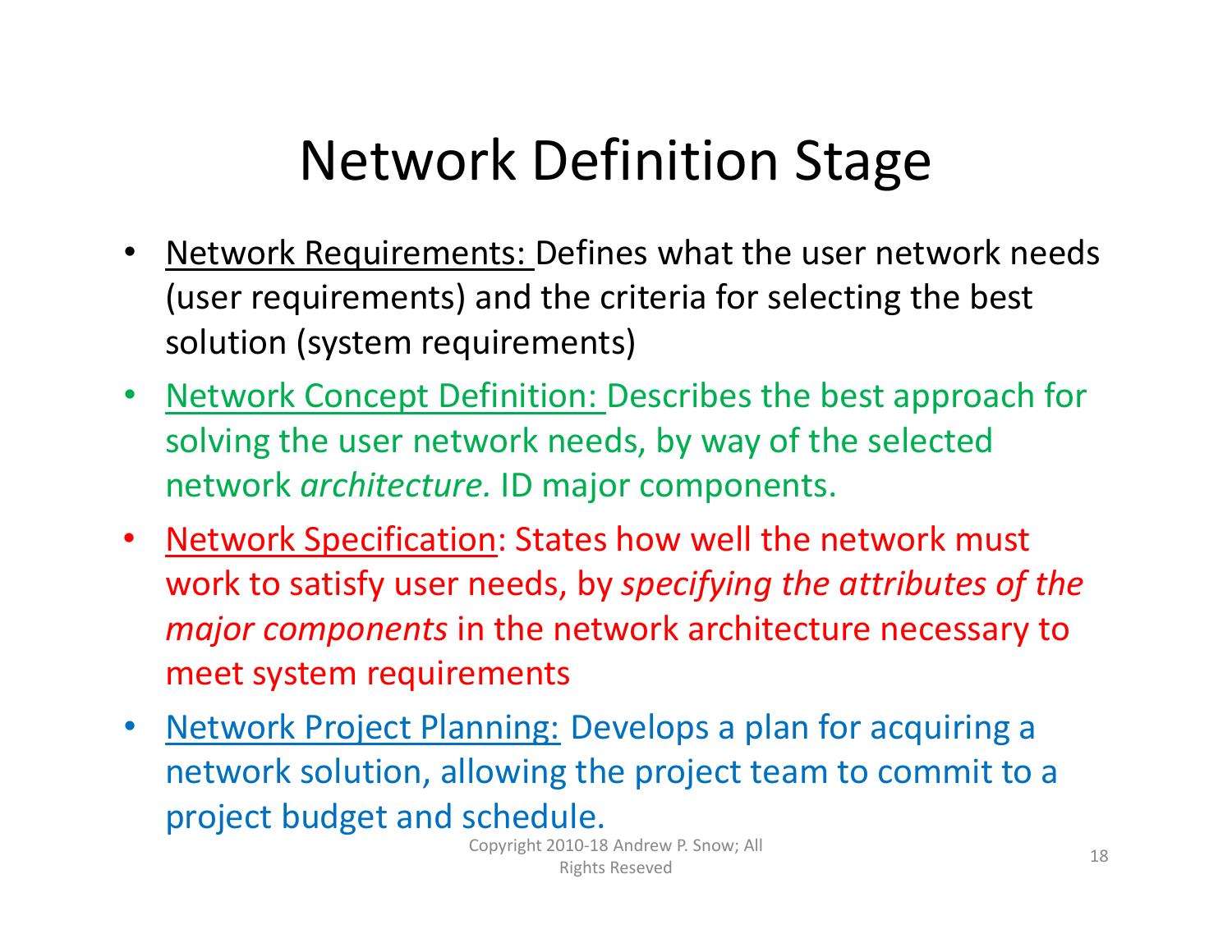# Network Definition Stage

- Network Requirements: Defines what the user network needs (user requirements) and the criteria for selecting the best solution (system requirements)
- Network Concept Definition: Describes the best approach for solving the user network needs, by way of the selected network *architecture.* ID major components.
- Network Specification: States how well the network must work to satisfy user needs, by *specifying the attributes of the major components* in the network architecture necessary to meet system requirements
- Network Project Planning: Develops a plan for acquiring a network solution, allowing the project team to commit to a project budget and schedule.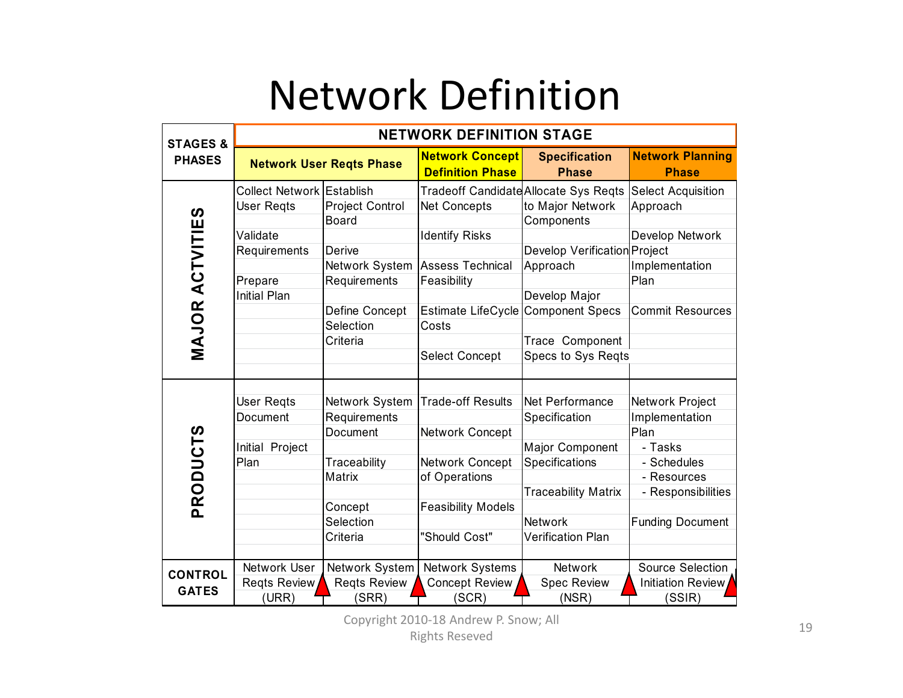# Network Definition

| STAGES & PHASES | NETWORK DEFINITION STAGE | | | | |
|---|---|---|---|---|---|
| | Network User Reqts Phase | | Network Concept Definition Phase | Specification Phase | Network Planning Phase |
| MAJOR ACTVITIES | Collect Network User Reqts<br>Validate Requirements<br>Prepare Initial Plan | Establish Project Control Board<br>Derive Network System Requirements<br>Define Concept Selection Criteria | Tradeoff Candidate Net Concepts<br>Identify Risks<br>Assess Technical Feasibility<br>Estimate LifeCycle Costs<br>Select Concept | Allocate Sys Reqts to Major Network Components<br>Develop Verification Approach<br>Develop Major Component Specs<br>Trace Component Specs to Sys Reqts | Select Acquisition Approach<br>Develop Network Project Implementation Plan<br>Commit Resources |
| PRODUCTS | User Reqts Document<br>Initial Project Plan | Network System Requirements Document<br>Traceability Matrix<br>Concept Selection Criteria | Trade-off Results<br>Network Concept<br>Network Concept of Operations<br>Feasibility Models<br>"Should Cost" | Net Performance Specification<br>Major Component Specifications<br>Traceability Matrix<br>Network Verification Plan | Network Project Implementation Plan<br>- Tasks<br>- Schedules<br>- Resources<br>- Responsibilities<br>Funding Document |
| CONTROL GATES | Network User Reqts Review (URR) | Network System Reqts Review (SRR) | Network Systems Concept Review (SCR) | Network Spec Review (NSR) | Source Selection Initiation Review (SSIR) |

Copyright 2010-18 Andrew P. Snow; All Rights Reseved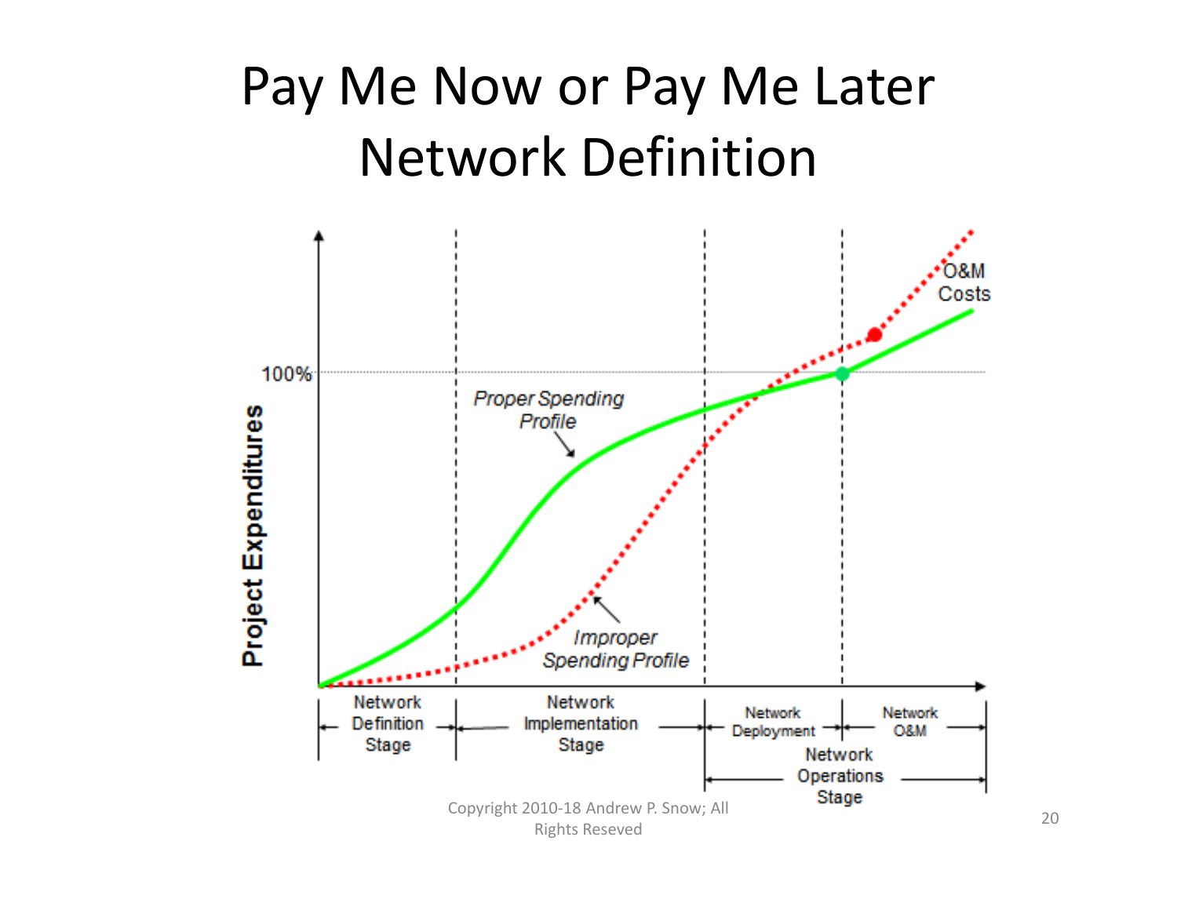# Pay Me Now or Pay Me Later
# Network Definition

Project Expenditures

100%

Proper Spending Profile

Improper Spending Profile

O&M Costs

Network Definition Stage

Network Implementation Stage

Network Deployment

Network O&M

Network Operations Stage

Copyright 2010-18 Andrew P. Snow; All Rights Reseved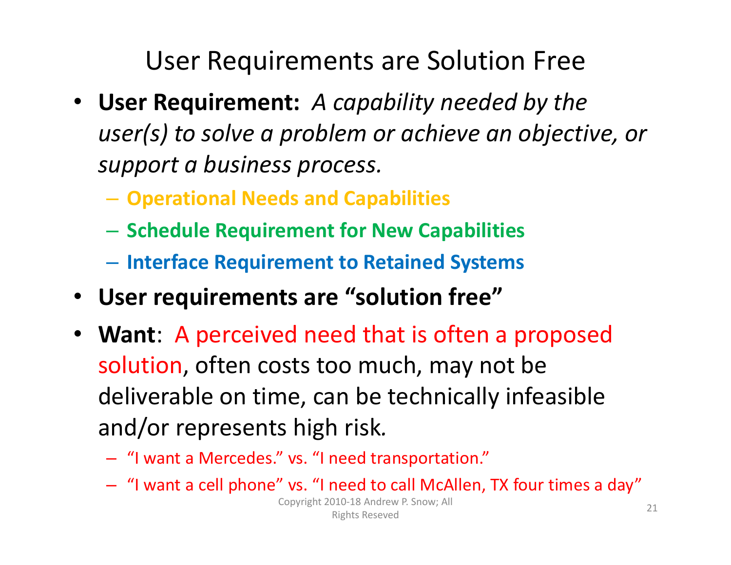# User Requirements are Solution Free

- **User Requirement:** *A capability needed by the user(s) to solve a problem or achieve an objective, or support a business process.*
  - **Operational Needs and Capabilities**
  - **Schedule Requirement for New Capabilities**
  - **Interface Requirement to Retained Systems**
- **User requirements are "solution free"**
- **Want**: A perceived need that is often a proposed solution, often costs too much, may not be deliverable on time, can be technically infeasible and/or represents high risk.
  - "I want a Mercedes." vs. "I need transportation."
  - "I want a cell phone" vs. "I need to call McAllen, TX four times a day"

Copyright 2010-18 Andrew P. Snow; All Rights Reseved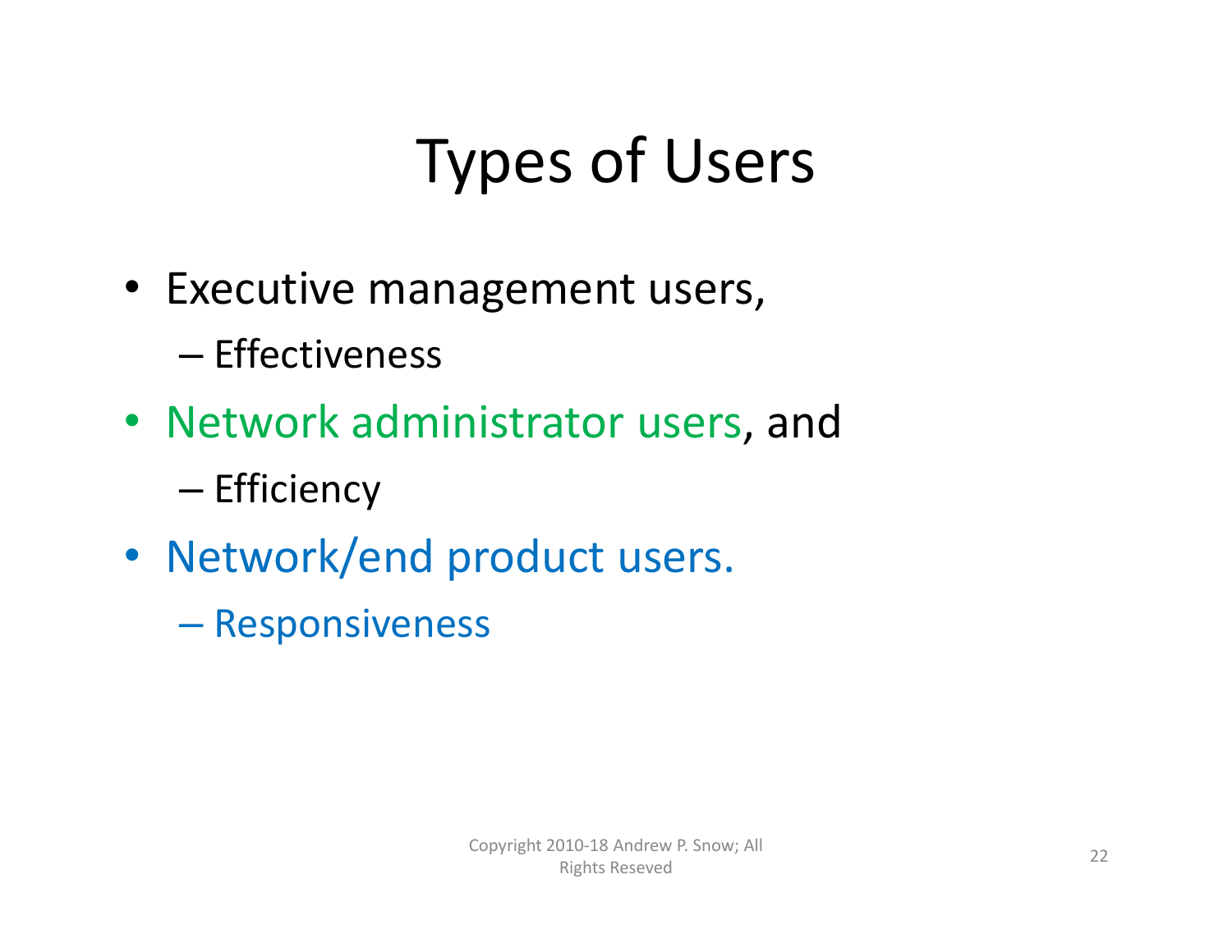# Types of Users

- Executive management users,
  - Effectiveness
- Network administrator users, and
  - Efficiency
- Network/end product users.
  - Responsiveness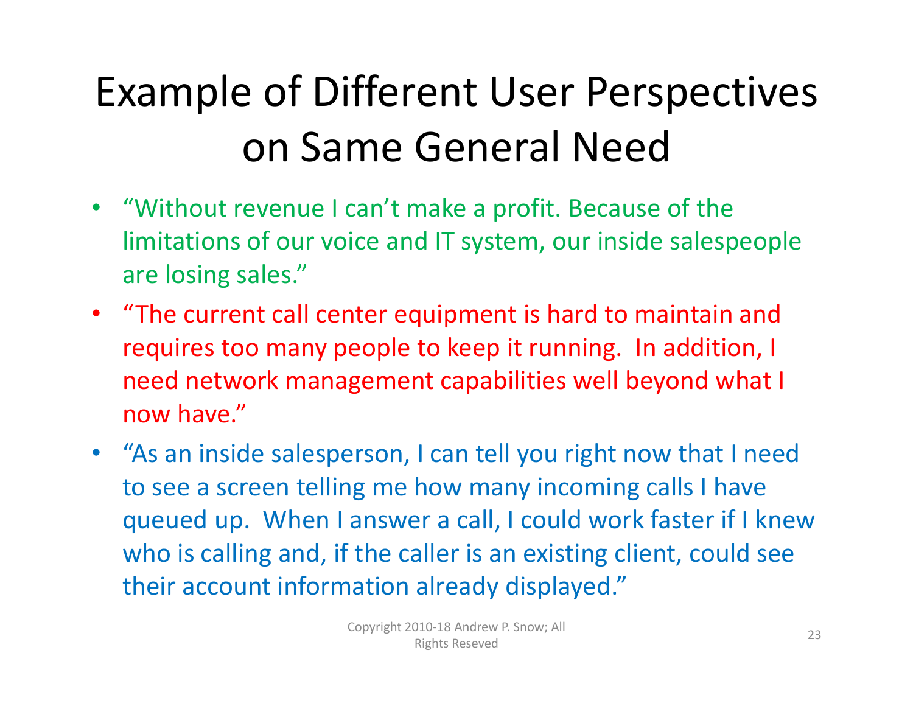# Example of Different User Perspectives on Same General Need

- "Without revenue I can't make a profit. Because of the limitations of our voice and IT system, our inside salespeople are losing sales."
- "The current call center equipment is hard to maintain and requires too many people to keep it running. In addition, I need network management capabilities well beyond what I now have."
- "As an inside salesperson, I can tell you right now that I need to see a screen telling me how many incoming calls I have queued up. When I answer a call, I could work faster if I knew who is calling and, if the caller is an existing client, could see their account information already displayed."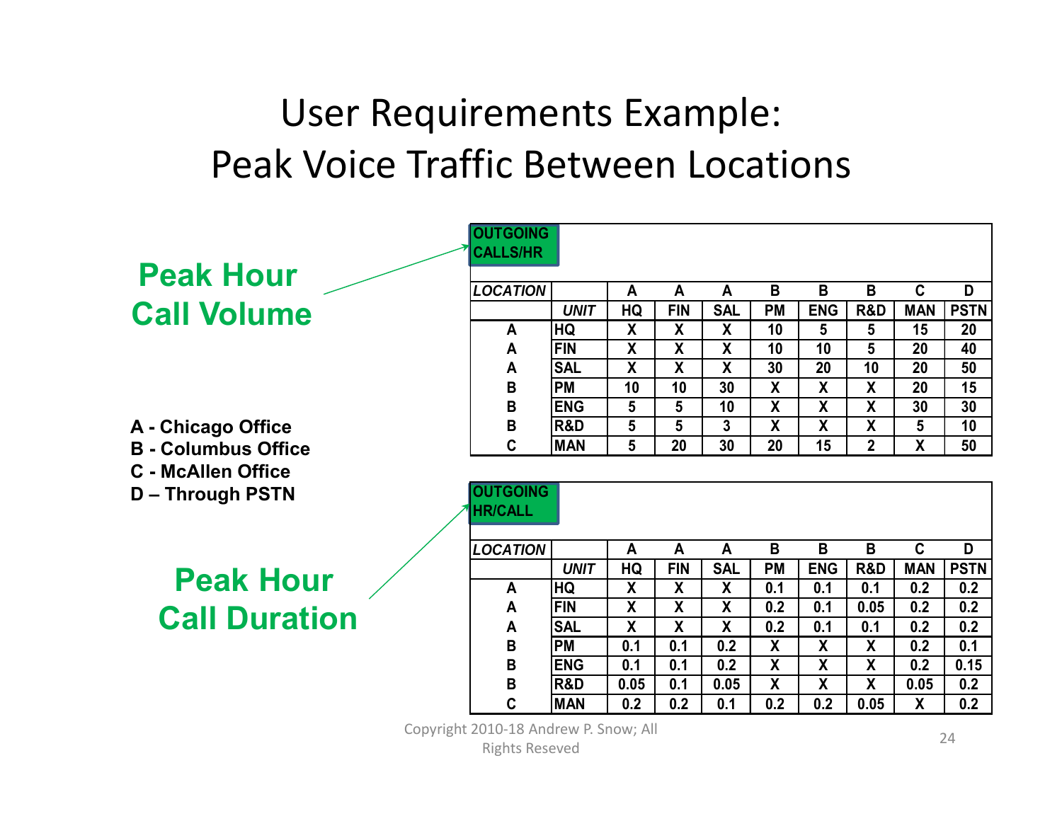# User Requirements Example: Peak Voice Traffic Between Locations

**Peak Hour Call Volume**

**OUTGOING CALLS/HR**

| LOCATION | | A | A | A | B | B | B | C | D |
|---|---|---|---|---|---|---|---|---|---|
| | *UNIT* | HQ | FIN | SAL | PM | ENG | R&D | MAN | PSTN |
| A | HQ | X | X | X | 10 | 5 | 5 | 15 | 20 |
| A | FIN | X | X | X | 10 | 10 | 5 | 20 | 40 |
| A | SAL | X | X | X | 30 | 20 | 10 | 20 | 50 |
| B | PM | 10 | 10 | 30 | X | X | X | 20 | 15 |
| B | ENG | 5 | 5 | 10 | X | X | X | 30 | 30 |
| B | R&D | 5 | 5 | 3 | X | X | X | 5 | 10 |
| C | MAN | 5 | 20 | 30 | 20 | 15 | 2 | X | 50 |

**A - Chicago Office**
**B - Columbus Office**
**C - McAllen Office**
**D – Through PSTN**

**Peak Hour Call Duration**

**OUTGOING HR/CALL**

| LOCATION | | A | A | A | B | B | B | C | D |
|---|---|---|---|---|---|---|---|---|---|
| | *UNIT* | HQ | FIN | SAL | PM | ENG | R&D | MAN | PSTN |
| A | HQ | X | X | X | 0.1 | 0.1 | 0.1 | 0.2 | 0.2 |
| A | FIN | X | X | X | 0.2 | 0.1 | 0.05 | 0.2 | 0.2 |
| A | SAL | X | X | X | 0.2 | 0.1 | 0.1 | 0.2 | 0.2 |
| B | PM | 0.1 | 0.1 | 0.2 | X | X | X | 0.2 | 0.1 |
| B | ENG | 0.1 | 0.1 | 0.2 | X | X | X | 0.2 | 0.15 |
| B | R&D | 0.05 | 0.1 | 0.05 | X | X | X | 0.05 | 0.2 |
| C | MAN | 0.2 | 0.2 | 0.1 | 0.2 | 0.2 | 0.05 | X | 0.2 |

Copyright 2010-18 Andrew P. Snow; All Rights Reseved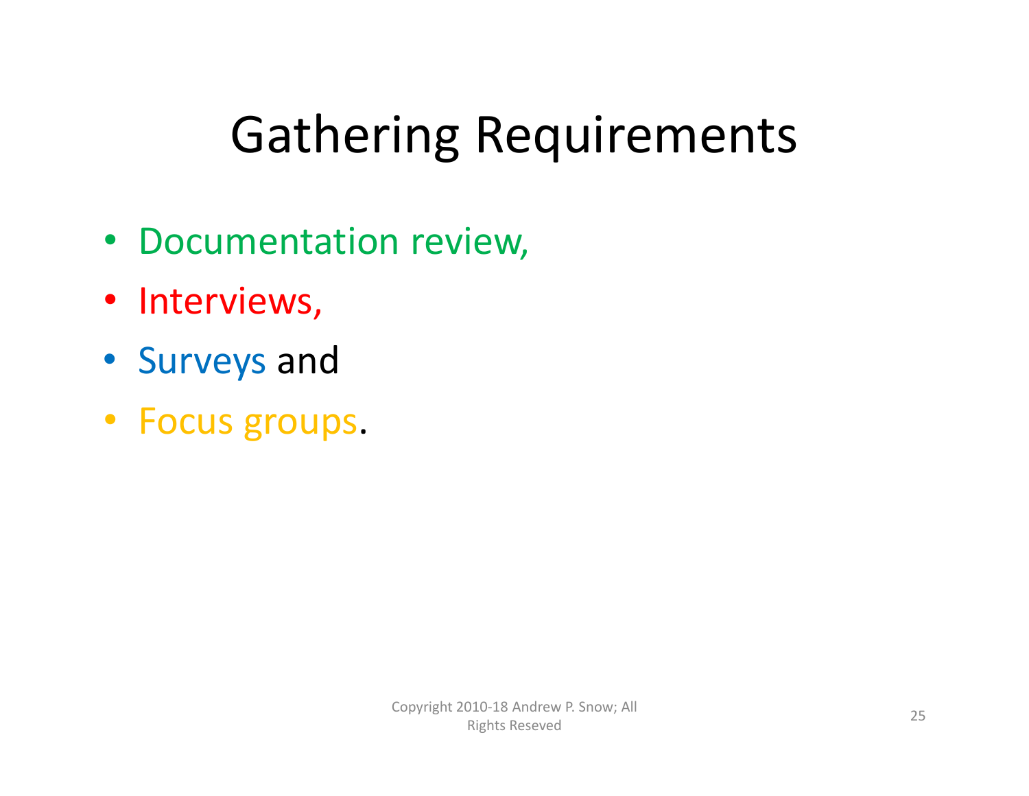# Gathering Requirements

- Documentation review,
- Interviews,
- Surveys and
- Focus groups.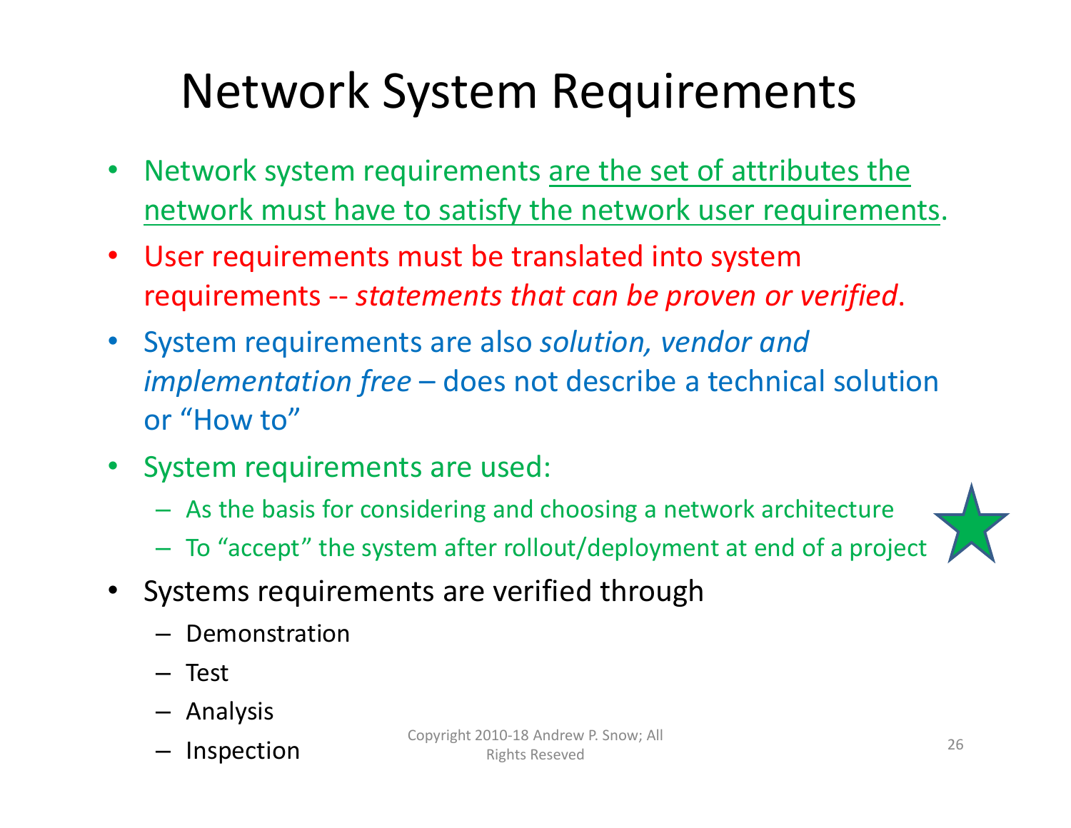# Network System Requirements

- Network system requirements are the set of attributes the network must have to satisfy the network user requirements.
- User requirements must be translated into system requirements -- *statements that can be proven or verified*.
- System requirements are also *solution, vendor and implementation free* – does not describe a technical solution or "How to"
- System requirements are used:
  - As the basis for considering and choosing a network architecture
  - To "accept" the system after rollout/deployment at end of a project
- Systems requirements are verified through
  - Demonstration
  - Test
  - Analysis
  - Inspection

Copyright 2010-18 Andrew P. Snow; All Rights Reseved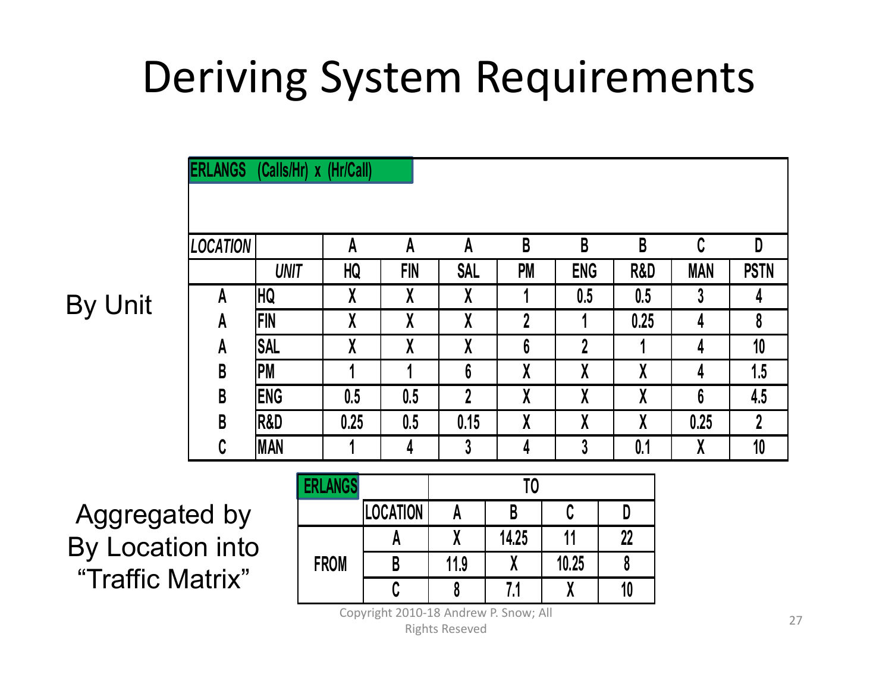# Deriving System Requirements

By Unit

| ERLANGS (Calls/Hr) x (Hr/Call) | | | | | | | | | |
|---|---|---|---|---|---|---|---|---|---|
| *LOCATION* | | A | A | A | B | B | B | C | D |
| | *UNIT* | HQ | FIN | SAL | PM | ENG | R&D | MAN | PSTN |
| A | HQ | X | X | X | 1 | 0.5 | 0.5 | 3 | 4 |
| A | FIN | X | X | X | 2 | 1 | 0.25 | 4 | 8 |
| A | SAL | X | X | X | 6 | 2 | 1 | 4 | 10 |
| B | PM | 1 | 1 | 6 | X | X | X | 4 | 1.5 |
| B | ENG | 0.5 | 0.5 | 2 | X | X | X | 6 | 4.5 |
| B | R&D | 0.25 | 0.5 | 0.15 | X | X | X | 0.25 | 2 |
| C | MAN | 1 | 4 | 3 | 4 | 3 | 0.1 | X | 10 |

Aggregated by By Location into "Traffic Matrix"

| ERLANGS | | TO | | | |
|---|---|---|---|---|---|
| | LOCATION | A | B | C | D |
| FROM | A | X | 14.25 | 11 | 22 |
| | B | 11.9 | X | 10.25 | 8 |
| | C | 8 | 7.1 | X | 10 |

Copyright 2010-18 Andrew P. Snow; All Rights Reseved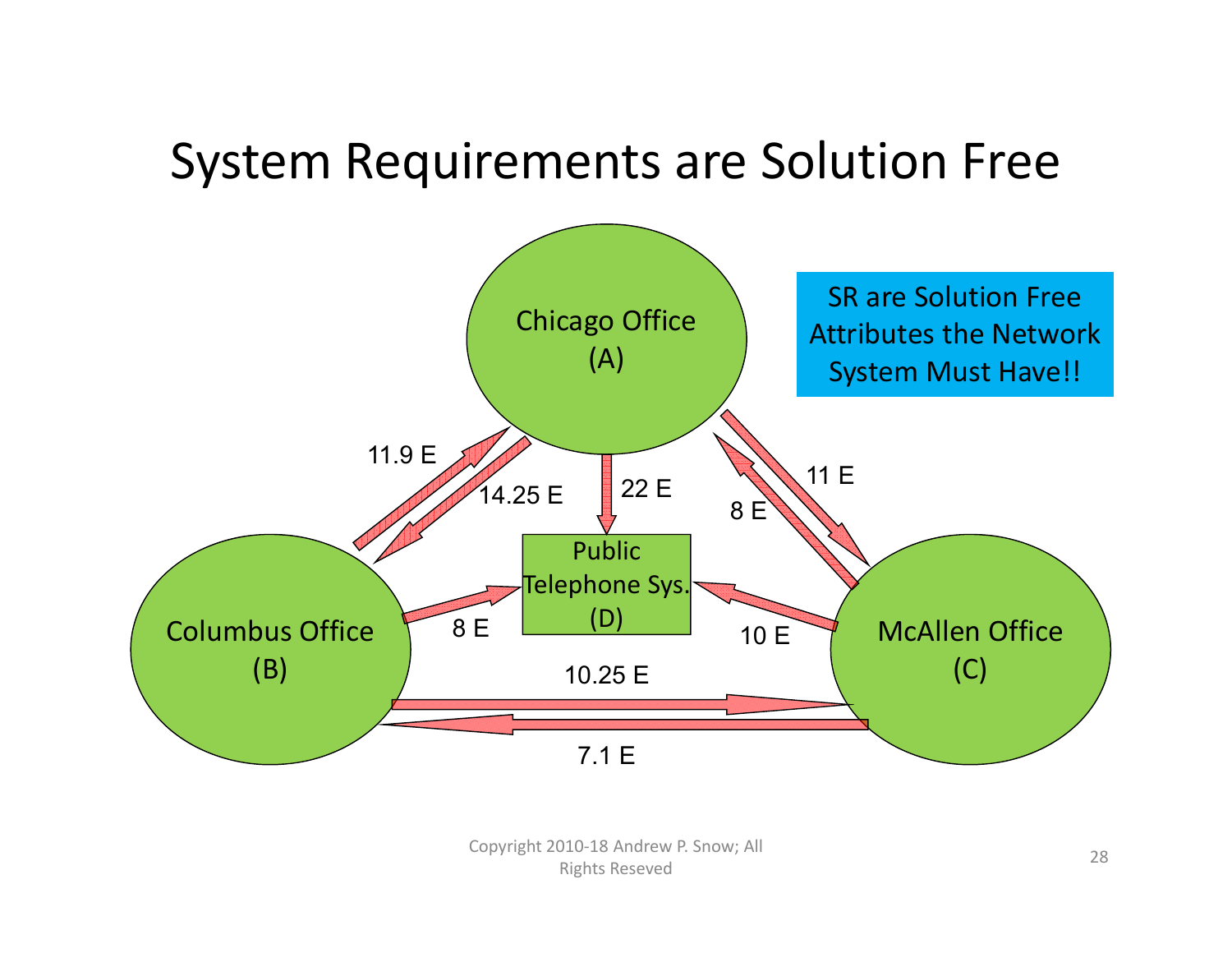# System Requirements are Solution Free

SR are Solution Free Attributes the Network System Must Have!!

Chicago Office (A)

Columbus Office (B)

McAllen Office (C)

Public Telephone Sys. (D)

11.9 E

14.25 E

22 E

11 E

8 E

8 E

10 E

10.25 E

7.1 E

Copyright 2010-18 Andrew P. Snow; All Rights Reseved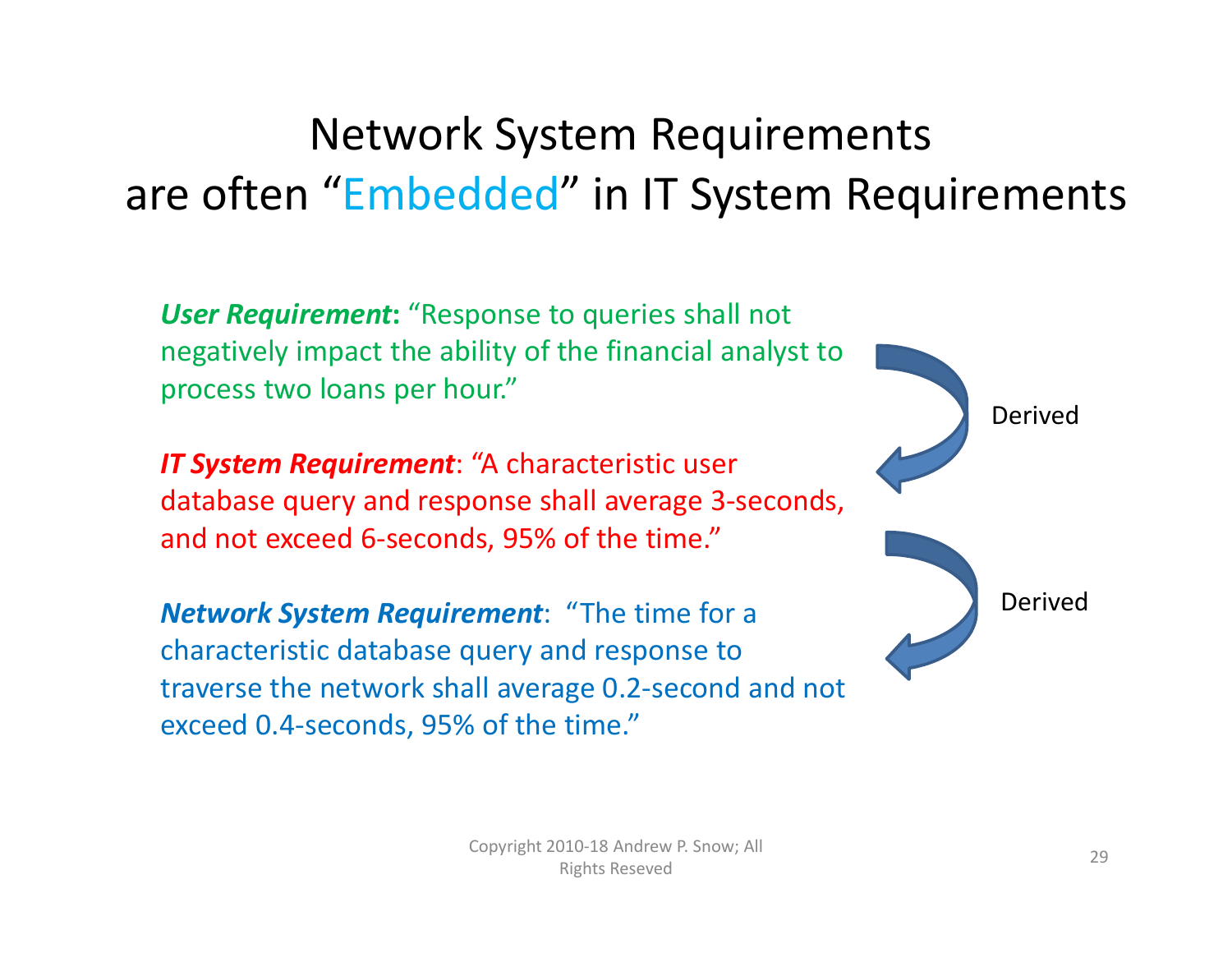# Network System Requirements are often "Embedded" in IT System Requirements

***User Requirement***: "Response to queries shall not negatively impact the ability of the financial analyst to process two loans per hour."

Derived

***IT System Requirement***: "A characteristic user database query and response shall average 3-seconds, and not exceed 6-seconds, 95% of the time."

Derived

***Network System Requirement***: "The time for a characteristic database query and response to traverse the network shall average 0.2-second and not exceed 0.4-seconds, 95% of the time."

Copyright 2010-18 Andrew P. Snow; All Rights Reseved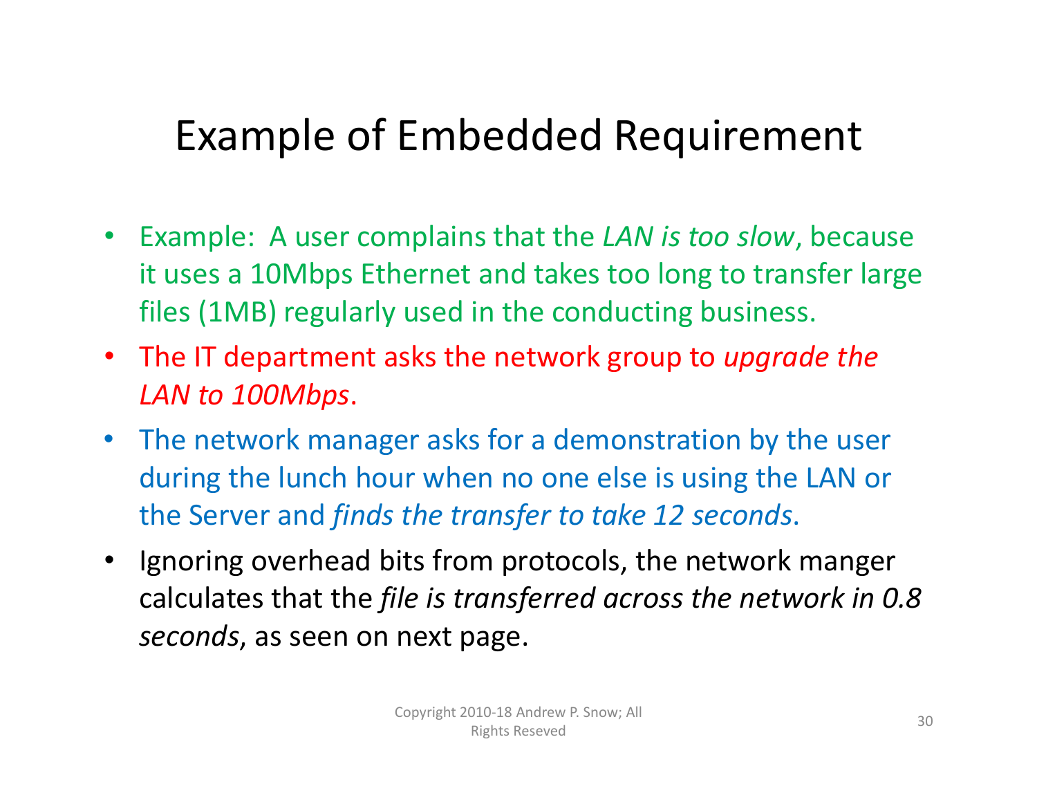# Example of Embedded Requirement

- Example: A user complains that the *LAN is too slow*, because it uses a 10Mbps Ethernet and takes too long to transfer large files (1MB) regularly used in the conducting business.
- The IT department asks the network group to *upgrade the LAN to 100Mbps*.
- The network manager asks for a demonstration by the user during the lunch hour when no one else is using the LAN or the Server and *finds the transfer to take 12 seconds*.
- Ignoring overhead bits from protocols, the network manger calculates that the *file is transferred across the network in 0.8 seconds*, as seen on next page.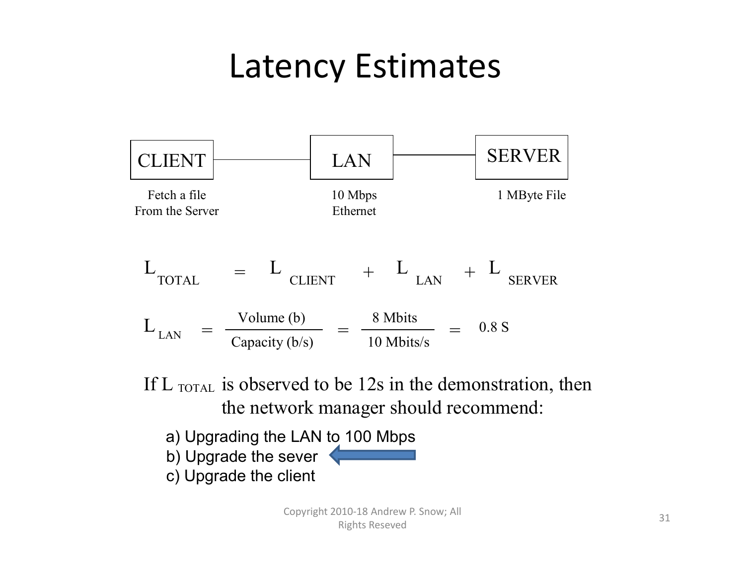# Latency Estimates

CLIENT — LAN — SERVER

Fetch a file From the Server | 10 Mbps Ethernet | 1 MByte File

$$L_{TOTAL} = L_{CLIENT} + L_{LAN} + L_{SERVER}$$

$$L_{LAN} = \frac{\text{Volume (b)}}{\text{Capacity (b/s)}} = \frac{\text{8 Mbits}}{\text{10 Mbits/s}} = \text{0.8 S}$$

If $L_{TOTAL}$ is observed to be 12s in the demonstration, then the network manager should recommend:

a) Upgrading the LAN to 100 Mbps
b) Upgrade the sever ⟵
c) Upgrade the client

Copyright 2010-18 Andrew P. Snow; All Rights Reseved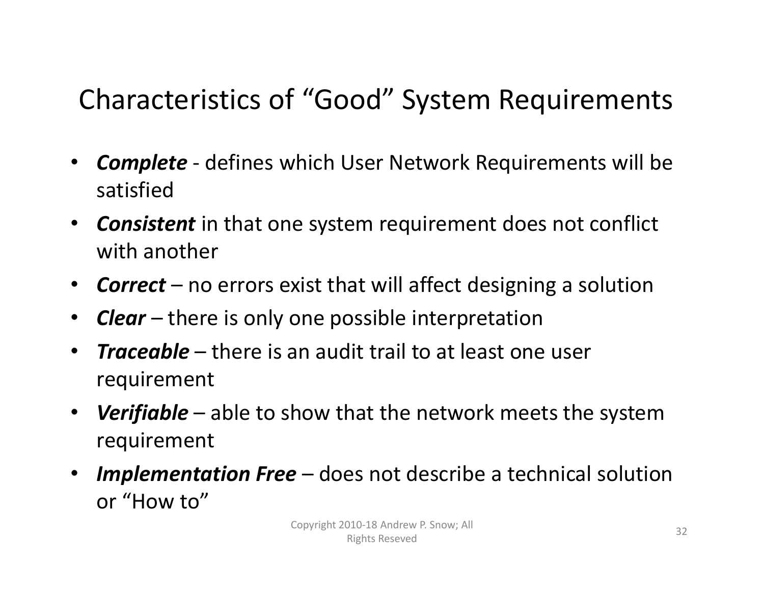# Characteristics of "Good" System Requirements

- ***Complete*** - defines which User Network Requirements will be satisfied
- ***Consistent*** in that one system requirement does not conflict with another
- ***Correct*** – no errors exist that will affect designing a solution
- ***Clear*** – there is only one possible interpretation
- ***Traceable*** – there is an audit trail to at least one user requirement
- ***Verifiable*** – able to show that the network meets the system requirement
- ***Implementation Free*** – does not describe a technical solution or "How to"

Copyright 2010-18 Andrew P. Snow; All Rights Reseved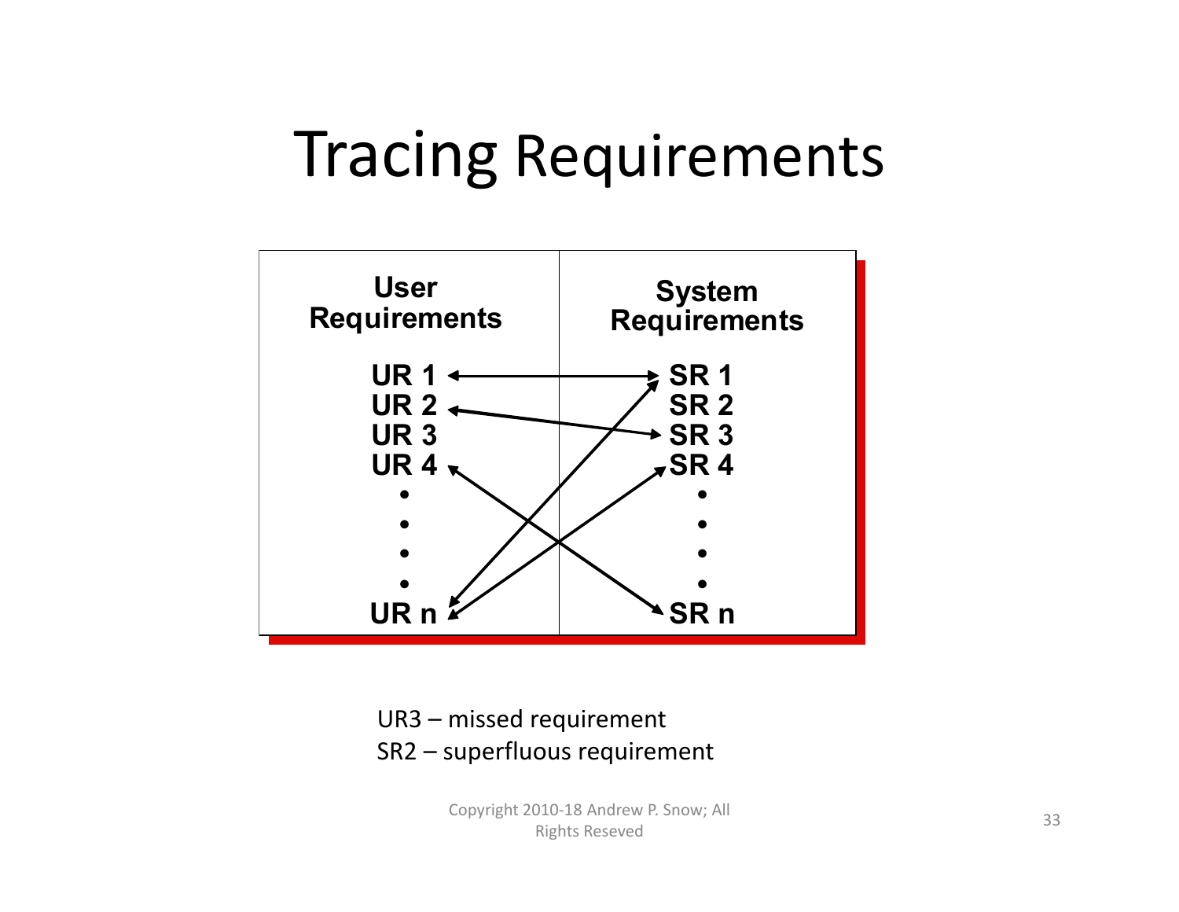# Tracing Requirements

| User Requirements | System Requirements |
|---|---|
| UR 1 | SR 1 |
| UR 2 | SR 2 |
| UR 3 | SR 3 |
| UR 4 | SR 4 |
| • | • |
| • | • |
| • | • |
| • | • |
| UR n | SR n |

UR3 – missed requirement
SR2 – superfluous requirement

Copyright 2010-18 Andrew P. Snow; All Rights Reseved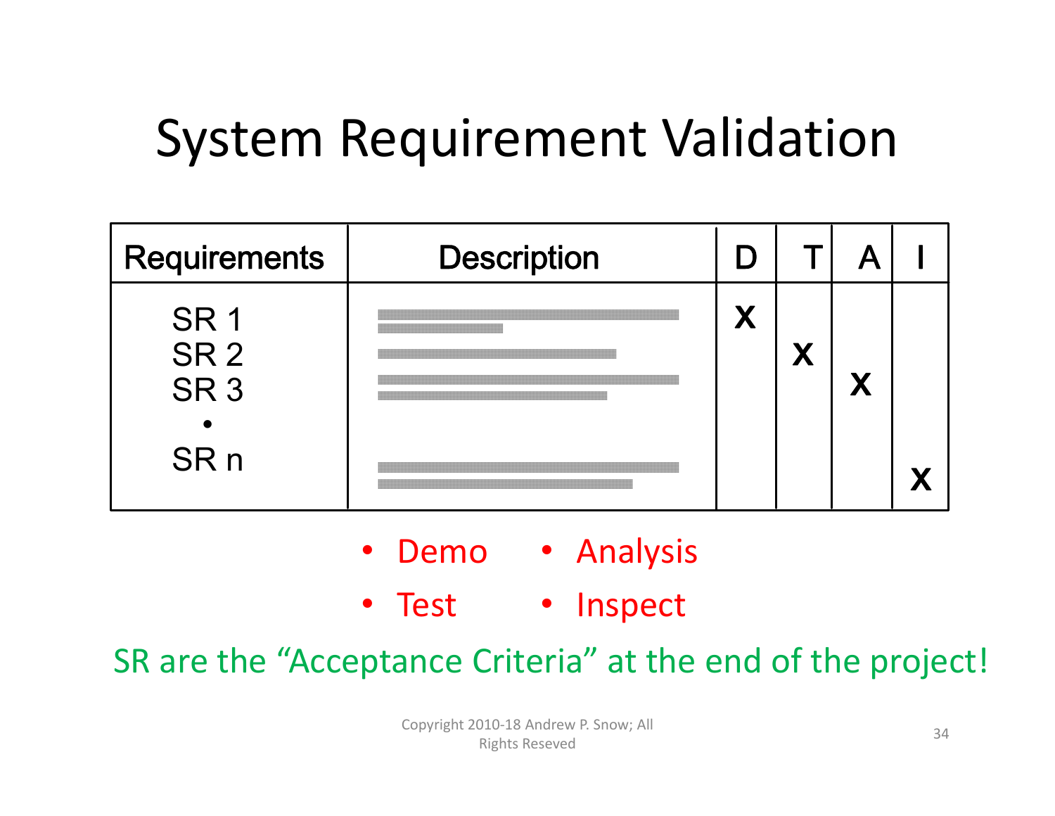# System Requirement Validation

| Requirements | Description | D | T | A | I |
|---|---|---|---|---|---|
| SR 1 | | X | | | |
| SR 2 | | | X | | |
| SR 3 | | | | X | |
| • | | | | | |
| SR n | | | | | X |

- Demo
- Test
- Analysis
- Inspect

SR are the "Acceptance Criteria" at the end of the project!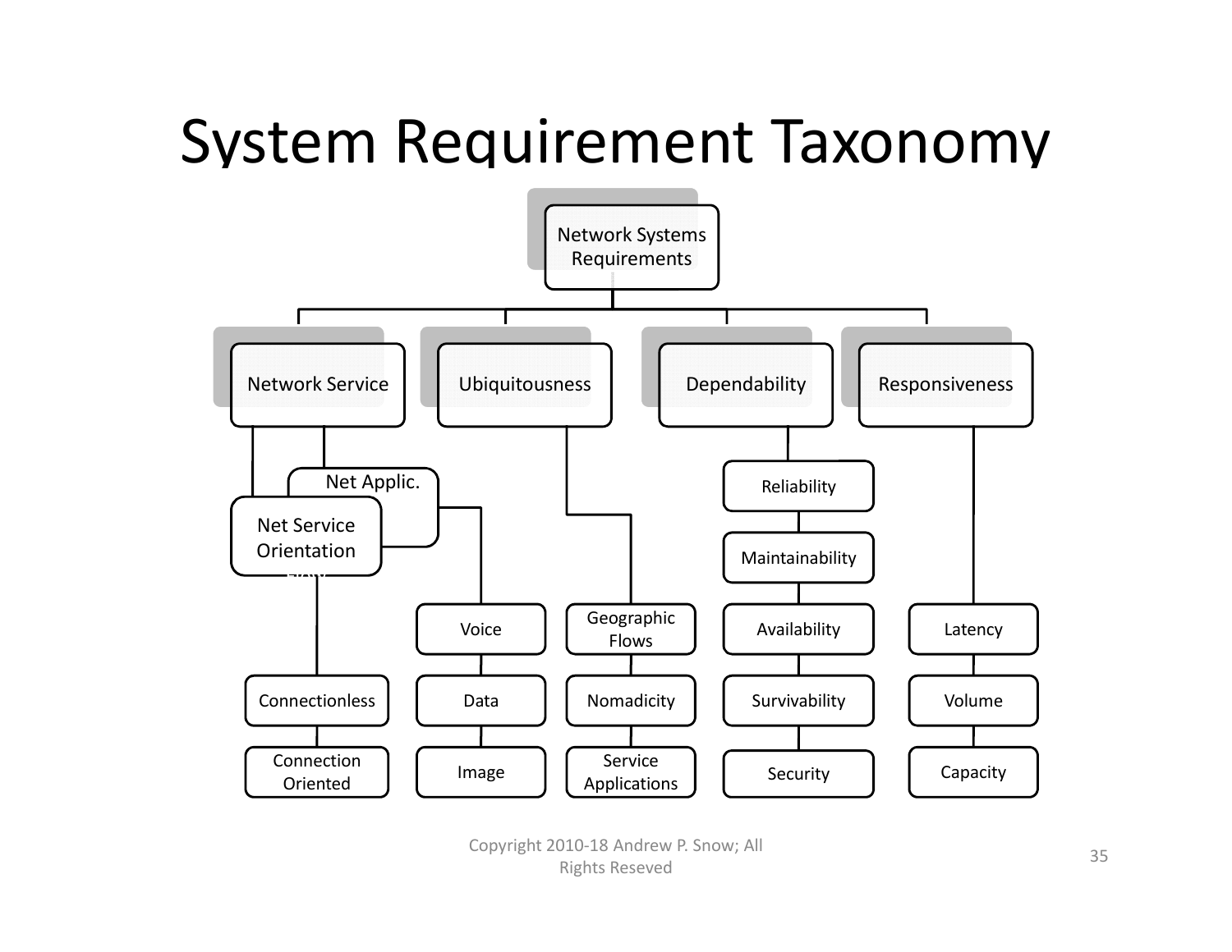# System Requirement Taxonomy

- Network Systems Requirements
  - Network Service
    - Net Applic.
      - Voice
      - Data
      - Image
    - Net Service Orientation
      - Connectionless
      - Connection Oriented
  - Ubiquitousness
    - Geographic Flows
    - Nomadicity
    - Service Applications
  - Dependability
    - Reliability
    - Maintainability
    - Availability
    - Survivability
    - Security
  - Responsiveness
    - Latency
    - Volume
    - Capacity

Copyright 2010-18 Andrew P. Snow; All Rights Reseved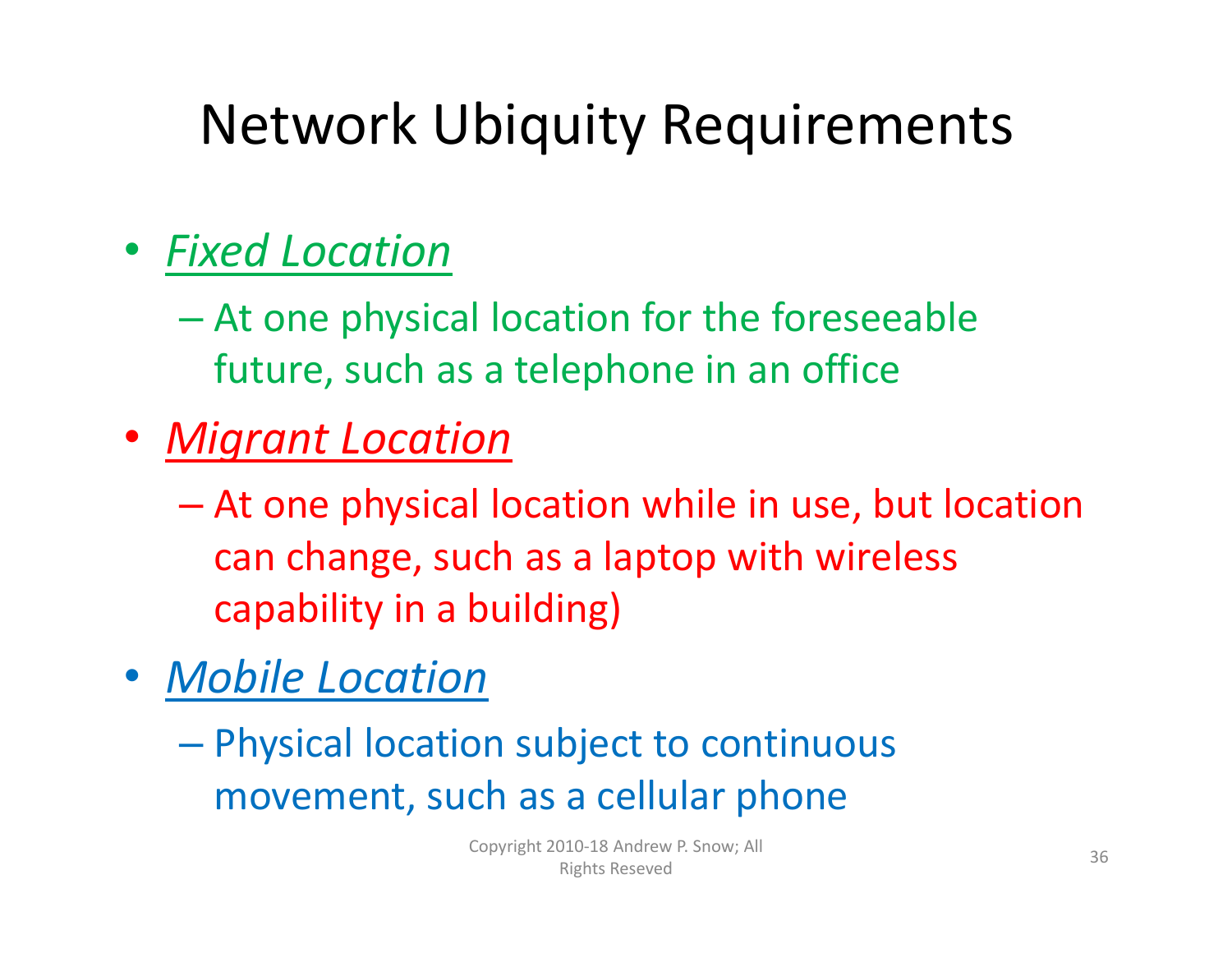# Network Ubiquity Requirements

- ***Fixed Location***
  - At one physical location for the foreseeable future, such as a telephone in an office
- ***Migrant Location***
  - At one physical location while in use, but location can change, such as a laptop with wireless capability in a building)
- ***Mobile Location***
  - Physical location subject to continuous movement, such as a cellular phone

Copyright 2010-18 Andrew P. Snow; All Rights Reseved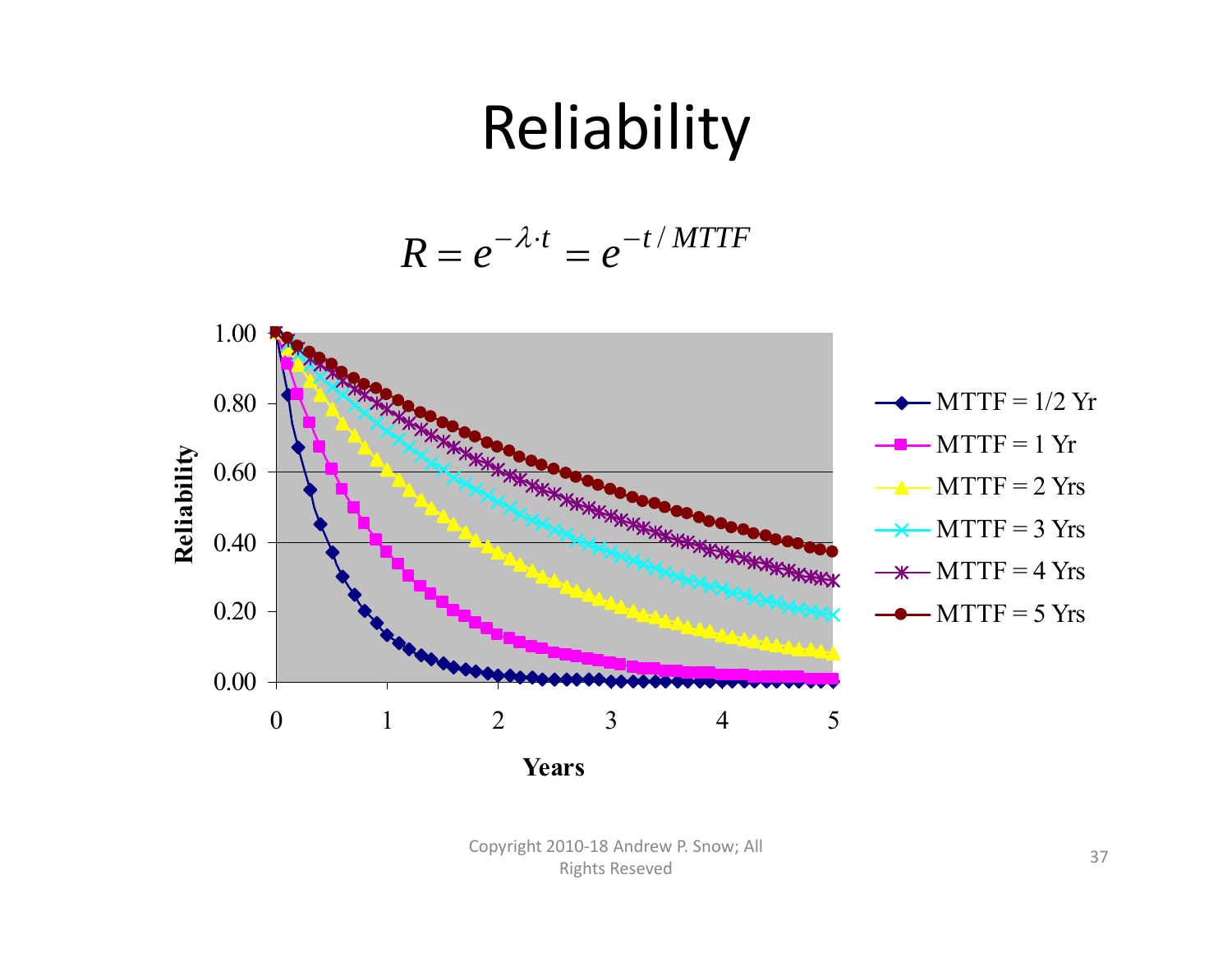# Reliability

$$R = e^{-\lambda \cdot t} = e^{-t/MTTF}$$

Reliability

1.00
0.80
0.60
0.40
0.20
0.00

0 1 2 3 4 5

Years

- MTTF = 1/2 Yr
- MTTF = 1 Yr
- MTTF = 2 Yrs
- MTTF = 3 Yrs
- MTTF = 4 Yrs
- MTTF = 5 Yrs

Copyright 2010-18 Andrew P. Snow; All Rights Reseved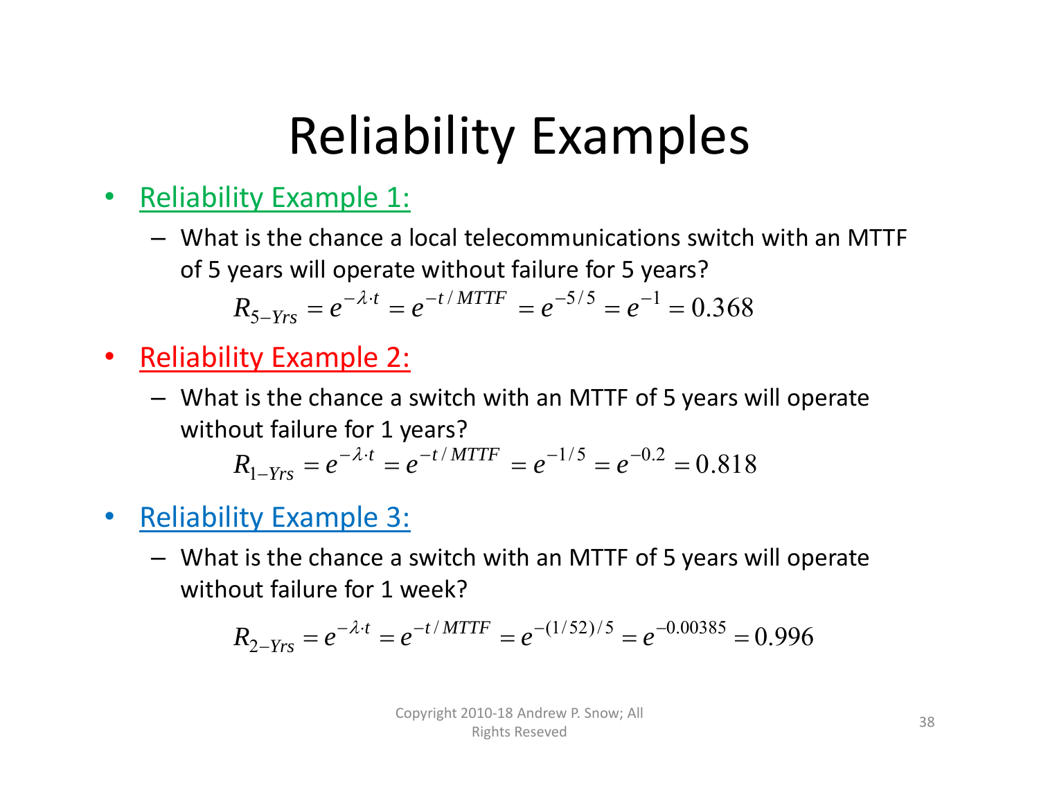# Reliability Examples

- Reliability Example 1:
  - What is the chance a local telecommunications switch with an MTTF of 5 years will operate without failure for 5 years?

$$R_{5-Yrs} = e^{-\lambda \cdot t} = e^{-t/MTTF} = e^{-5/5} = e^{-1} = 0.368$$

- Reliability Example 2:
  - What is the chance a switch with an MTTF of 5 years will operate without failure for 1 years?

$$R_{1-Yrs} = e^{-\lambda \cdot t} = e^{-t/MTTF} = e^{-1/5} = e^{-0.2} = 0.818$$

- Reliability Example 3:
  - What is the chance a switch with an MTTF of 5 years will operate without failure for 1 week?

$$R_{2-Yrs} = e^{-\lambda \cdot t} = e^{-t/MTTF} = e^{-(1/52)/5} = e^{-0.00385} = 0.996$$

Copyright 2010-18 Andrew P. Snow; All Rights Reseved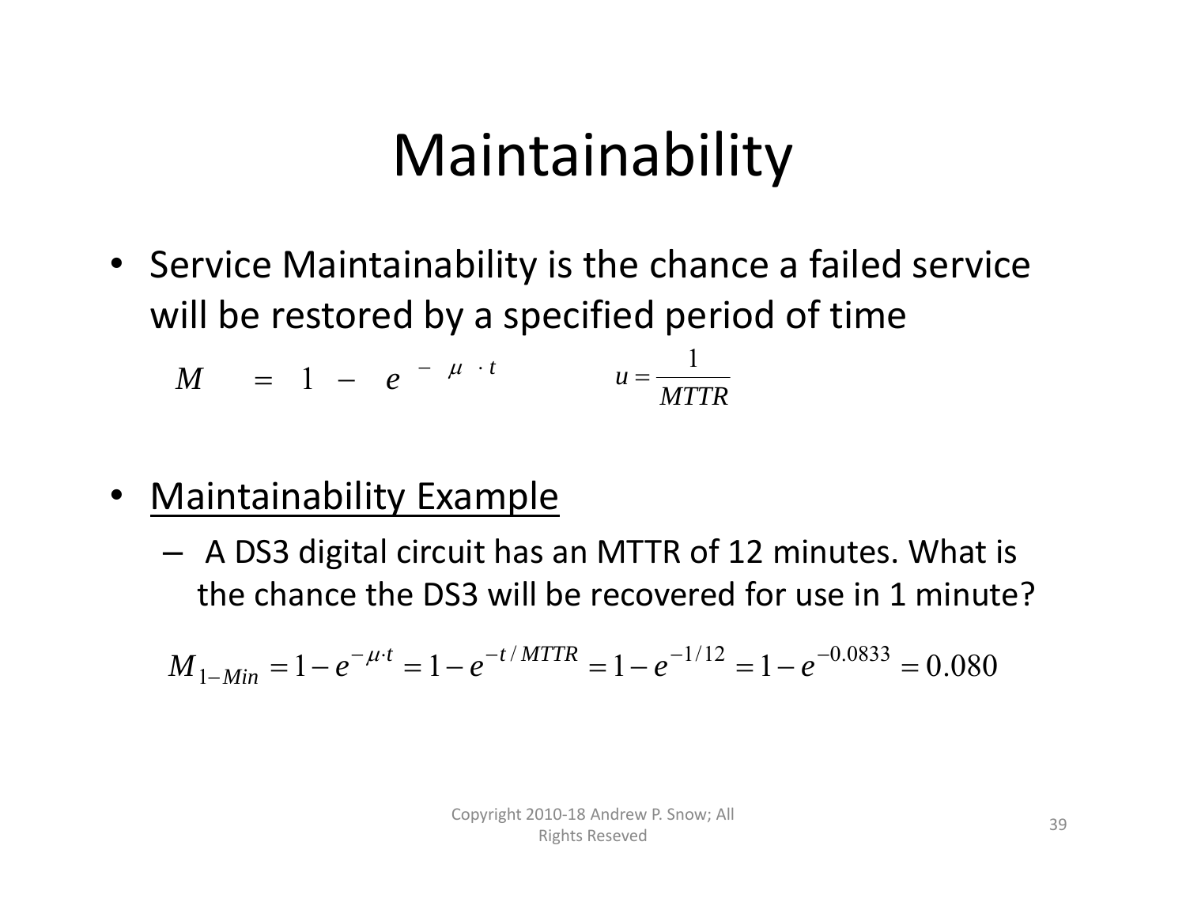# Maintainability

- Service Maintainability is the chance a failed service will be restored by a specified period of time

$$M = 1 - e^{-\mu \cdot t} \qquad u = \frac{1}{MTTR}$$

- <u>Maintainability Example</u>
  - A DS3 digital circuit has an MTTR of 12 minutes. What is the chance the DS3 will be recovered for use in 1 minute?

$$M_{1-Min} = 1 - e^{-\mu \cdot t} = 1 - e^{-t/MTTR} = 1 - e^{-1/12} = 1 - e^{-0.0833} = 0.080$$

Copyright 2010-18 Andrew P. Snow; All Rights Reseved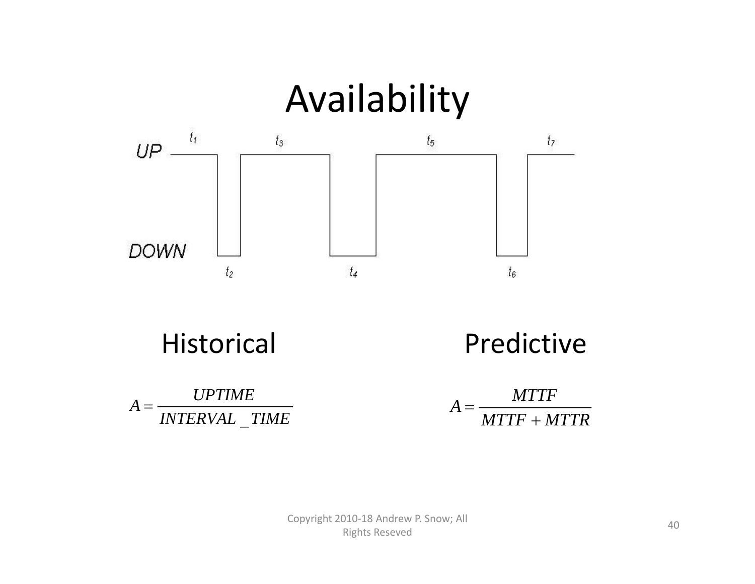# Availability

UP $t_1$ $t_3$ $t_5$ $t_7$

DOWN $t_2$ $t_4$ $t_6$

## Historical

$$A = \frac{UPTIME}{INTERVAL\_TIME}$$

## Predictive

$$A = \frac{MTTF}{MTTF + MTTR}$$

Copyright 2010-18 Andrew P. Snow; All Rights Reseved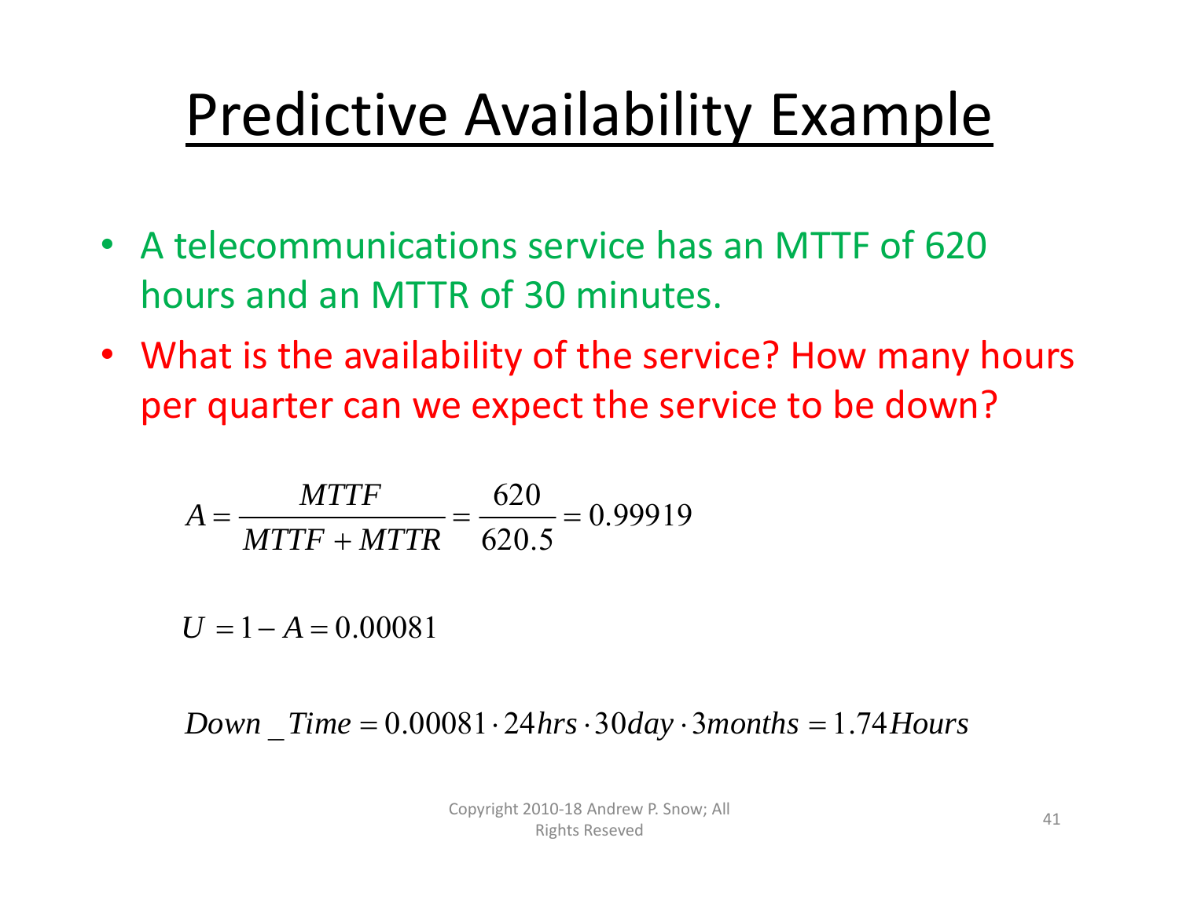# Predictive Availability Example

- A telecommunications service has an MTTF of 620 hours and an MTTR of 30 minutes.
- What is the availability of the service? How many hours per quarter can we expect the service to be down?

$$A = \frac{MTTF}{MTTF + MTTR} = \frac{620}{620.5} = 0.99919$$

$$U = 1 - A = 0.00081$$

$$Down\_Time = 0.00081 \cdot 24hrs \cdot 30day \cdot 3months = 1.74 Hours$$

Copyright 2010-18 Andrew P. Snow; All Rights Reseved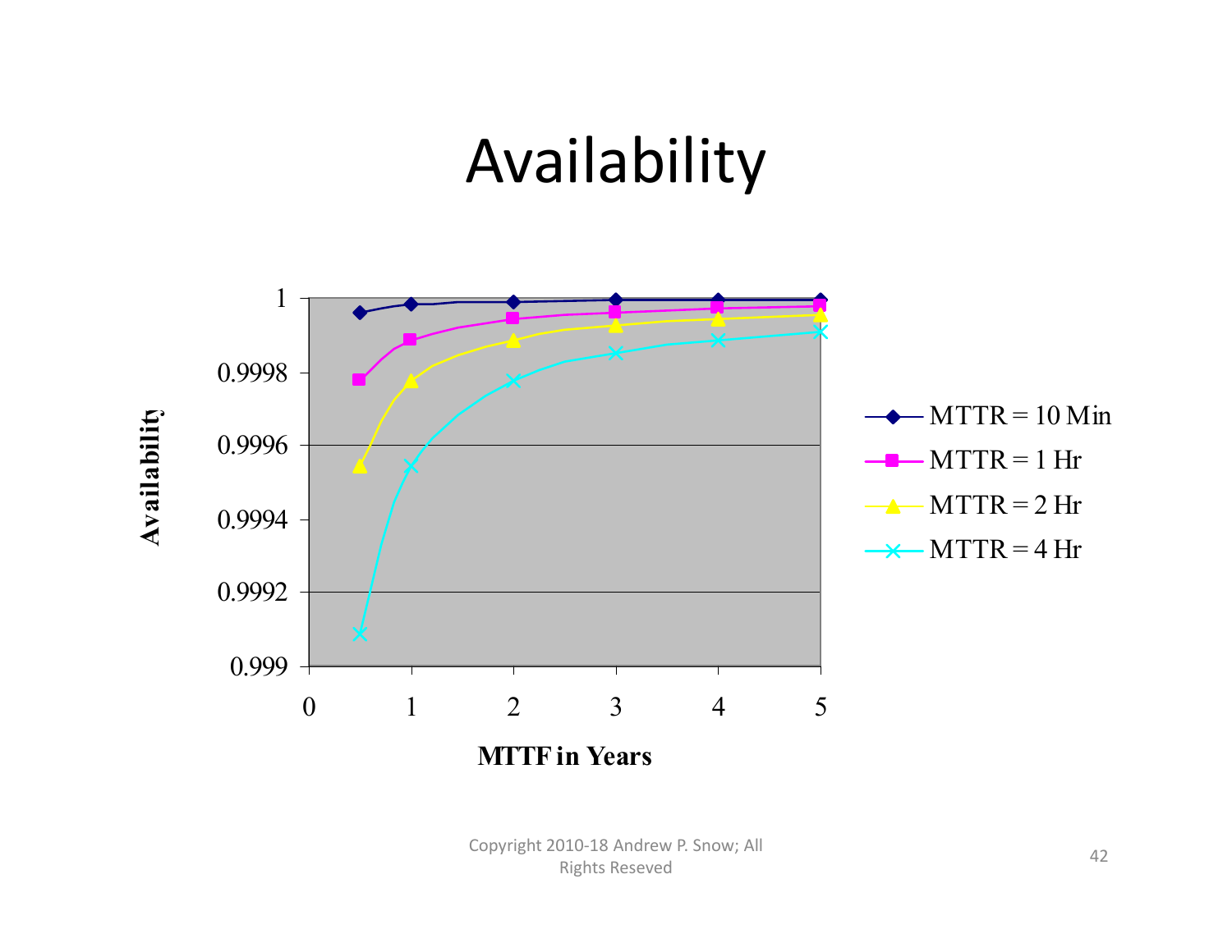# Availability

Availability

1
0.9998
0.9996
0.9994
0.9992
0.999

0 1 2 3 4 5

MTTF in Years

MTTR = 10 Min
MTTR = 1 Hr
MTTR = 2 Hr
MTTR = 4 Hr

Copyright 2010-18 Andrew P. Snow; All Rights Reseved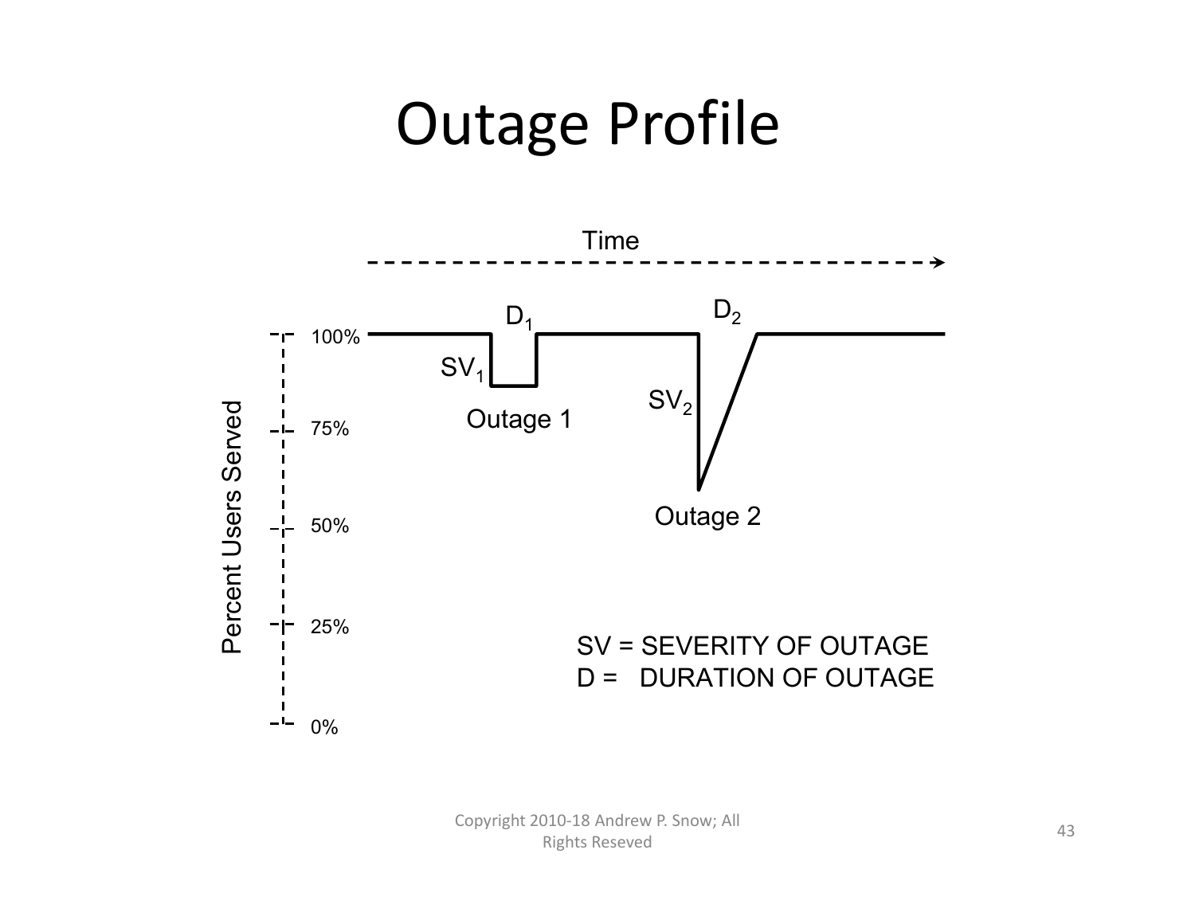# Outage Profile

Time

Percent Users Served

100%

75%

50%

25%

0%

$D_1$

$SV_1$

Outage 1

$D_2$

$SV_2$

Outage 2

SV = SEVERITY OF OUTAGE

D = DURATION OF OUTAGE

Copyright 2010-18 Andrew P. Snow; All Rights Reseved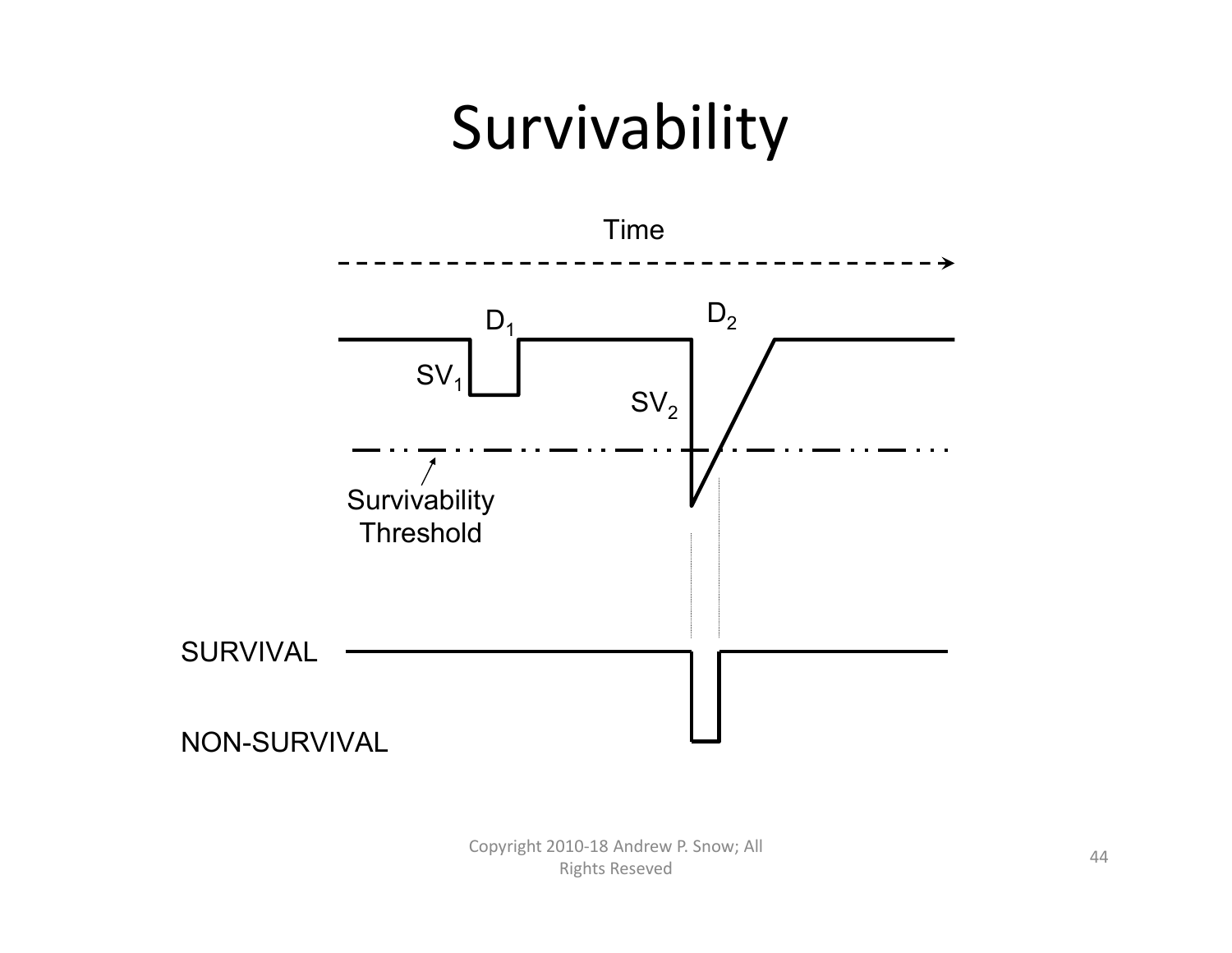# Survivability

Time

$D_1$

$D_2$

$SV_1$

$SV_2$

Survivability Threshold

SURVIVAL

NON-SURVIVAL

Copyright 2010-18 Andrew P. Snow; All Rights Reseved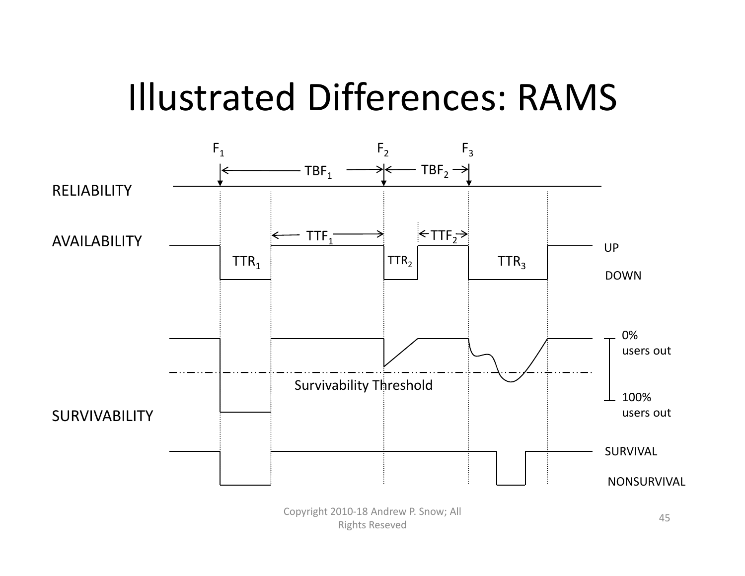# Illustrated Differences: RAMS

$F_1$ $F_2$ $F_3$

$TBF_1$ $TBF_2$

RELIABILITY

AVAILABILITY

$TTF_1$ $TTF_2$

$TTR_1$ $TTR_2$ $TTR_3$

UP

DOWN

0% users out

Survivability Threshold

100% users out

SURVIVABILITY

SURVIVAL

NONSURVIVAL

Copyright 2010-18 Andrew P. Snow; All Rights Reseved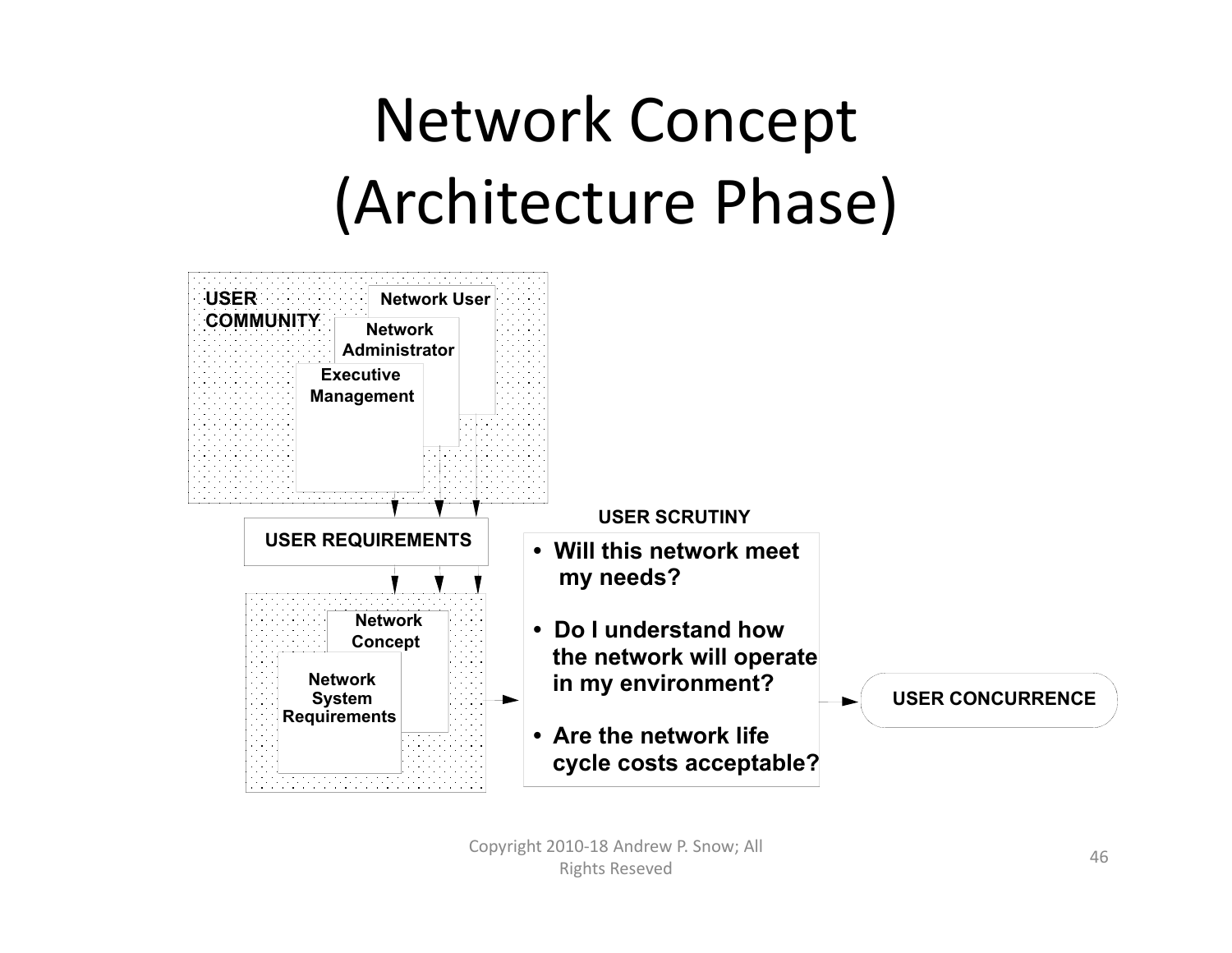# Network Concept (Architecture Phase)

USER COMMUNITY

- Network User
- Network Administrator
- Executive Management

USER REQUIREMENTS

- Network Concept
- Network System Requirements

USER SCRUTINY

- Will this network meet my needs?
- Do I understand how the network will operate in my environment?
- Are the network life cycle costs acceptable?

USER CONCURRENCE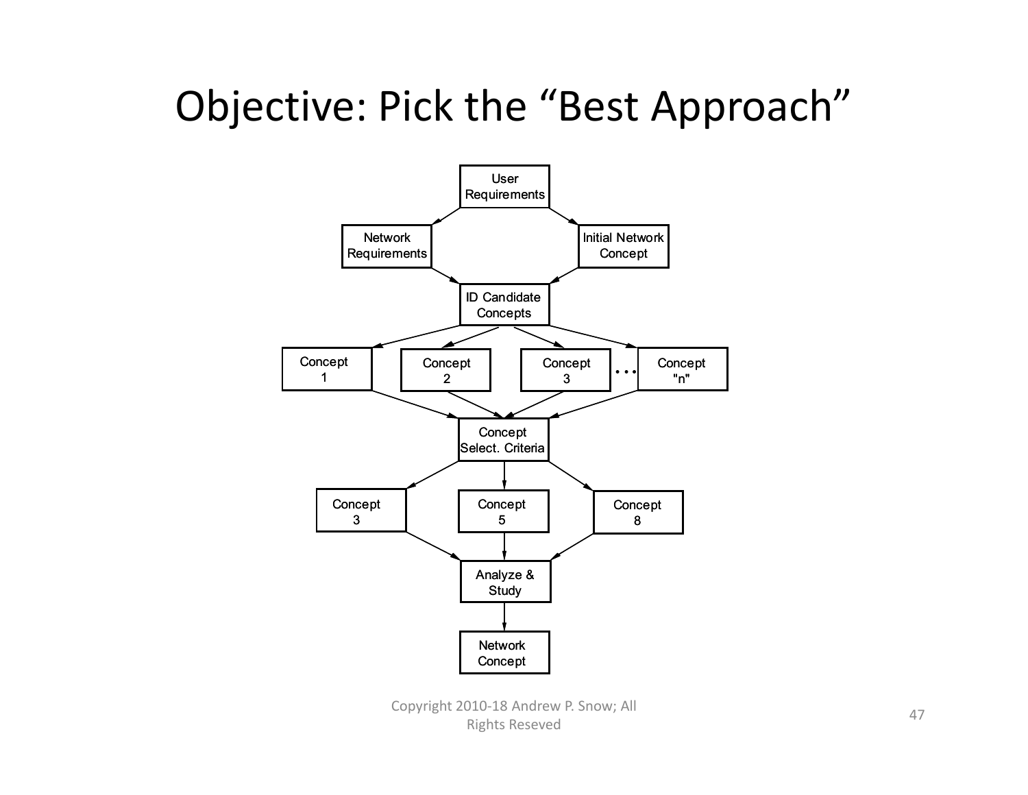# Objective: Pick the "Best Approach"

User Requirements

Network Requirements

Initial Network Concept

ID Candidate Concepts

Concept 1

Concept 2

Concept 3

. . .

Concept "n"

Concept Select. Criteria

Concept 3

Concept 5

Concept 8

Analyze & Study

Network Concept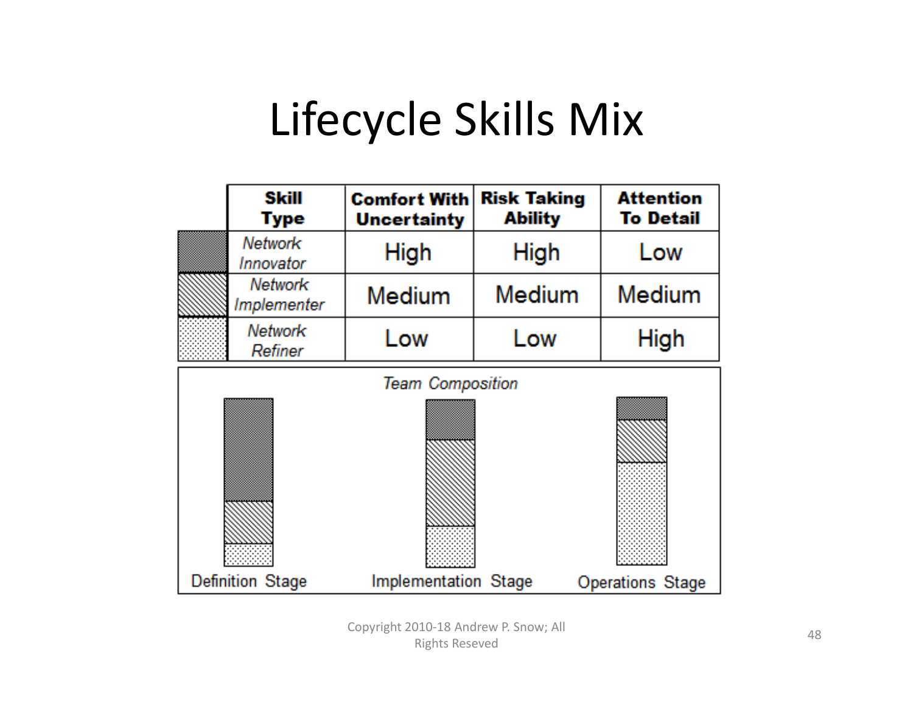# Lifecycle Skills Mix

| Skill Type | Comfort With Uncertainty | Risk Taking Ability | Attention To Detail |
|---|---|---|---|
| *Network Innovator* | High | High | Low |
| *Network Implementer* | Medium | Medium | Medium |
| *Network Refiner* | Low | Low | High |

*Team Composition*

Definition Stage — Implementation Stage — Operations Stage

Copyright 2010-18 Andrew P. Snow; All Rights Reseved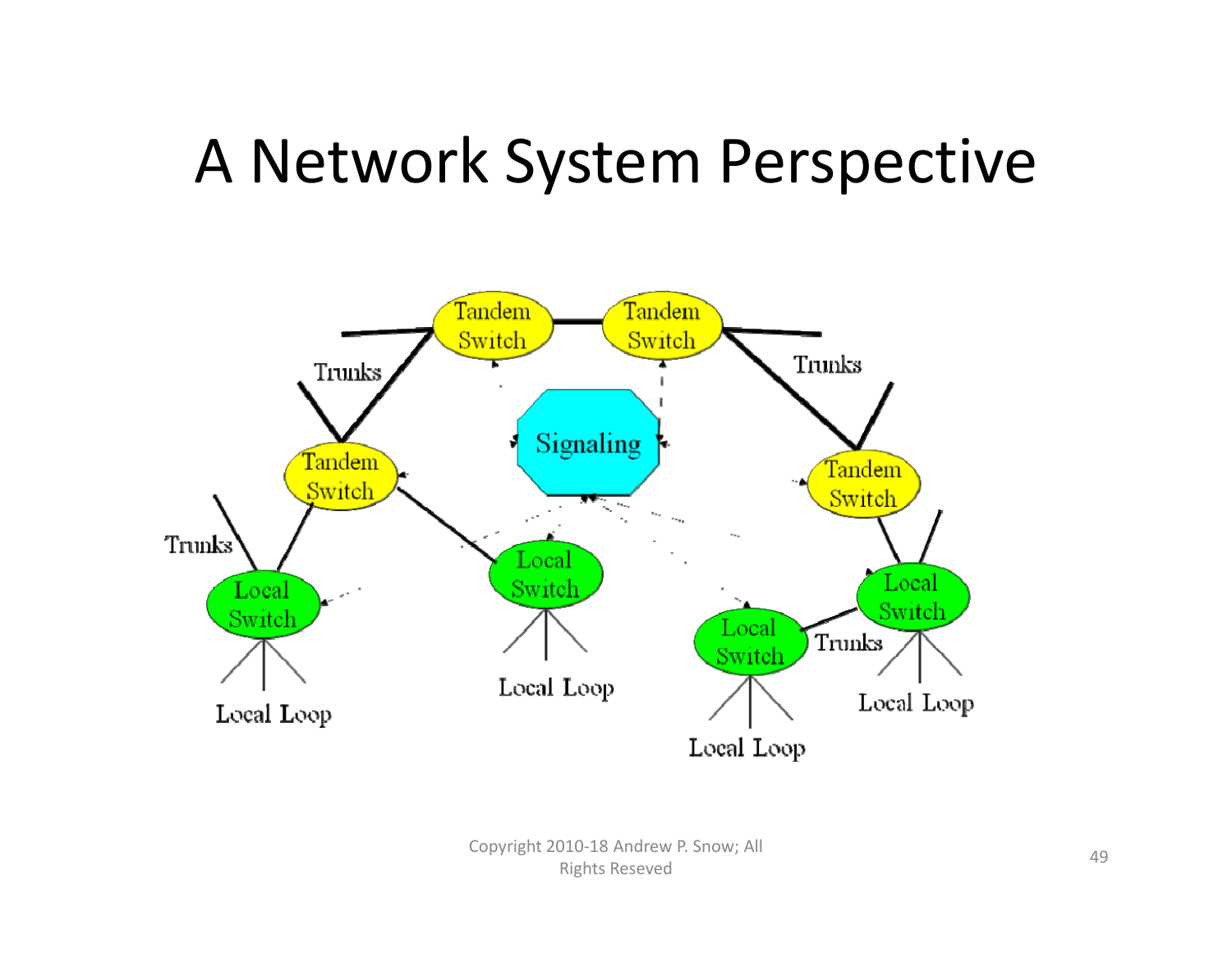# A Network System Perspective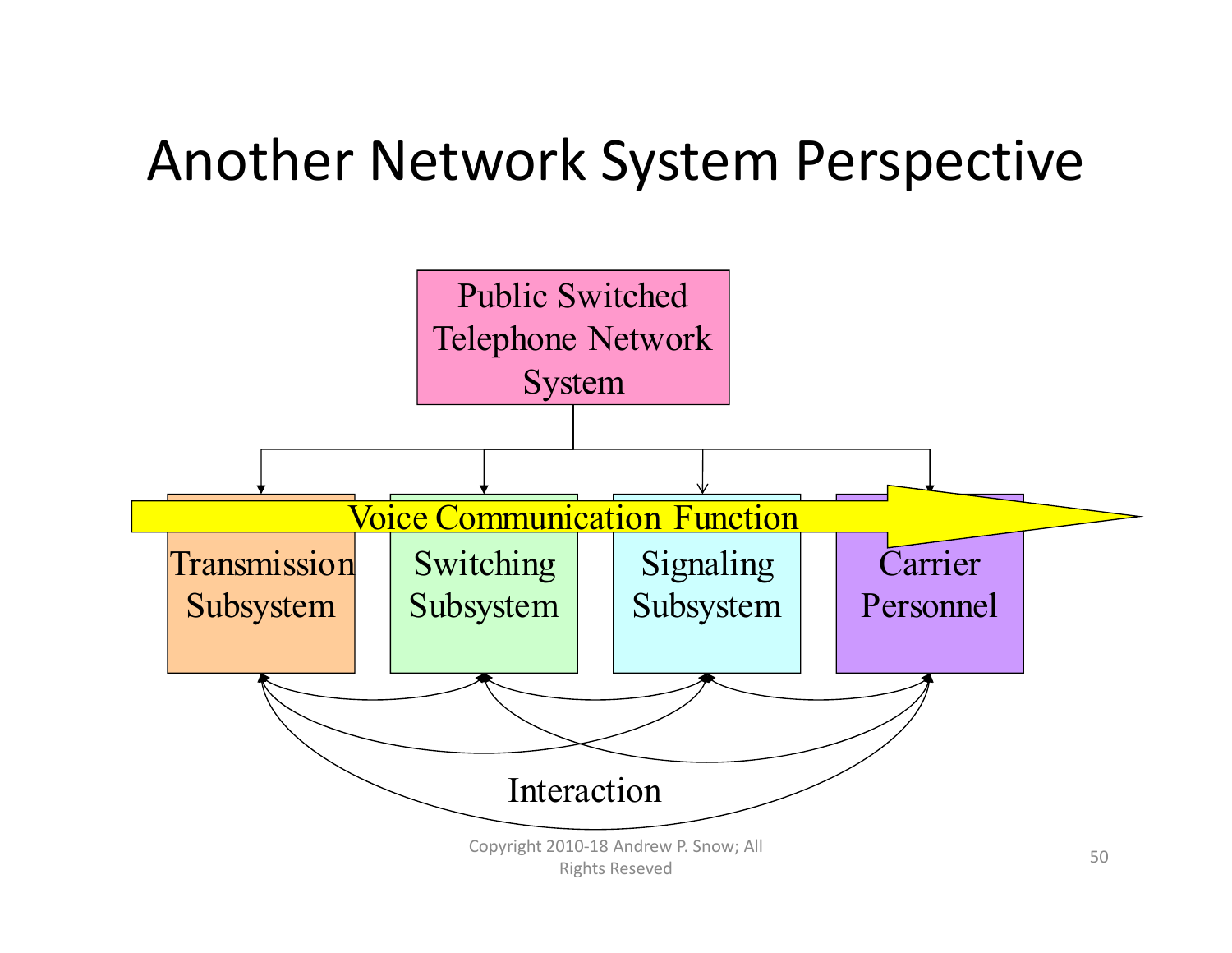# Another Network System Perspective

Public Switched Telephone Network System

Voice Communication Function

Transmission Subsystem

Switching Subsystem

Signaling Subsystem

Carrier Personnel

Interaction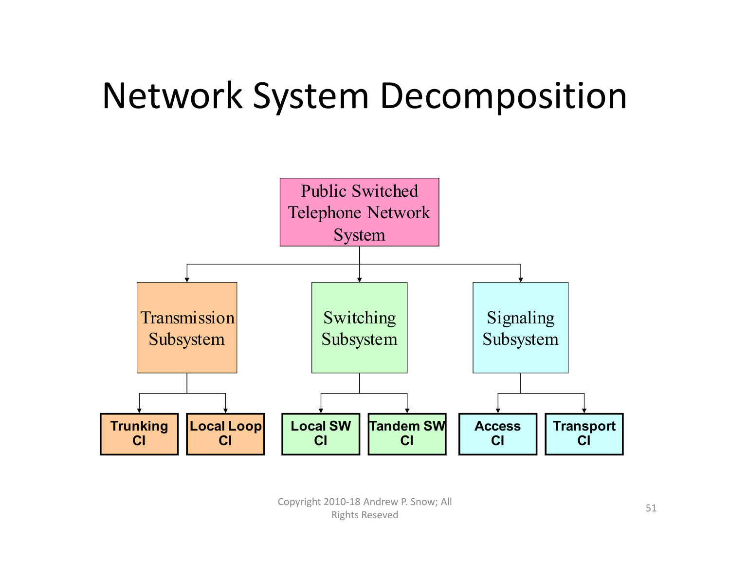# Network System Decomposition

- Public Switched Telephone Network System
  - Transmission Subsystem
    - Trunking CI
    - Local Loop CI
  - Switching Subsystem
    - Local SW CI
    - Tandem SW CI
  - Signaling Subsystem
    - Access CI
    - Transport CI

Copyright 2010-18 Andrew P. Snow; All Rights Reseved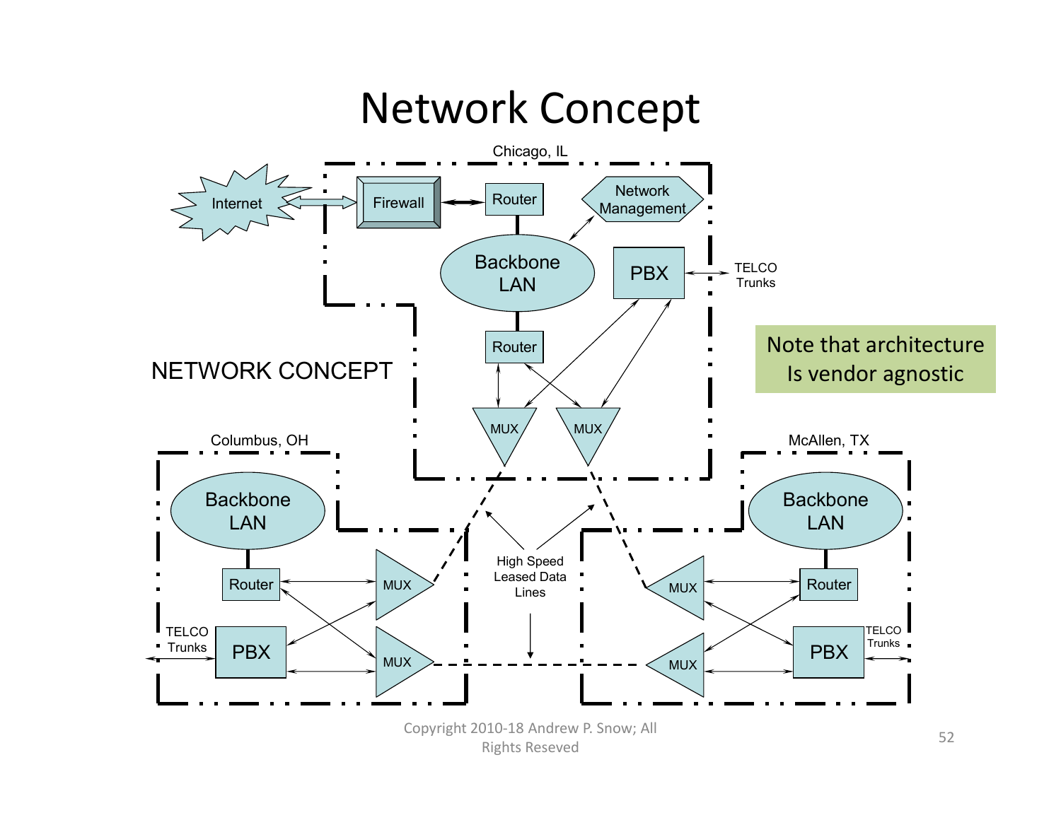# Network Concept

Chicago, IL

Internet

Firewall

Router

Network Management

Backbone LAN

PBX

TELCO Trunks

Router

NETWORK CONCEPT

MUX

MUX

Columbus, OH

Backbone LAN

Router

MUX

TELCO Trunks

PBX

MUX

High Speed Leased Data Lines

McAllen, TX

Backbone LAN

MUX

Router

MUX

PBX

TELCO Trunks

Note that architecture Is vendor agnostic

Copyright 2010-18 Andrew P. Snow; All Rights Reseved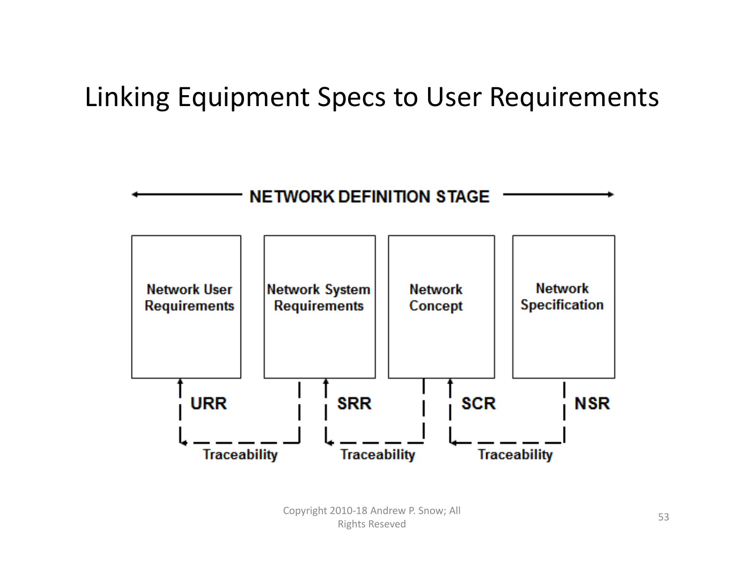# Linking Equipment Specs to User Requirements

NETWORK DEFINITION STAGE

Network User Requirements

Network System Requirements

Network Concept

Network Specification

URR

SRR

SCR

NSR

Traceability

Traceability

Traceability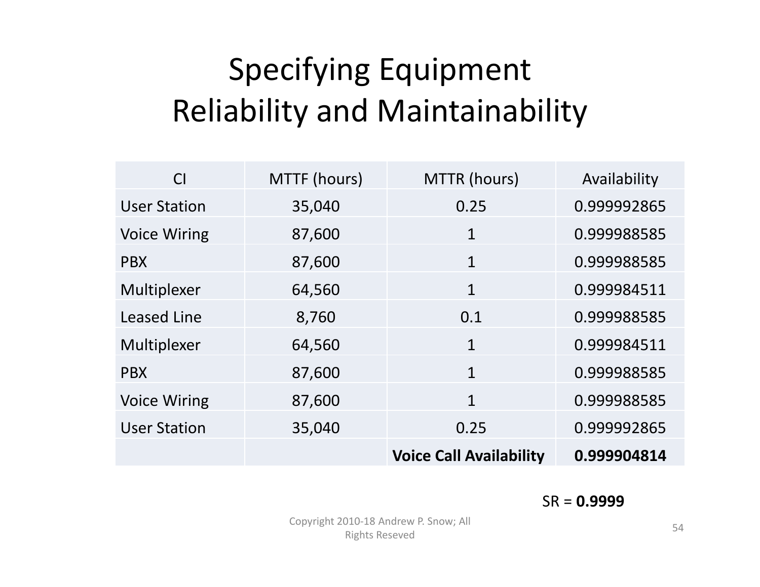# Specifying Equipment Reliability and Maintainability

| CI | MTTF (hours) | MTTR (hours) | Availability |
|---|---|---|---|
| User Station | 35,040 | 0.25 | 0.999992865 |
| Voice Wiring | 87,600 | 1 | 0.999988585 |
| PBX | 87,600 | 1 | 0.999988585 |
| Multiplexer | 64,560 | 1 | 0.999984511 |
| Leased Line | 8,760 | 0.1 | 0.999988585 |
| Multiplexer | 64,560 | 1 | 0.999984511 |
| PBX | 87,600 | 1 | 0.999988585 |
| Voice Wiring | 87,600 | 1 | 0.999988585 |
| User Station | 35,040 | 0.25 | 0.999992865 |
| | | **Voice Call Availability** | **0.999904814** |

SR = **0.9999**

Copyright 2010-18 Andrew P. Snow; All Rights Reseved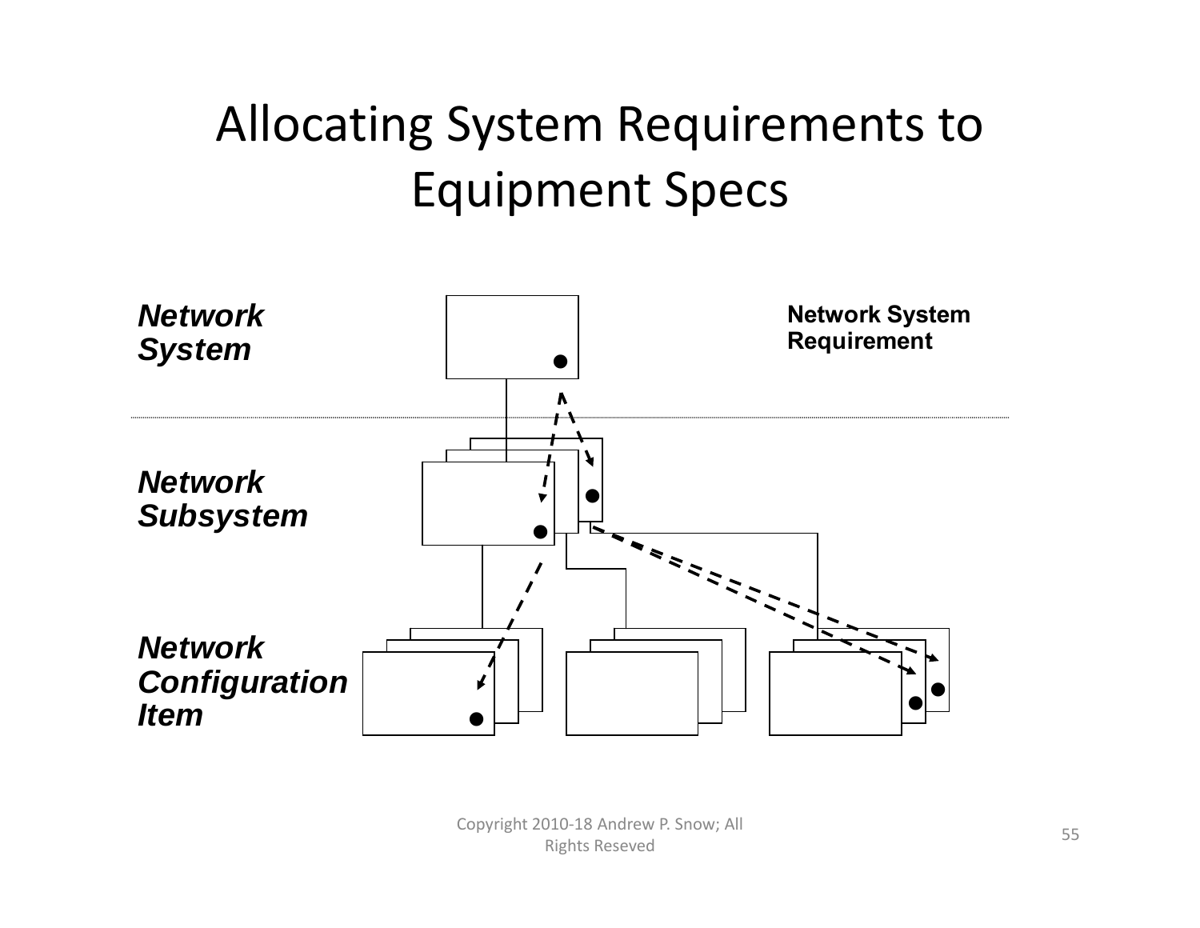# Allocating System Requirements to Equipment Specs

***Network System***

**Network System Requirement**

***Network Subsystem***

***Network Configuration Item***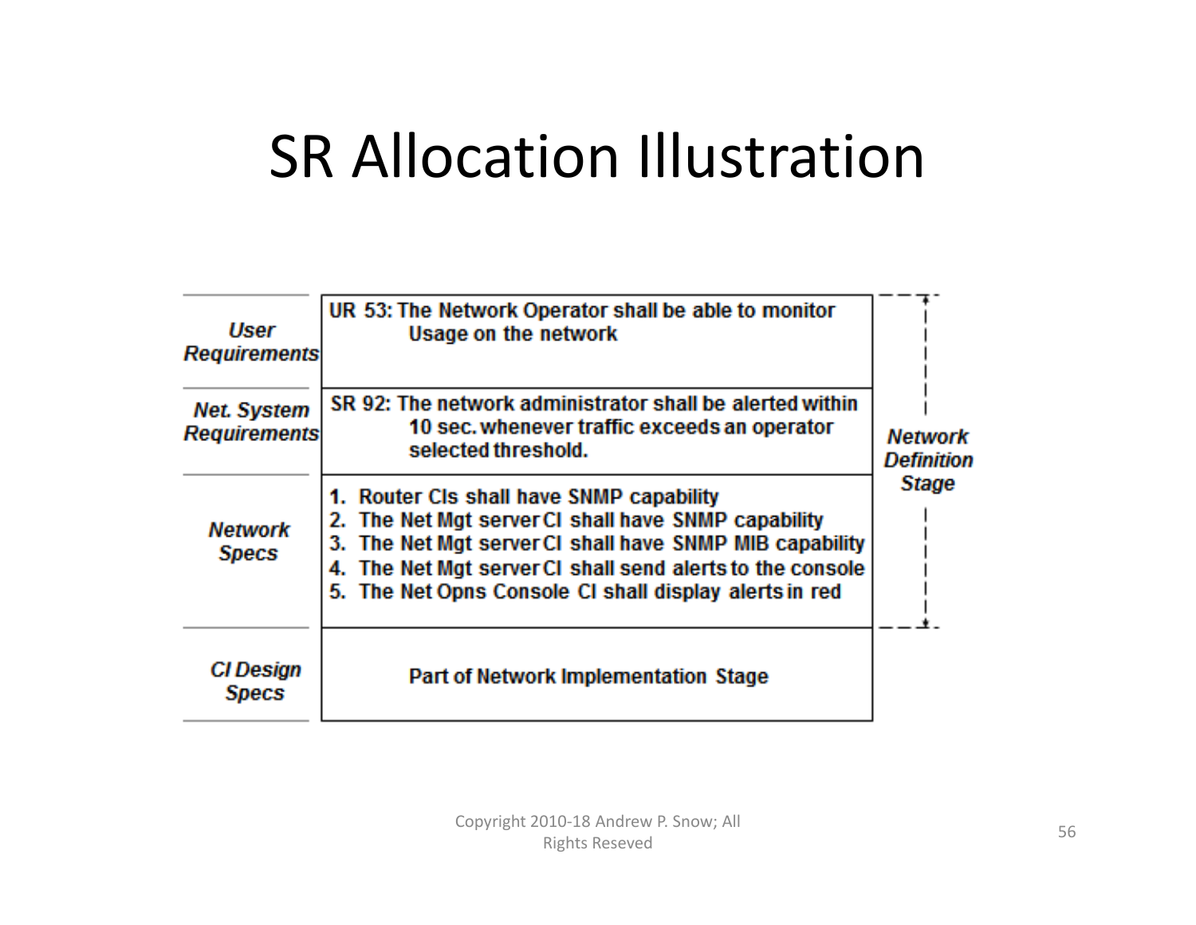# SR Allocation Illustration

| | | |
|---|---|---|
| ***User Requirements*** | **UR 53: The Network Operator shall be able to monitor Usage on the network** | ***Network Definition Stage*** |
| ***Net. System Requirements*** | **SR 92: The network administrator shall be alerted within 10 sec. whenever traffic exceeds an operator selected threshold.** | |
| ***Network Specs*** | **1. Router CIs shall have SNMP capability**<br>**2. The Net Mgt server CI shall have SNMP capability**<br>**3. The Net Mgt server CI shall have SNMP MIB capability**<br>**4. The Net Mgt server CI shall send alerts to the console**<br>**5. The Net Opns Console CI shall display alerts in red** | |
| ***CI Design Specs*** | **Part of Network Implementation Stage** | |

Copyright 2010-18 Andrew P. Snow; All Rights Reseved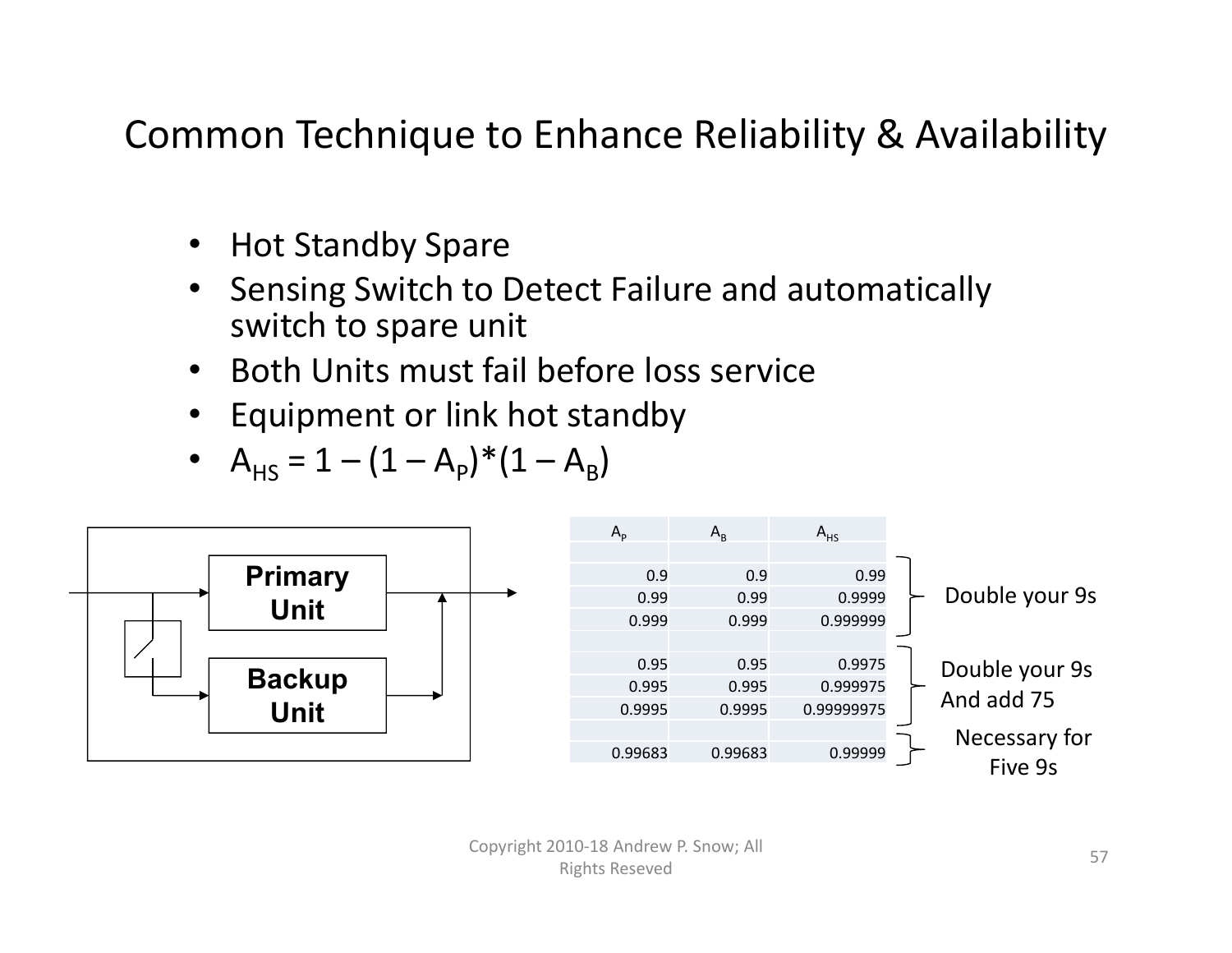# Common Technique to Enhance Reliability & Availability

- Hot Standby Spare
- Sensing Switch to Detect Failure and automatically switch to spare unit
- Both Units must fail before loss service
- Equipment or link hot standby
- $A_{HS} = 1 - (1 - A_P)*(1 - A_B)$

Primary Unit

Backup Unit

| $A_P$ | $A_B$ | $A_{HS}$ | |
|---|---|---|---|
| | | | |
| 0.9 | 0.9 | 0.99 | Double your 9s |
| 0.99 | 0.99 | 0.9999 | |
| 0.999 | 0.999 | 0.999999 | |
| | | | |
| 0.95 | 0.95 | 0.9975 | Double your 9s And add 75 |
| 0.995 | 0.995 | 0.999975 | |
| 0.9995 | 0.9995 | 0.99999975 | |
| | | | |
| 0.99683 | 0.99683 | 0.99999 | Necessary for Five 9s |

Copyright 2010-18 Andrew P. Snow; All Rights Reseved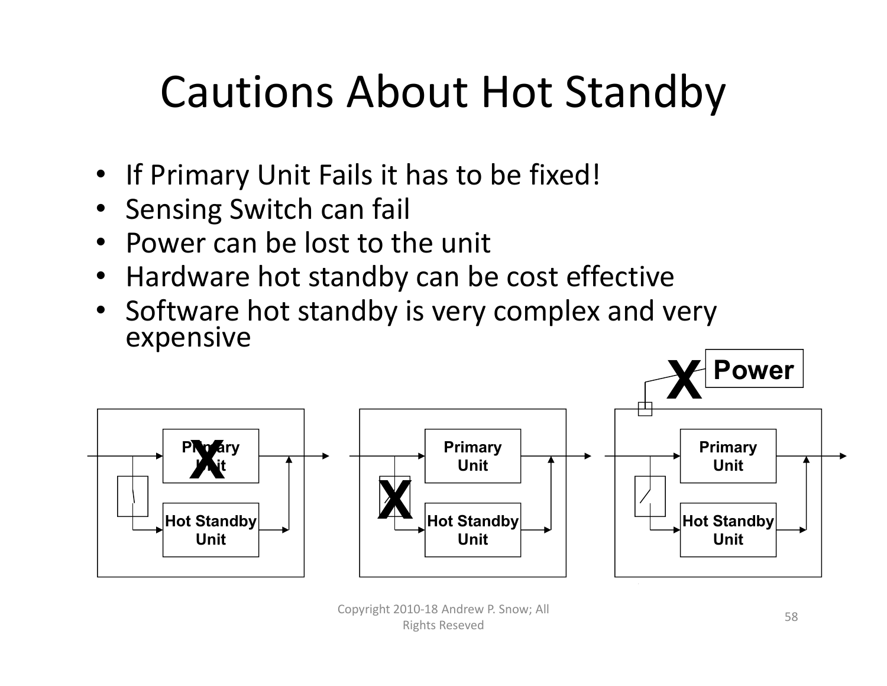# Cautions About Hot Standby

- If Primary Unit Fails it has to be fixed!
- Sensing Switch can fail
- Power can be lost to the unit
- Hardware hot standby can be cost effective
- Software hot standby is very complex and very expensive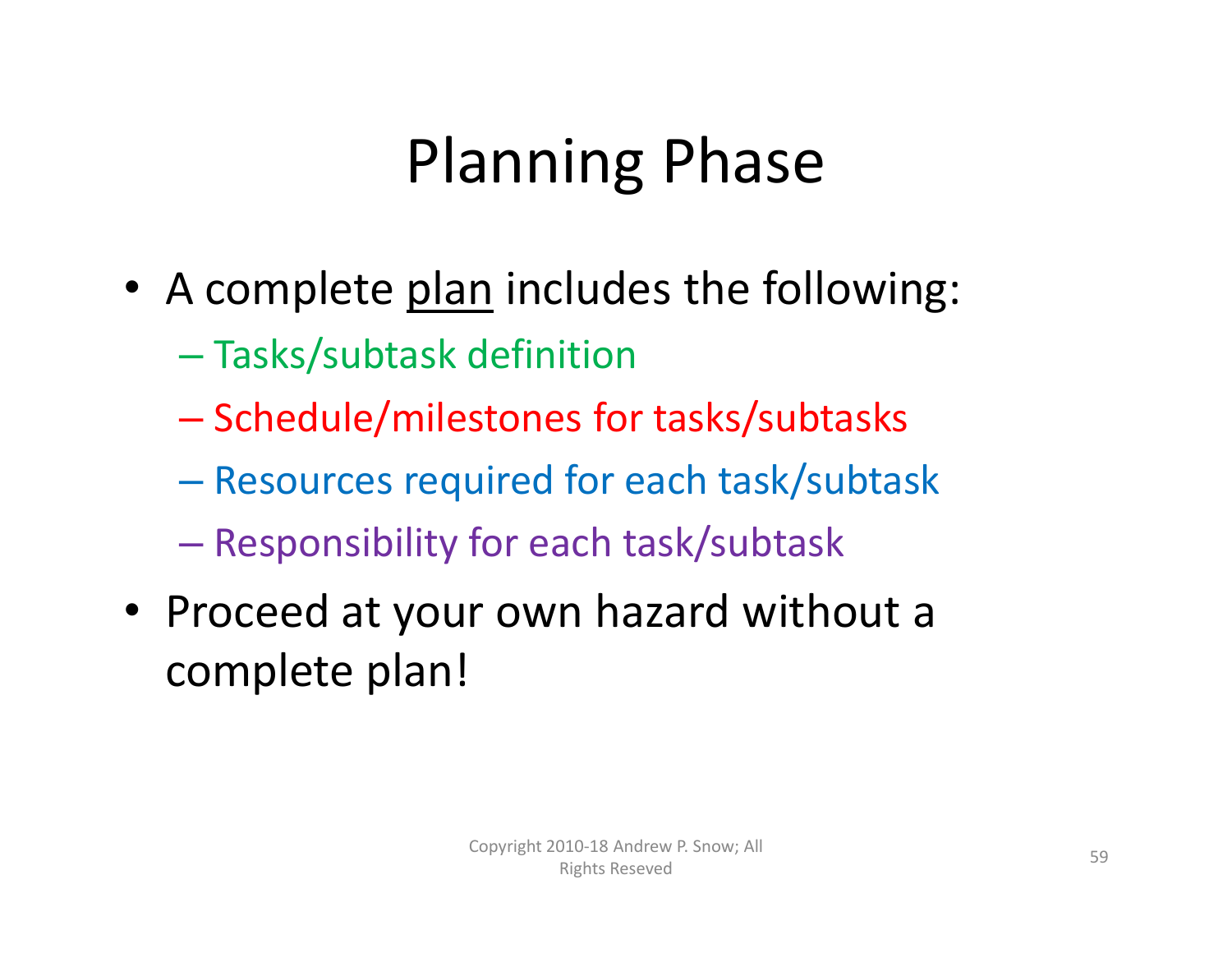# Planning Phase

- A complete <u>plan</u> includes the following:
  - Tasks/subtask definition
  - Schedule/milestones for tasks/subtasks
  - Resources required for each task/subtask
  - Responsibility for each task/subtask
- Proceed at your own hazard without a complete plan!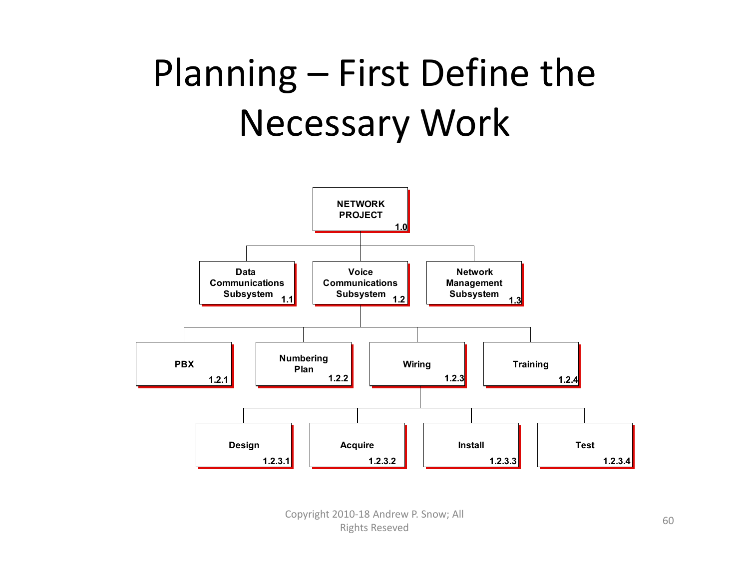# Planning – First Define the Necessary Work

- **NETWORK PROJECT** 1.0
  - **Data Communications Subsystem** 1.1
  - **Voice Communications Subsystem** 1.2
    - **PBX** 1.2.1
    - **Numbering Plan** 1.2.2
    - **Wiring** 1.2.3
      - **Design** 1.2.3.1
      - **Acquire** 1.2.3.2
      - **Install** 1.2.3.3
      - **Test** 1.2.3.4
    - **Training** 1.2.4
  - **Network Management Subsystem** 1.3

Copyright 2010-18 Andrew P. Snow; All Rights Reseved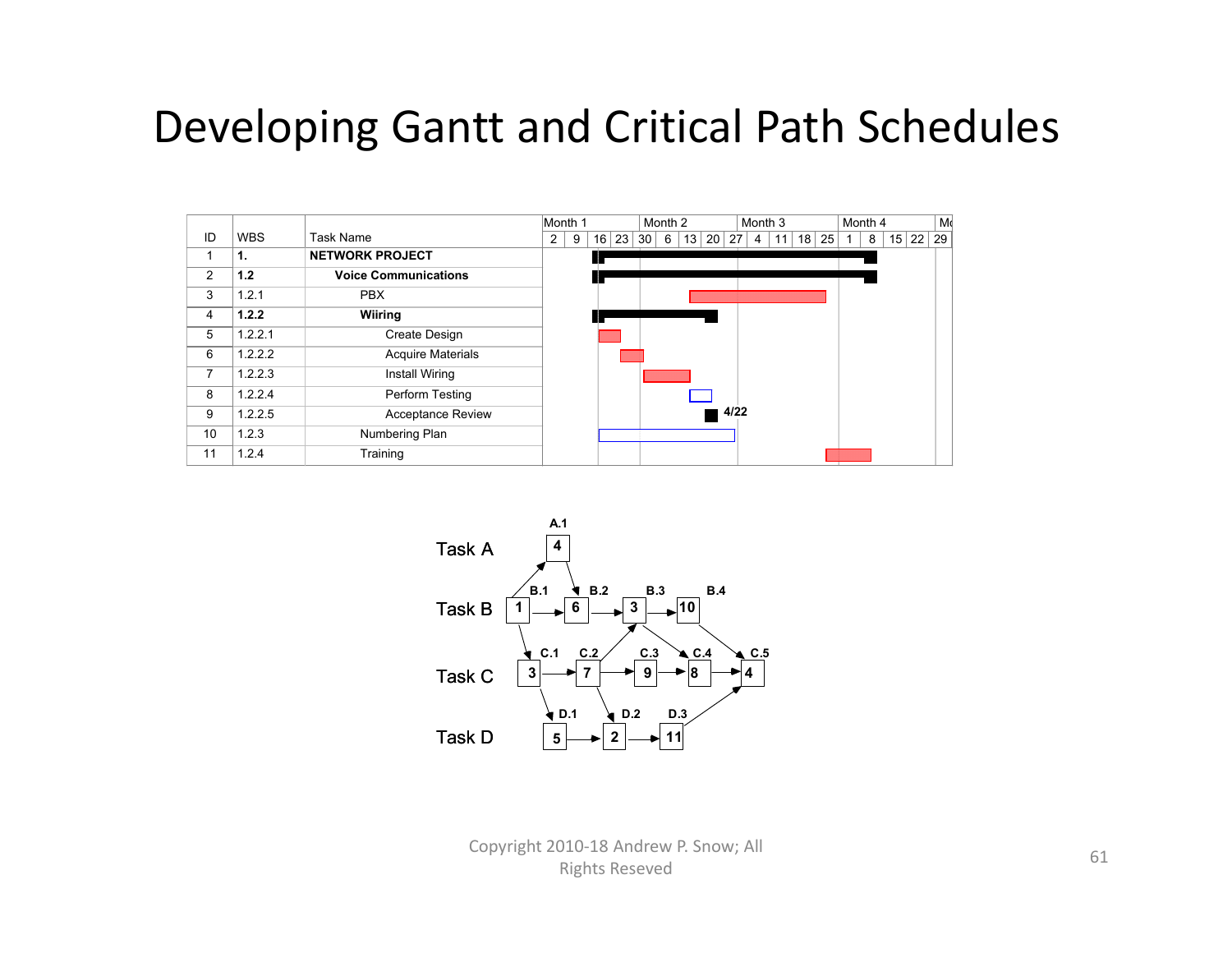# Developing Gantt and Critical Path Schedules

| ID | WBS | Task Name |
|---|---|---|
| 1 | **1.** | **NETWORK PROJECT** |
| 2 | **1.2** | **Voice Communications** |
| 3 | 1.2.1 | PBX |
| 4 | **1.2.2** | **Wiiring** |
| 5 | 1.2.2.1 | Create Design |
| 6 | 1.2.2.2 | Acquire Materials |
| 7 | 1.2.2.3 | Install Wiring |
| 8 | 1.2.2.4 | Perform Testing |
| 9 | 1.2.2.5 | Acceptance Review |
| 10 | 1.2.3 | Numbering Plan |
| 11 | 1.2.4 | Training |

Timeline: Month 1 (2, 9, 16, 23), Month 2 (30, 6, 13, 20), Month 3 (27, 4, 11, 18, 25), Month 4 (1, 8, 15, 22, 29). Acceptance Review milestone: 4/22

Task A: A.1 (4)

Task B: B.1 (1) → B.2 (6) → B.3 (3) → B.4 (10)

Task C: C.1 (3) → C.2 (7) → C.3 (9) → C.4 (8) → C.5 (4)

Task D: D.1 (5) → D.2 (2) → D.3 (11)

Copyright 2010-18 Andrew P. Snow; All Rights Reseved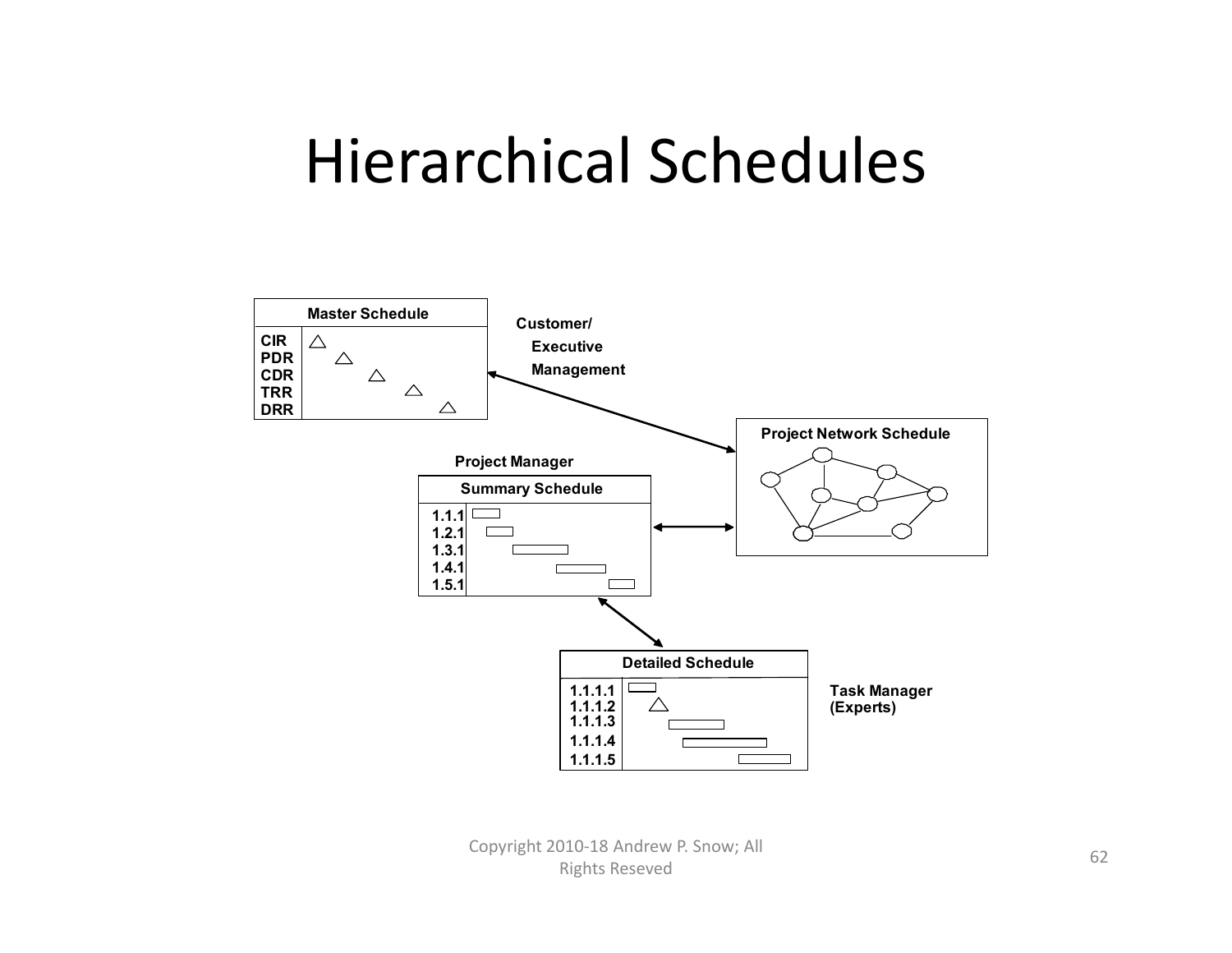# Hierarchical Schedules

**Master Schedule**

**CIR**
**PDR**
**CDR**
**TRR**
**DRR**

**Customer/ Executive Management**

**Project Network Schedule**

**Project Manager**

**Summary Schedule**

**1.1.1**
**1.2.1**
**1.3.1**
**1.4.1**
**1.5.1**

**Detailed Schedule**

**1.1.1.1**
**1.1.1.2**
**1.1.1.3**
**1.1.1.4**
**1.1.1.5**

**Task Manager (Experts)**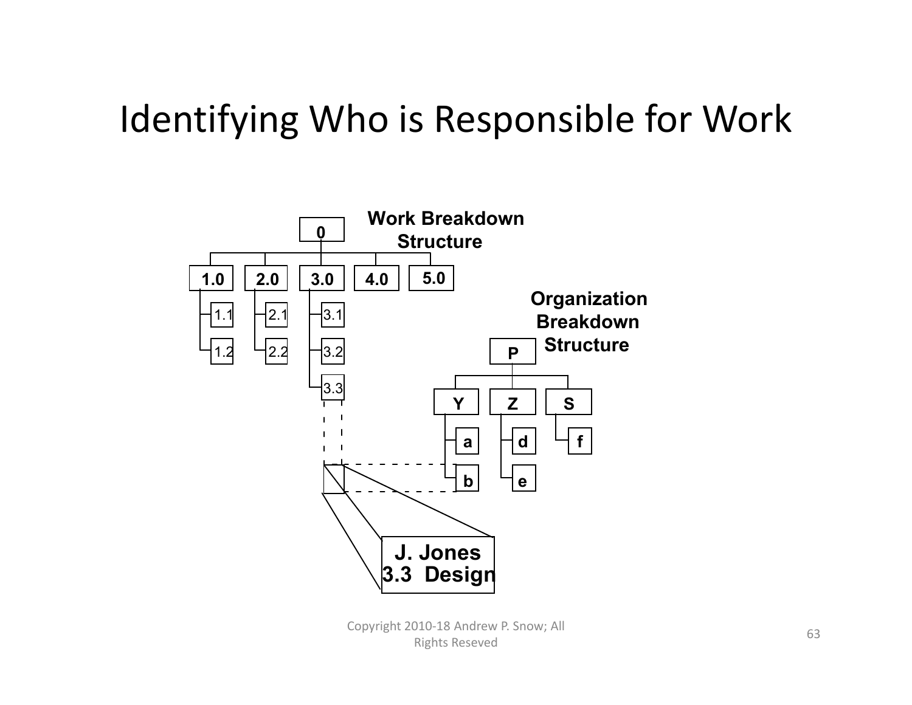# Identifying Who is Responsible for Work

Work Breakdown Structure

0

1.0 2.0 3.0 4.0 5.0

1.1 2.1 3.1

1.2 2.2 3.2

3.3

Organization Breakdown Structure

P

Y Z S

a d f

b e

J. Jones
3.3 Design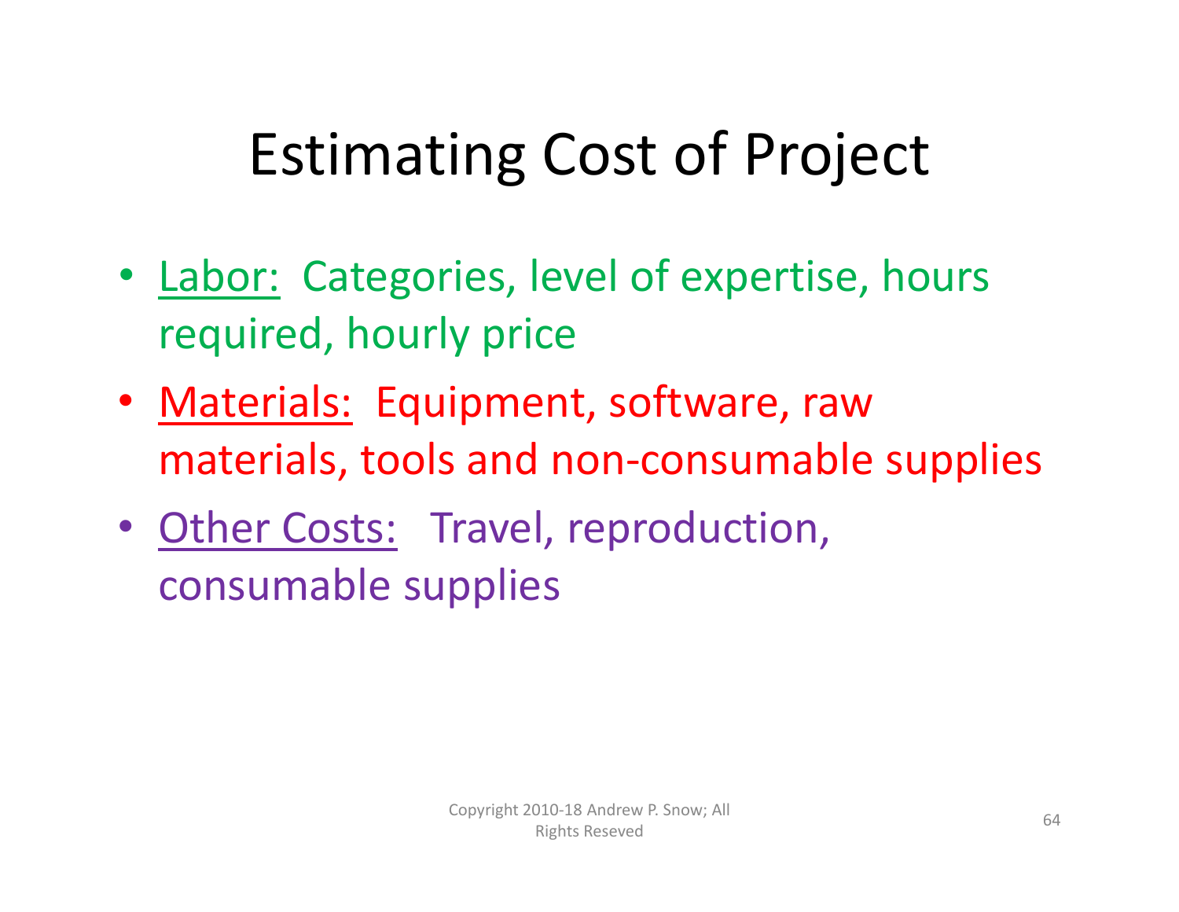# Estimating Cost of Project

- Labor: Categories, level of expertise, hours required, hourly price
- Materials: Equipment, software, raw materials, tools and non-consumable supplies
- Other Costs: Travel, reproduction, consumable supplies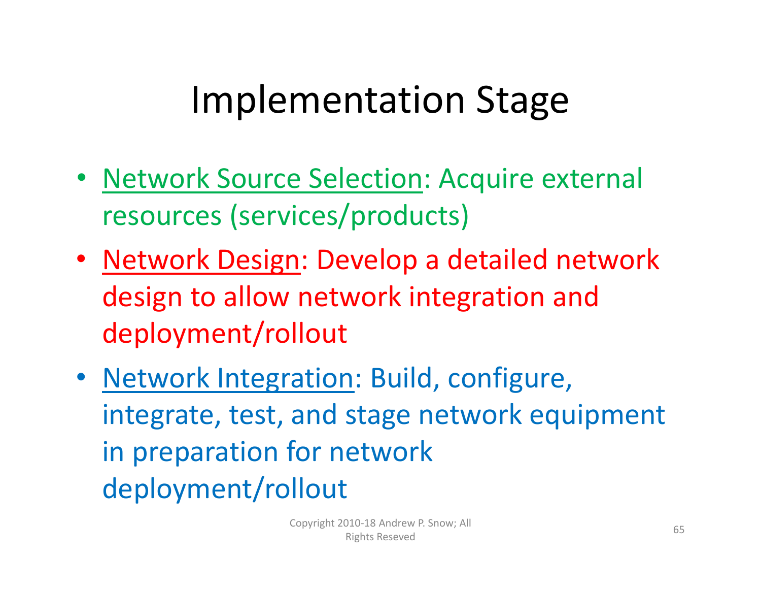# Implementation Stage

- Network Source Selection: Acquire external resources (services/products)
- Network Design: Develop a detailed network design to allow network integration and deployment/rollout
- Network Integration: Build, configure, integrate, test, and stage network equipment in preparation for network deployment/rollout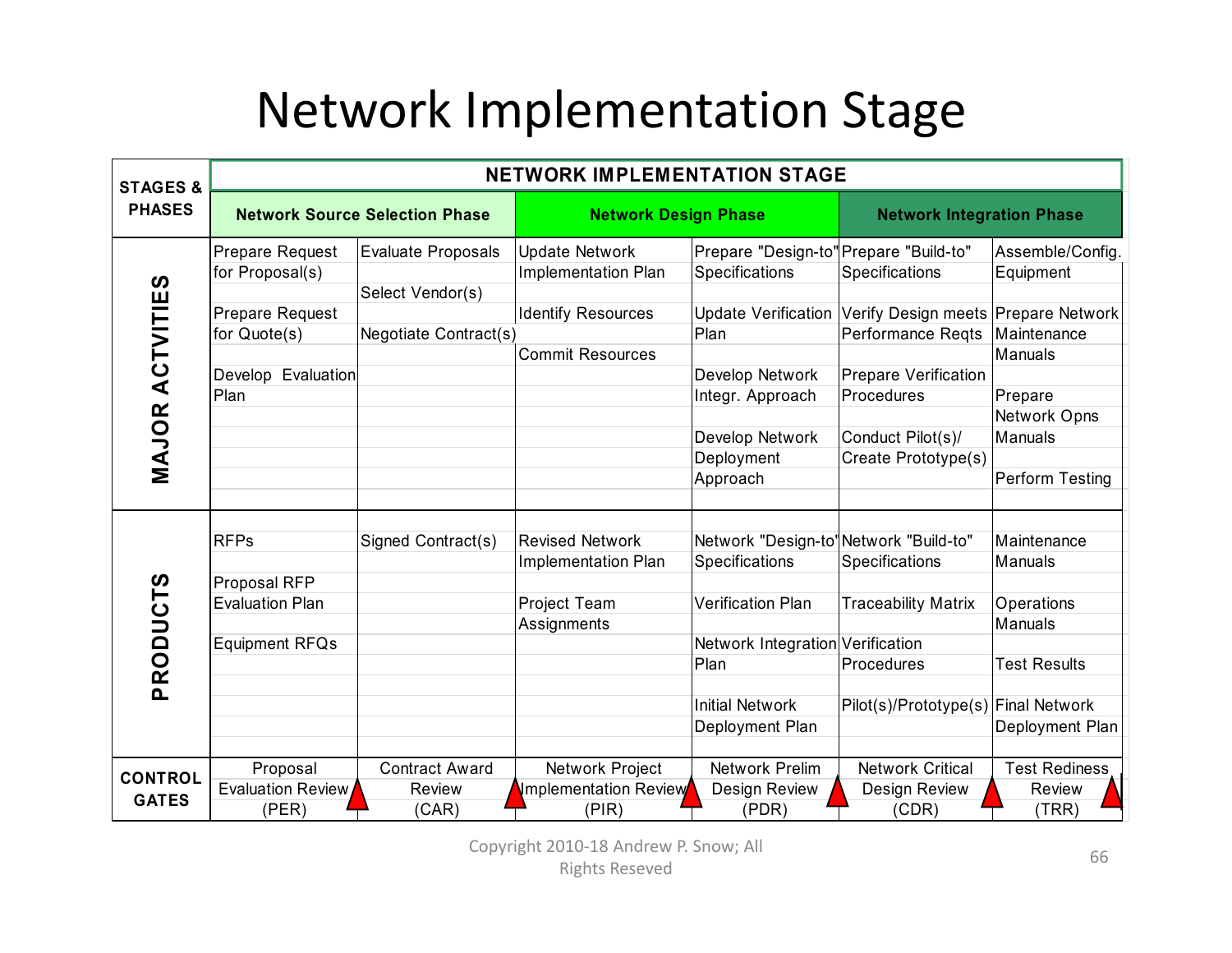# Network Implementation Stage

| STAGES & PHASES | NETWORK IMPLEMENTATION STAGE | | | | | |
|---|---|---|---|---|---|---|
| | Network Source Selection Phase | | Network Design Phase | | Network Integration Phase | |
| MAJOR ACTVITIES | Prepare Request for Proposal(s)<br><br>Prepare Request for Quote(s)<br><br>Develop Evaluation Plan | Evaluate Proposals<br><br>Select Vendor(s)<br><br>Negotiate Contract(s) | Update Network Implementation Plan<br><br>Identify Resources<br><br>Commit Resources | Prepare "Design-to" Specifications<br><br>Update Verification Plan<br><br>Develop Network Integr. Approach<br><br>Develop Network Deployment Approach | Prepare "Build-to" Specifications<br><br>Verify Design meets Performance Reqts<br><br>Prepare Verification Procedures<br><br>Conduct Pilot(s)/ Create Prototype(s) | Assemble/Config. Equipment<br><br>Prepare Network Maintenance Manuals<br><br>Prepare Network Opns Manuals<br><br>Perform Testing |
| PRODUCTS | RFPs<br><br>Proposal RFP Evaluation Plan<br><br>Equipment RFQs | Signed Contract(s) | Revised Network Implementation Plan<br><br>Project Team Assignments | Network "Design-to" Specifications<br><br>Verification Plan<br><br>Network Integration Plan<br><br>Initial Network Deployment Plan | Network "Build-to" Specifications<br><br>Traceability Matrix<br><br>Verification Procedures<br><br>Pilot(s)/Prototype(s) | Maintenance Manuals<br><br>Operations Manuals<br><br>Test Results<br><br>Final Network Deployment Plan |
| CONTROL GATES | Proposal Evaluation Review (PER) | Contract Award Review (CAR) | Network Project Implementation Review (PIR) | Network Prelim Design Review (PDR) | Network Critical Design Review (CDR) | Test Rediness Review (TRR) |

Copyright 2010-18 Andrew P. Snow; All Rights Reseved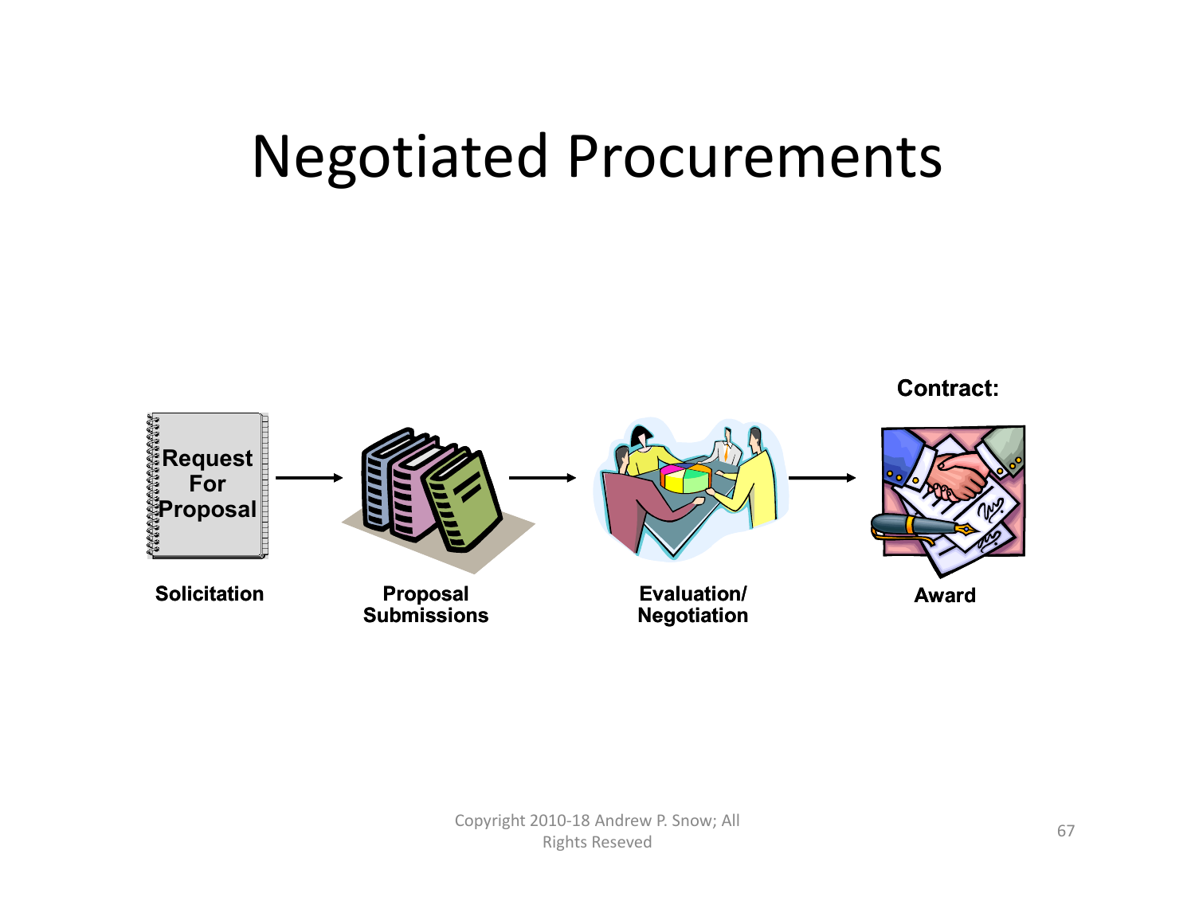# Negotiated Procurements

Request For Proposal → → → Contract:

Solicitation | Proposal Submissions | Evaluation/ Negotiation | Award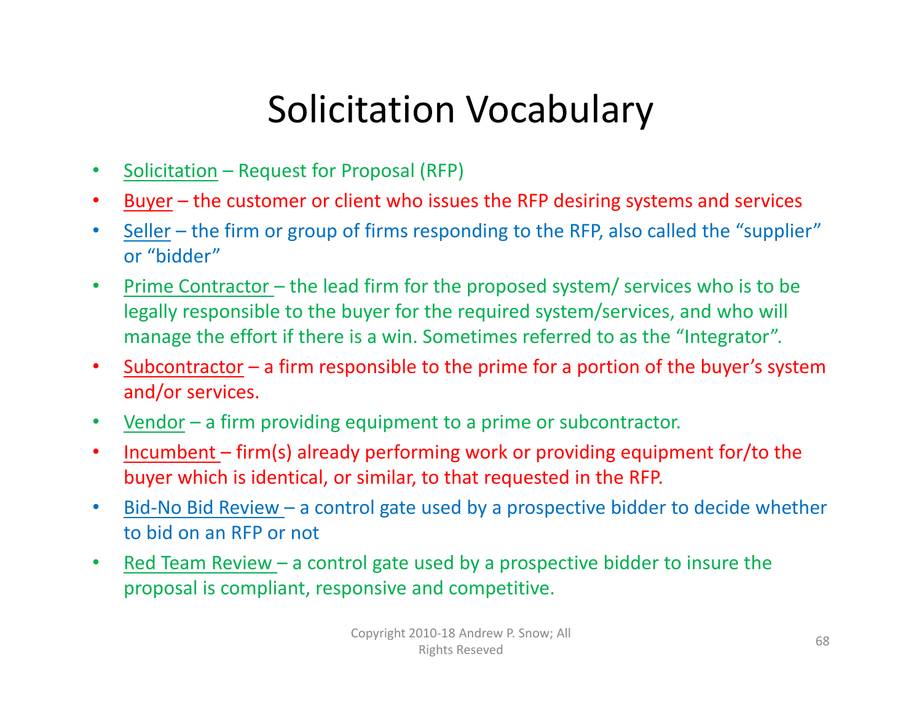# Solicitation Vocabulary

- Solicitation – Request for Proposal (RFP)
- Buyer – the customer or client who issues the RFP desiring systems and services
- Seller – the firm or group of firms responding to the RFP, also called the "supplier" or "bidder"
- Prime Contractor – the lead firm for the proposed system/ services who is to be legally responsible to the buyer for the required system/services, and who will manage the effort if there is a win. Sometimes referred to as the "Integrator".
- Subcontractor – a firm responsible to the prime for a portion of the buyer's system and/or services.
- Vendor – a firm providing equipment to a prime or subcontractor.
- Incumbent – firm(s) already performing work or providing equipment for/to the buyer which is identical, or similar, to that requested in the RFP.
- Bid-No Bid Review – a control gate used by a prospective bidder to decide whether to bid on an RFP or not
- Red Team Review – a control gate used by a prospective bidder to insure the proposal is compliant, responsive and competitive.

Copyright 2010-18 Andrew P. Snow; All Rights Reseved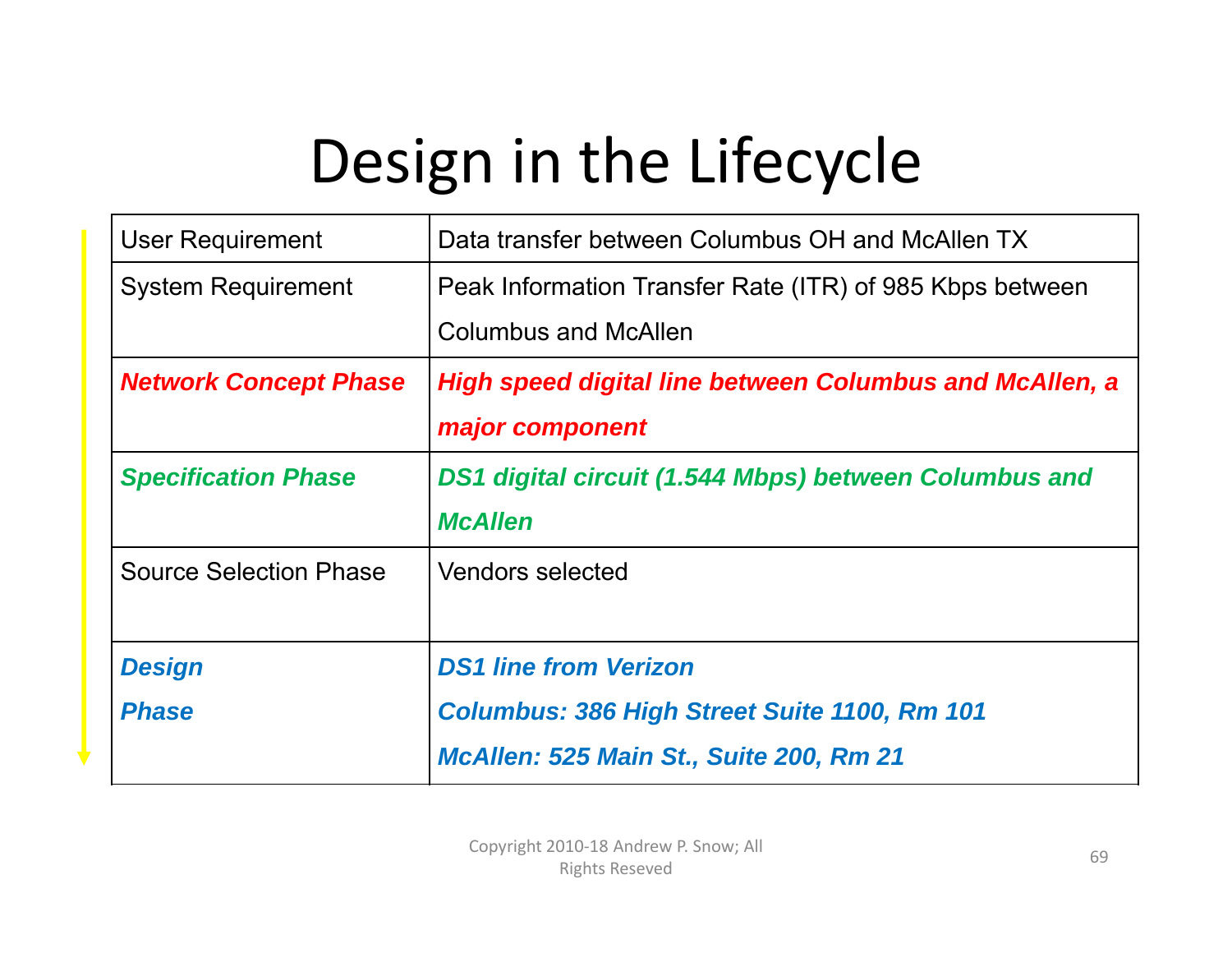# Design in the Lifecycle

| | |
|---|---|
| User Requirement | Data transfer between Columbus OH and McAllen TX |
| System Requirement | Peak Information Transfer Rate (ITR) of 985 Kbps between Columbus and McAllen |
| ***Network Concept Phase*** | ***High speed digital line between Columbus and McAllen, a major component*** |
| ***Specification Phase*** | ***DS1 digital circuit (1.544 Mbps) between Columbus and McAllen*** |
| Source Selection Phase | Vendors selected |
| ***Design Phase*** | ***DS1 line from Verizon*** <br> ***Columbus: 386 High Street Suite 1100, Rm 101*** <br> ***McAllen: 525 Main St., Suite 200, Rm 21*** |

Copyright 2010-18 Andrew P. Snow; All Rights Reseved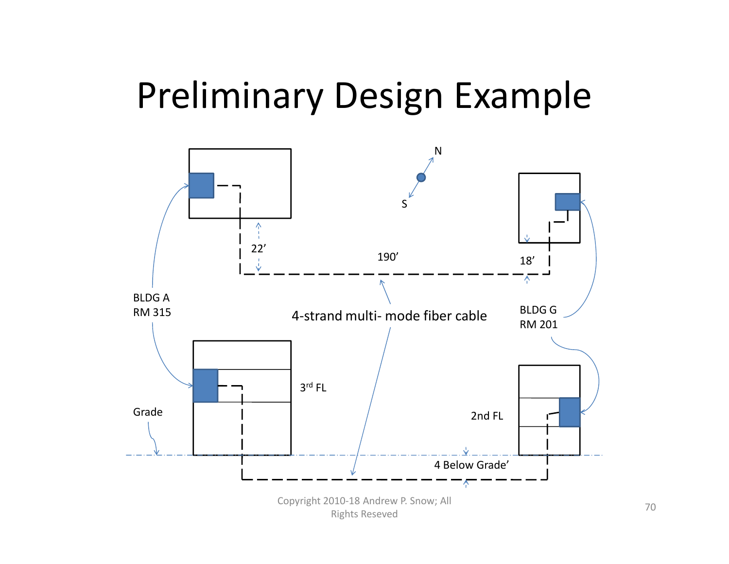# Preliminary Design Example

N

S

BLDG A
RM 315

22’

190’

18’

BLDG G
RM 201

4-strand multi- mode fiber cable

3$^{rd}$ FL

Grade

2nd FL

4 Below Grade’

Copyright 2010-18 Andrew P. Snow; All Rights Reseved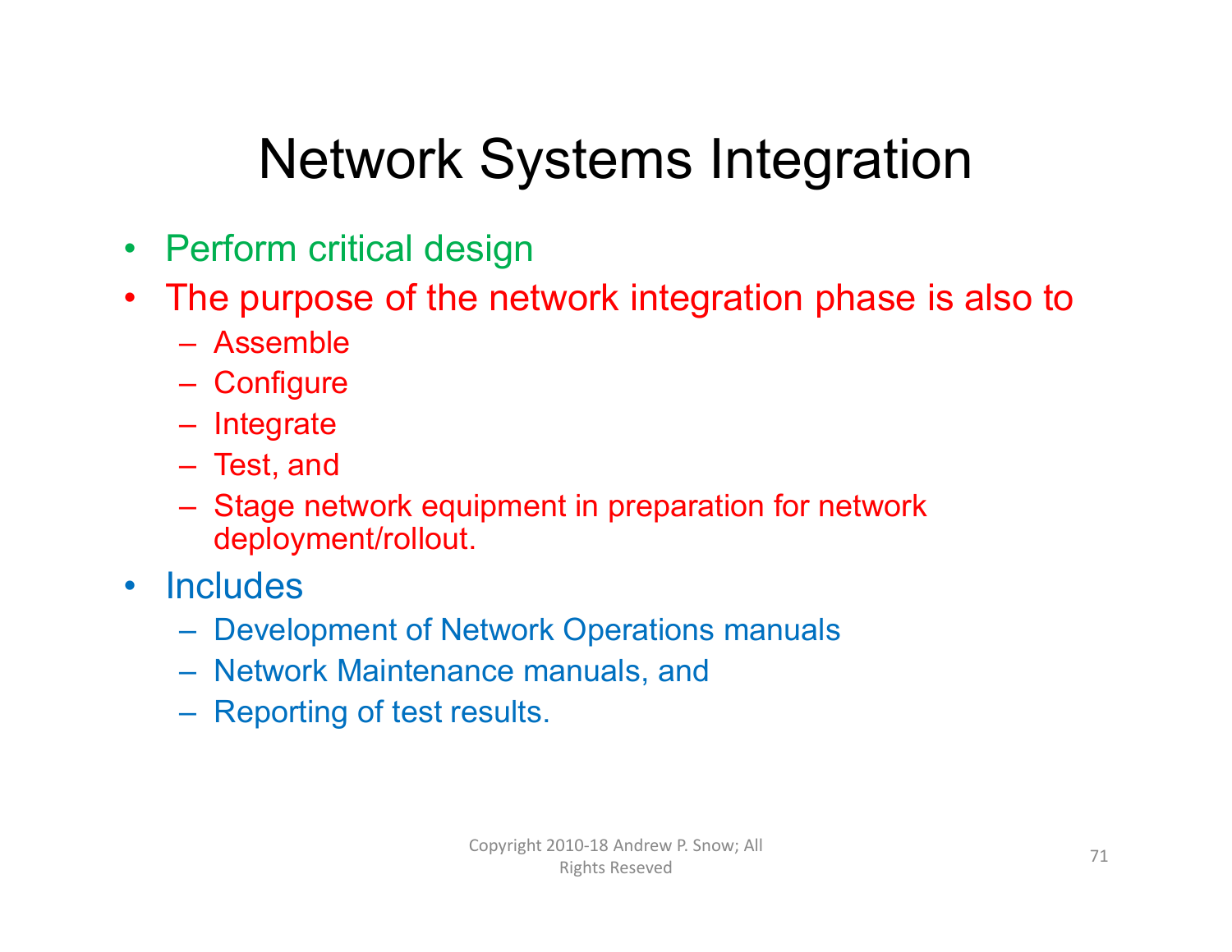# Network Systems Integration

- Perform critical design
- The purpose of the network integration phase is also to
  - Assemble
  - Configure
  - Integrate
  - Test, and
  - Stage network equipment in preparation for network deployment/rollout.
- Includes
  - Development of Network Operations manuals
  - Network Maintenance manuals, and
  - Reporting of test results.

Copyright 2010-18 Andrew P. Snow; All Rights Reseved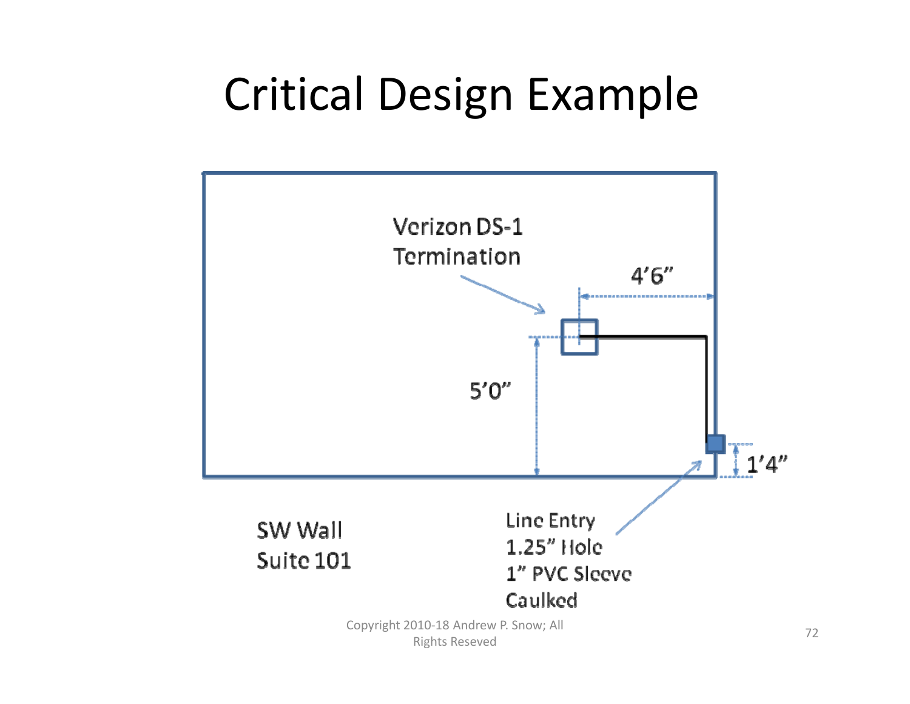# Critical Design Example

Verizon DS-1 Termination

4'6"

5'0"

1'4"

SW Wall
Suite 101

Line Entry
1.25" Hole
1" PVC Sleeve
Caulked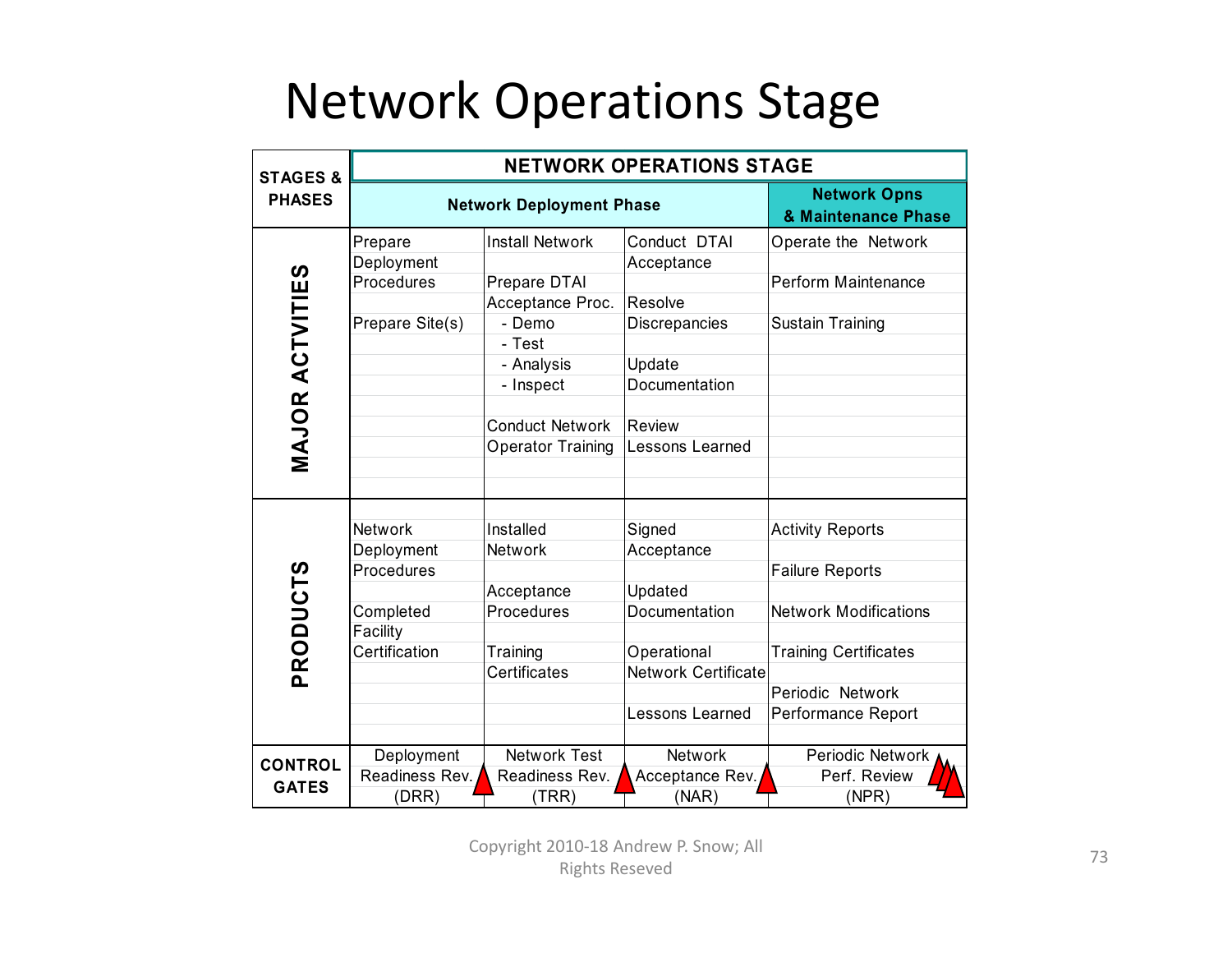# Network Operations Stage

| STAGES & PHASES | NETWORK OPERATIONS STAGE | | | |
|---|---|---|---|---|
| | Network Deployment Phase | | | Network Opns & Maintenance Phase |
| MAJOR ACTVITIES | Prepare Deployment Procedures<br><br>Prepare Site(s) | Install Network<br><br>Prepare DTAI Acceptance Proc.<br>- Demo<br>- Test<br>- Analysis<br>- Inspect<br><br>Conduct Network Operator Training | Conduct DTAI Acceptance<br><br>Resolve Discrepancies<br><br>Update Documentation<br><br>Review Lessons Learned | Operate the Network<br><br>Perform Maintenance<br><br>Sustain Training |
| PRODUCTS | Network Deployment Procedures<br><br>Completed Facility Certification | Installed Network<br><br>Acceptance Procedures<br><br>Training Certificates | Signed Acceptance<br><br>Updated Documentation<br><br>Operational Network Certificate<br><br>Lessons Learned | Activity Reports<br><br>Failure Reports<br><br>Network Modifications<br><br>Training Certificates<br><br>Periodic Network Performance Report |
| CONTROL GATES | Deployment Readiness Rev. (DRR) | Network Test Readiness Rev. (TRR) | Network Acceptance Rev. (NAR) | Periodic Network Perf. Review (NPR) |

Copyright 2010-18 Andrew P. Snow; All Rights Reseved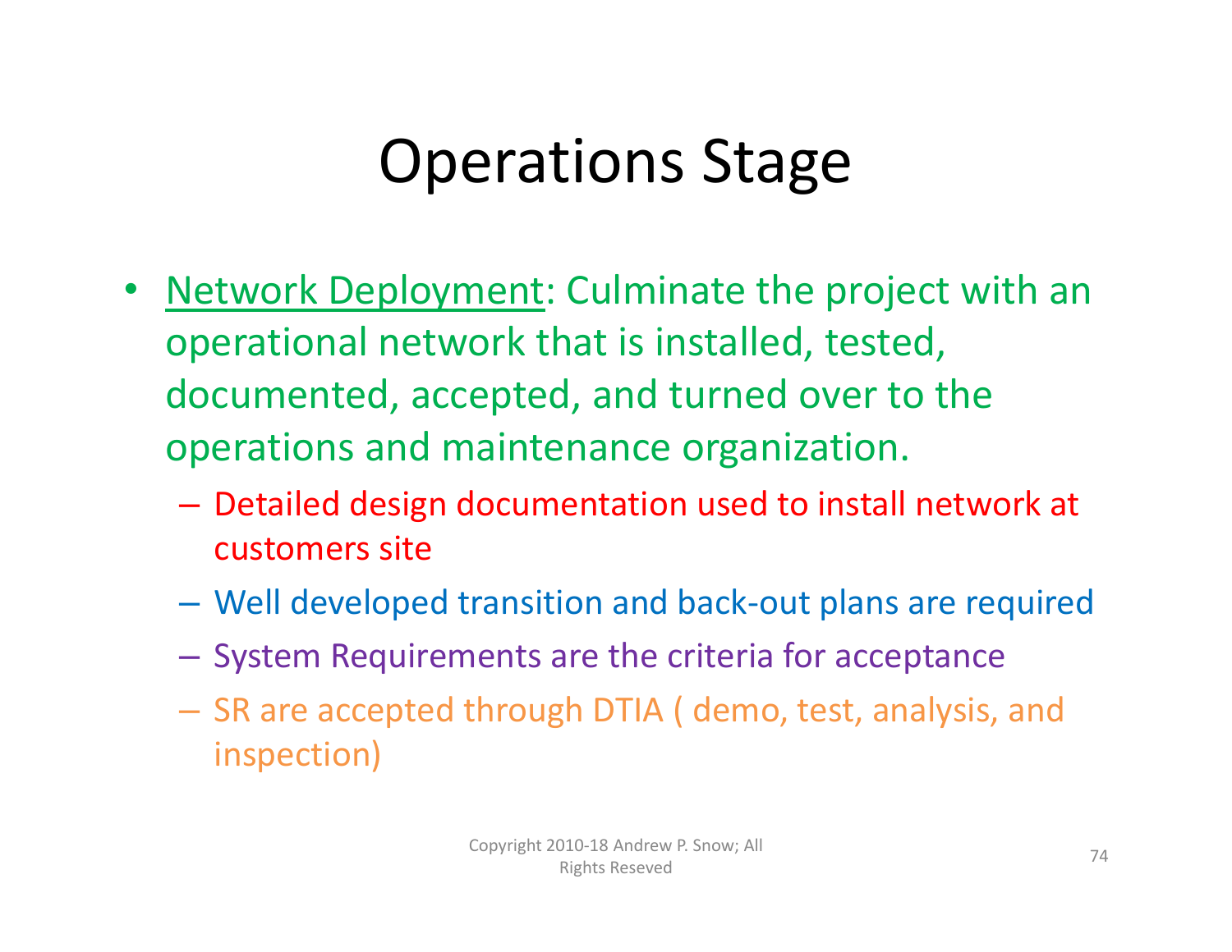# Operations Stage

- Network Deployment: Culminate the project with an operational network that is installed, tested, documented, accepted, and turned over to the operations and maintenance organization.
  - Detailed design documentation used to install network at customers site
  - Well developed transition and back-out plans are required
  - System Requirements are the criteria for acceptance
  - SR are accepted through DTIA ( demo, test, analysis, and inspection)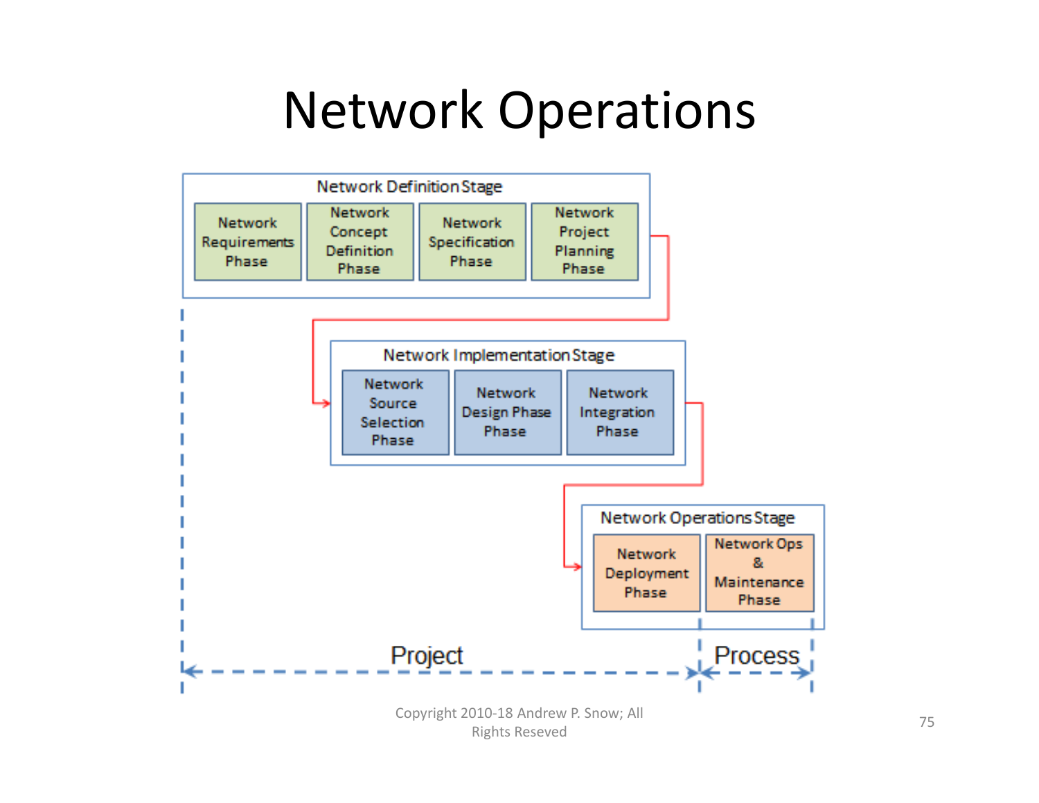# Network Operations

Network Definition Stage

- Network Requirements Phase
- Network Concept Definition Phase
- Network Specification Phase
- Network Project Planning Phase

Network Implementation Stage

- Network Source Selection Phase
- Network Design Phase Phase
- Network Integration Phase

Network Operations Stage

- Network Deployment Phase
- Network Ops & Maintenance Phase

Project | Process

Copyright 2010-18 Andrew P. Snow; All Rights Reseved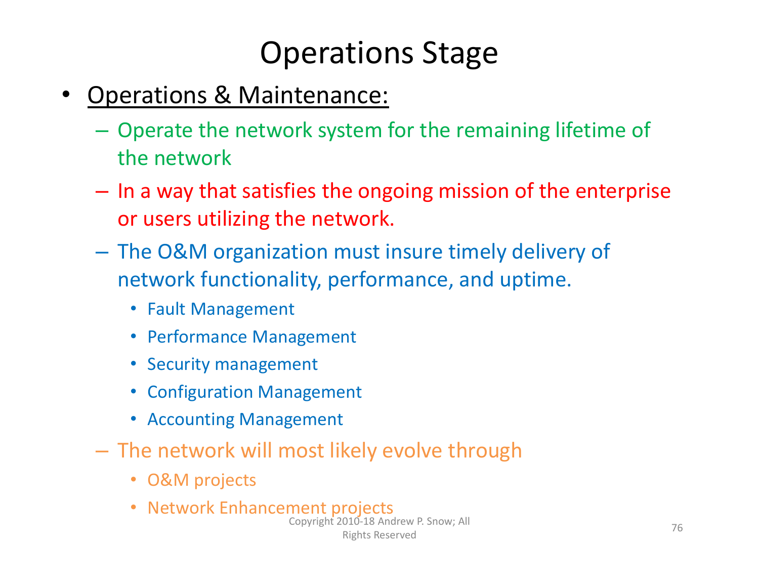# Operations Stage

- Operations & Maintenance:
  - Operate the network system for the remaining lifetime of the network
  - In a way that satisfies the ongoing mission of the enterprise or users utilizing the network.
  - The O&M organization must insure timely delivery of network functionality, performance, and uptime.
    - Fault Management
    - Performance Management
    - Security management
    - Configuration Management
    - Accounting Management
  - The network will most likely evolve through
    - O&M projects
    - Network Enhancement projects

Copyright 2010-18 Andrew P. Snow; All Rights Reserved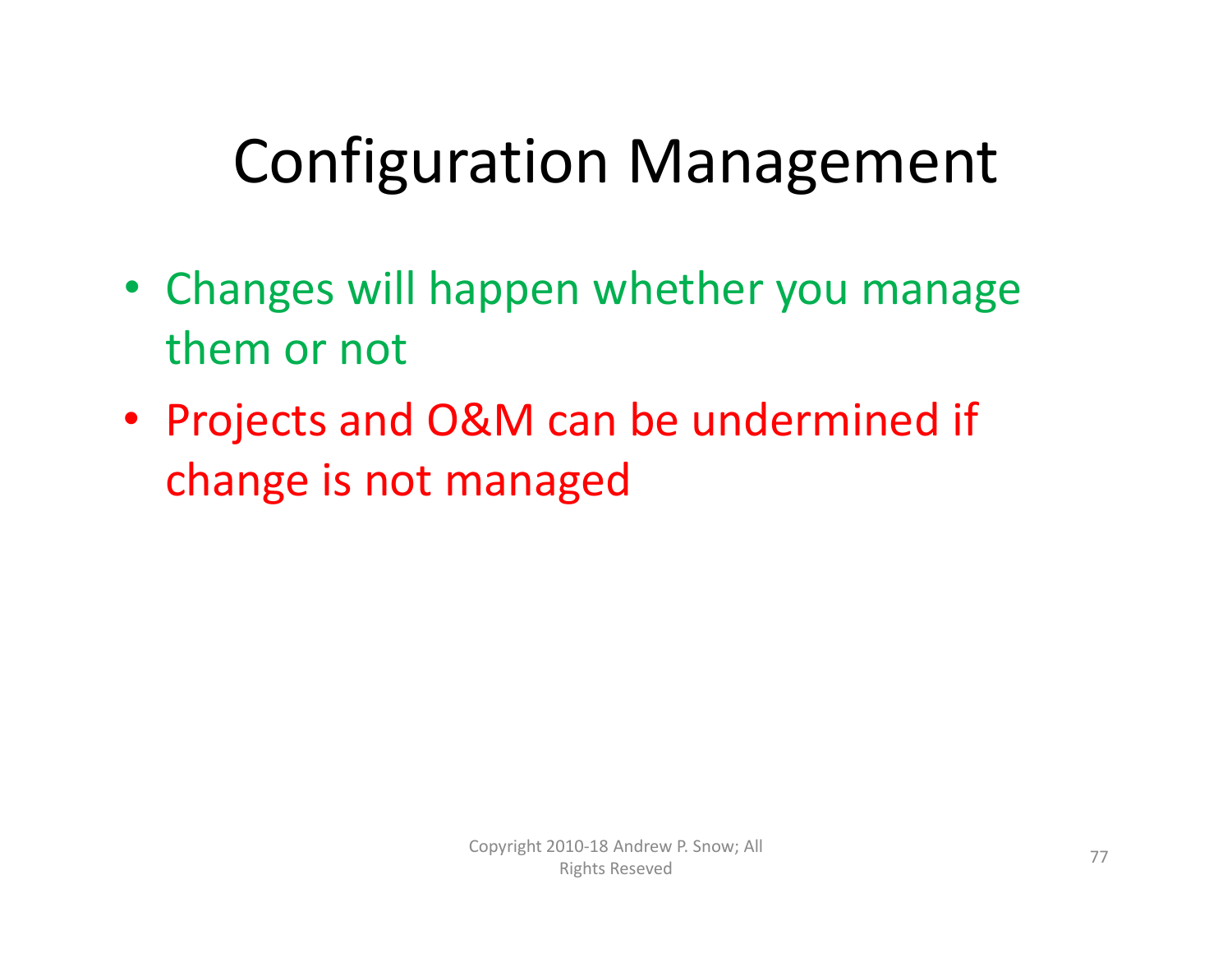# Configuration Management

- Changes will happen whether you manage them or not
- Projects and O&M can be undermined if change is not managed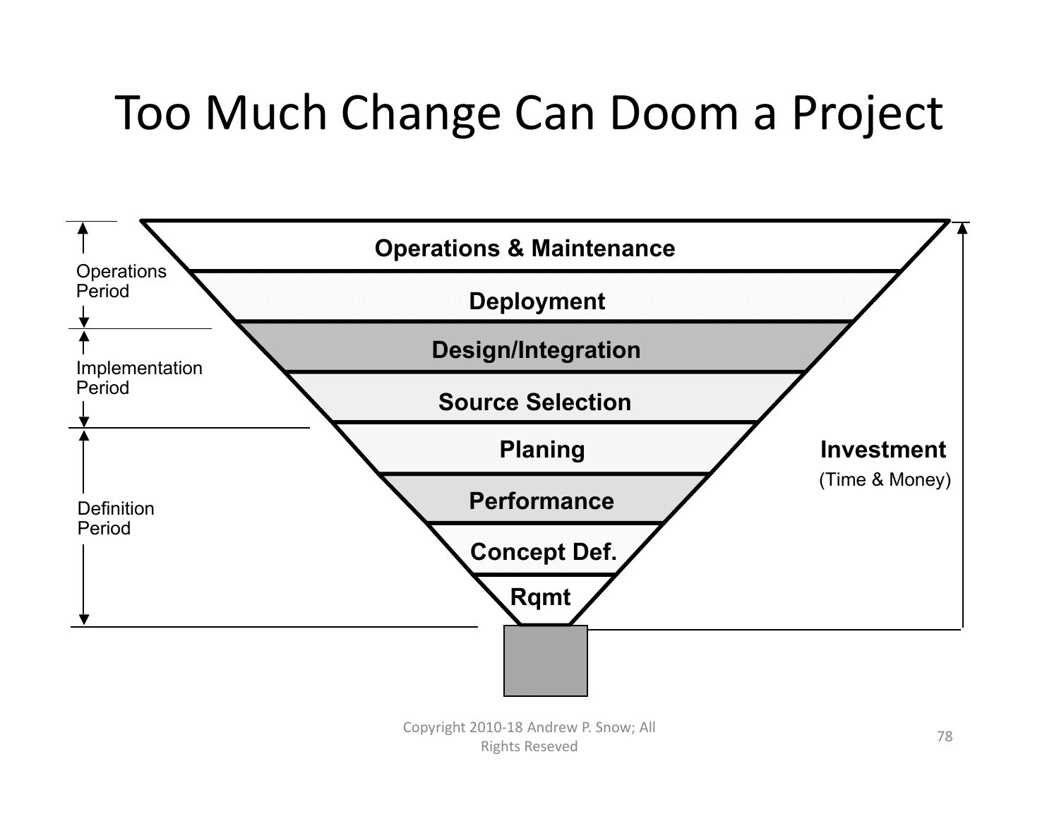# Too Much Change Can Doom a Project

Operations Period

Implementation Period

Definition Period

Operations & Maintenance

Deployment

Design/Integration

Source Selection

Planing

Performance

Concept Def.

Rqmt

**Investment**

(Time & Money)

Copyright 2010-18 Andrew P. Snow; All Rights Reseved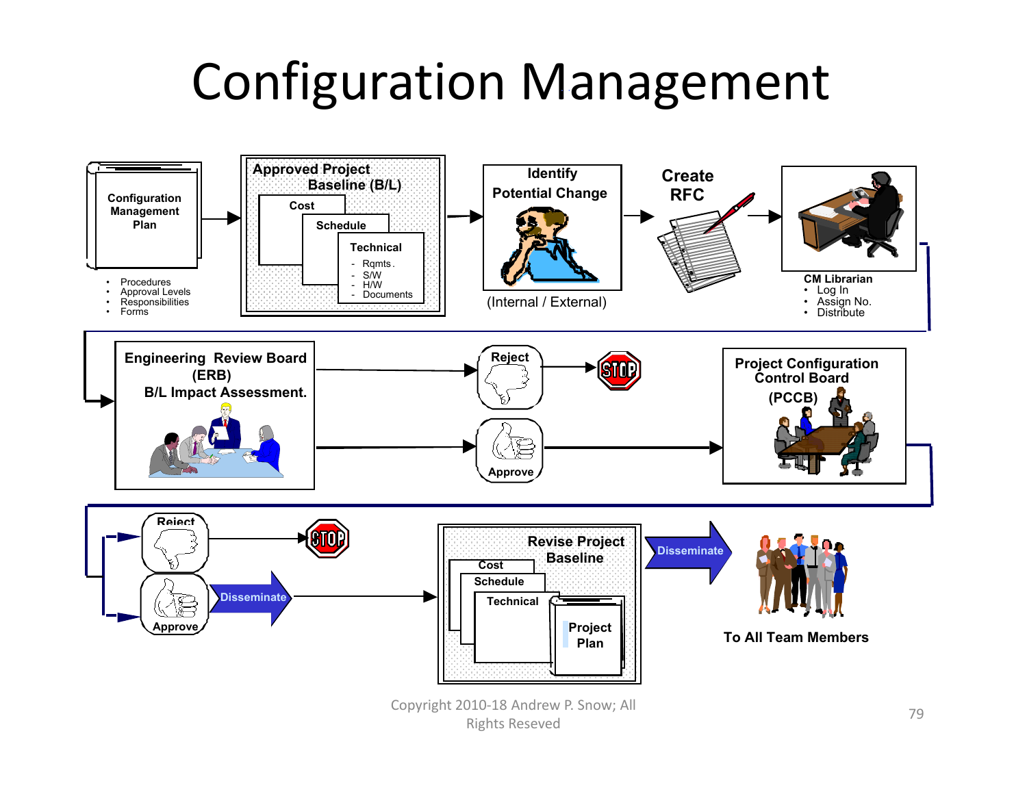# Configuration Management

**Configuration Management Plan**

- Procedures
- Approval Levels
- Responsibilities
- Forms

**Approved Project Baseline (B/L)**

- **Cost**
- **Schedule**
- **Technical**
  - Rqmts.
  - S/W
  - H/W
  - Documents

**Identify Potential Change**

(Internal / External)

**Create RFC**

**CM Librarian**

- Log In
- Assign No.
- Distribute

**Engineering Review Board (ERB)**
**B/L Impact Assessment.**

**Reject** → STOP

**Approve**

**Project Configuration Control Board (PCCB)**

**Reject** → STOP

**Approve** → **Disseminate**

**Revise Project Baseline**

- **Cost**
- **Schedule**
- **Technical**
- **Project Plan**

**Disseminate**

**To All Team Members**

Copyright 2010-18 Andrew P. Snow; All Rights Reseved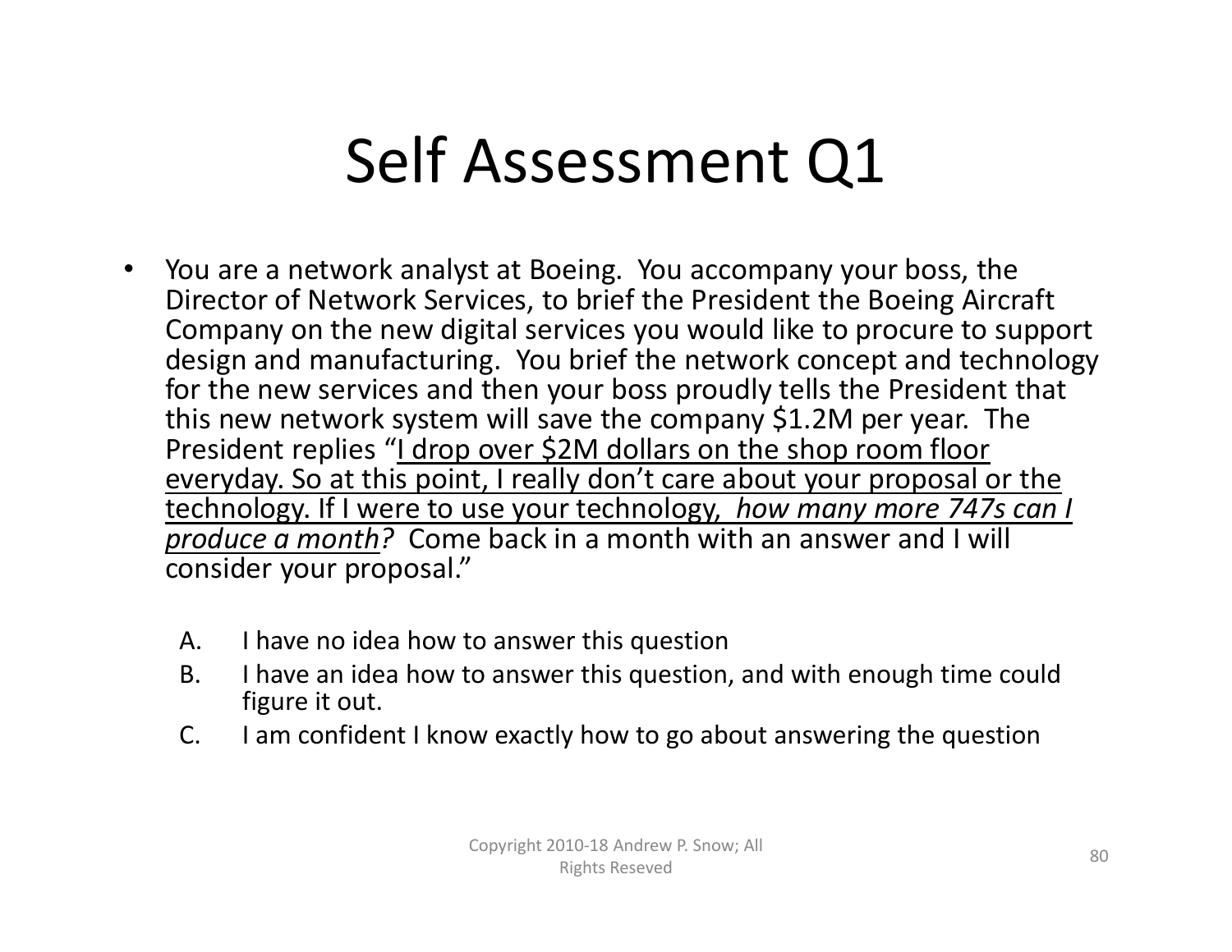# Self Assessment Q1

- You are a network analyst at Boeing. You accompany your boss, the Director of Network Services, to brief the President the Boeing Aircraft Company on the new digital services you would like to procure to support design and manufacturing. You brief the network concept and technology for the new services and then your boss proudly tells the President that this new network system will save the company $1.2M per year. The President replies "<u>I drop over $2M dollars on the shop room floor everyday. So at this point, I really don't care about your proposal or the technology. If I were to use your technology, *how many more 747s can I produce a month*</u>*?* Come back in a month with an answer and I will consider your proposal."

   A. I have no idea how to answer this question
   B. I have an idea how to answer this question, and with enough time could figure it out.
   C. I am confident I know exactly how to go about answering the question

Copyright 2010-18 Andrew P. Snow; All Rights Reseved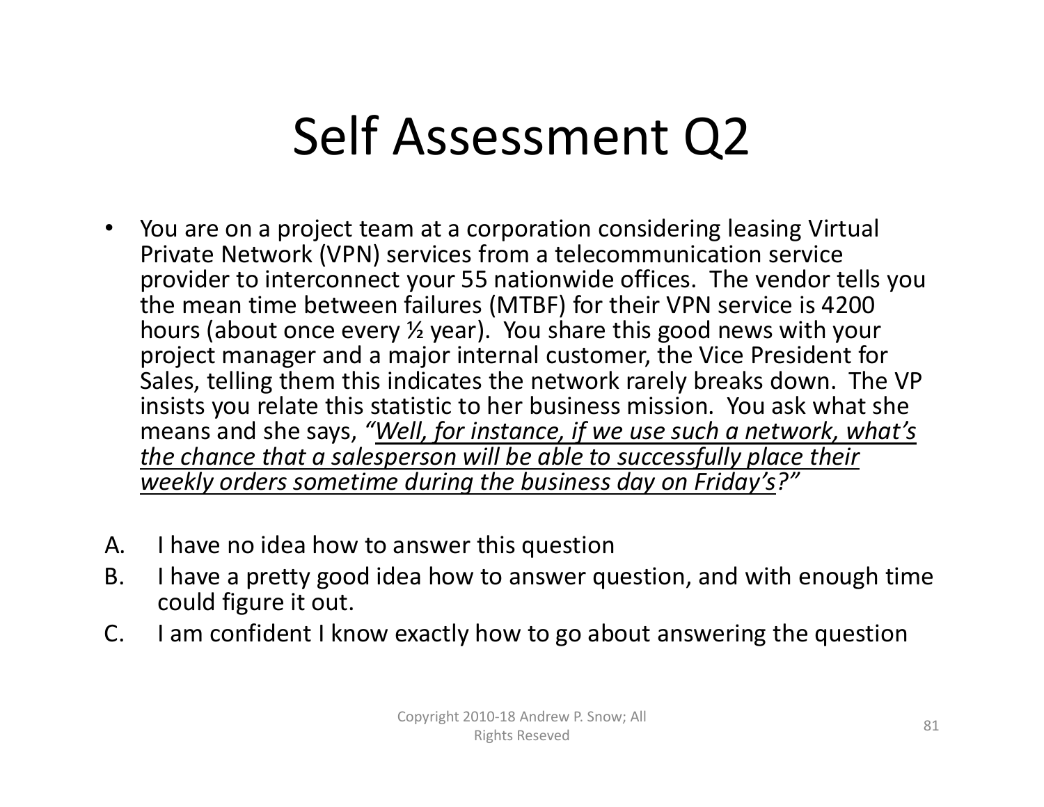# Self Assessment Q2

- You are on a project team at a corporation considering leasing Virtual Private Network (VPN) services from a telecommunication service provider to interconnect your 55 nationwide offices. The vendor tells you the mean time between failures (MTBF) for their VPN service is 4200 hours (about once every ½ year). You share this good news with your project manager and a major internal customer, the Vice President for Sales, telling them this indicates the network rarely breaks down. The VP insists you relate this statistic to her business mission. You ask what she means and she says, *"<u>Well, for instance, if we use such a network, what's the chance that a salesperson will be able to successfully place their weekly orders sometime during the business day on Friday's</u>?"*

A. I have no idea how to answer this question

B. I have a pretty good idea how to answer question, and with enough time could figure it out.

C. I am confident I know exactly how to go about answering the question

Copyright 2010-18 Andrew P. Snow; All Rights Reseved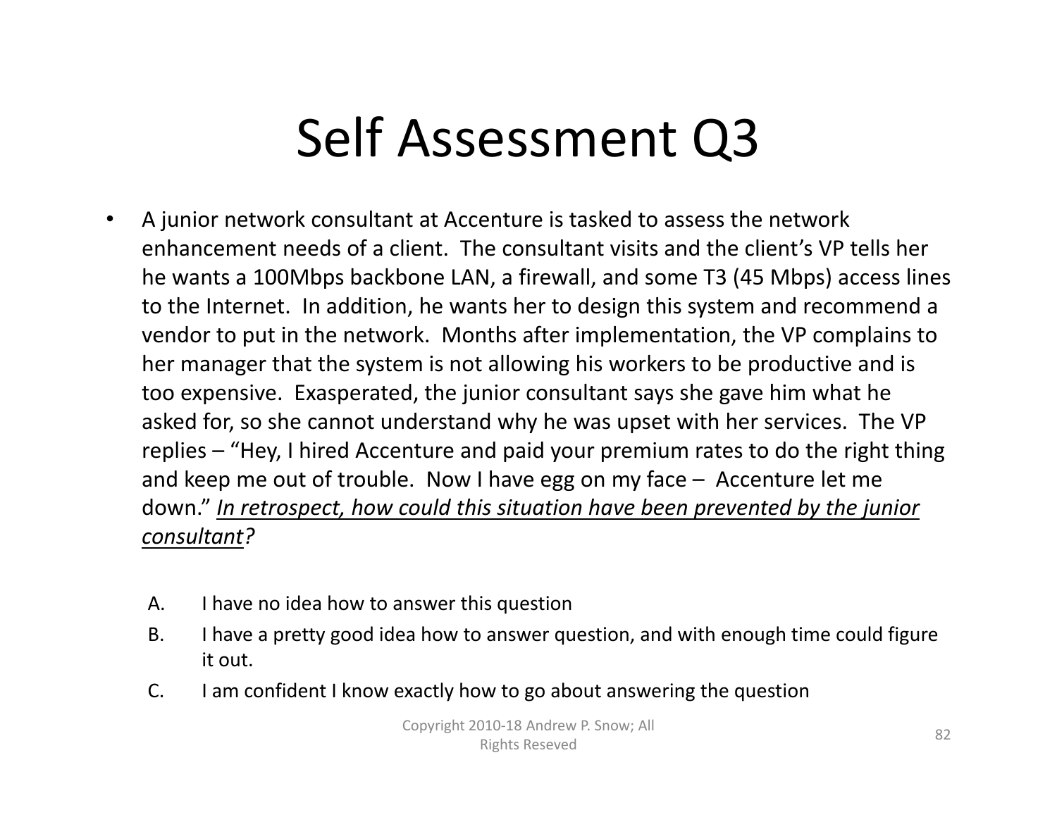# Self Assessment Q3

- A junior network consultant at Accenture is tasked to assess the network enhancement needs of a client. The consultant visits and the client's VP tells her he wants a 100Mbps backbone LAN, a firewall, and some T3 (45 Mbps) access lines to the Internet. In addition, he wants her to design this system and recommend a vendor to put in the network. Months after implementation, the VP complains to her manager that the system is not allowing his workers to be productive and is too expensive. Exasperated, the junior consultant says she gave him what he asked for, so she cannot understand why he was upset with her services. The VP replies – "Hey, I hired Accenture and paid your premium rates to do the right thing and keep me out of trouble. Now I have egg on my face – Accenture let me down." *In retrospect, how could this situation have been prevented by the junior consultant?*

  A. I have no idea how to answer this question

  B. I have a pretty good idea how to answer question, and with enough time could figure it out.

  C. I am confident I know exactly how to go about answering the question

Copyright 2010-18 Andrew P. Snow; All Rights Reseved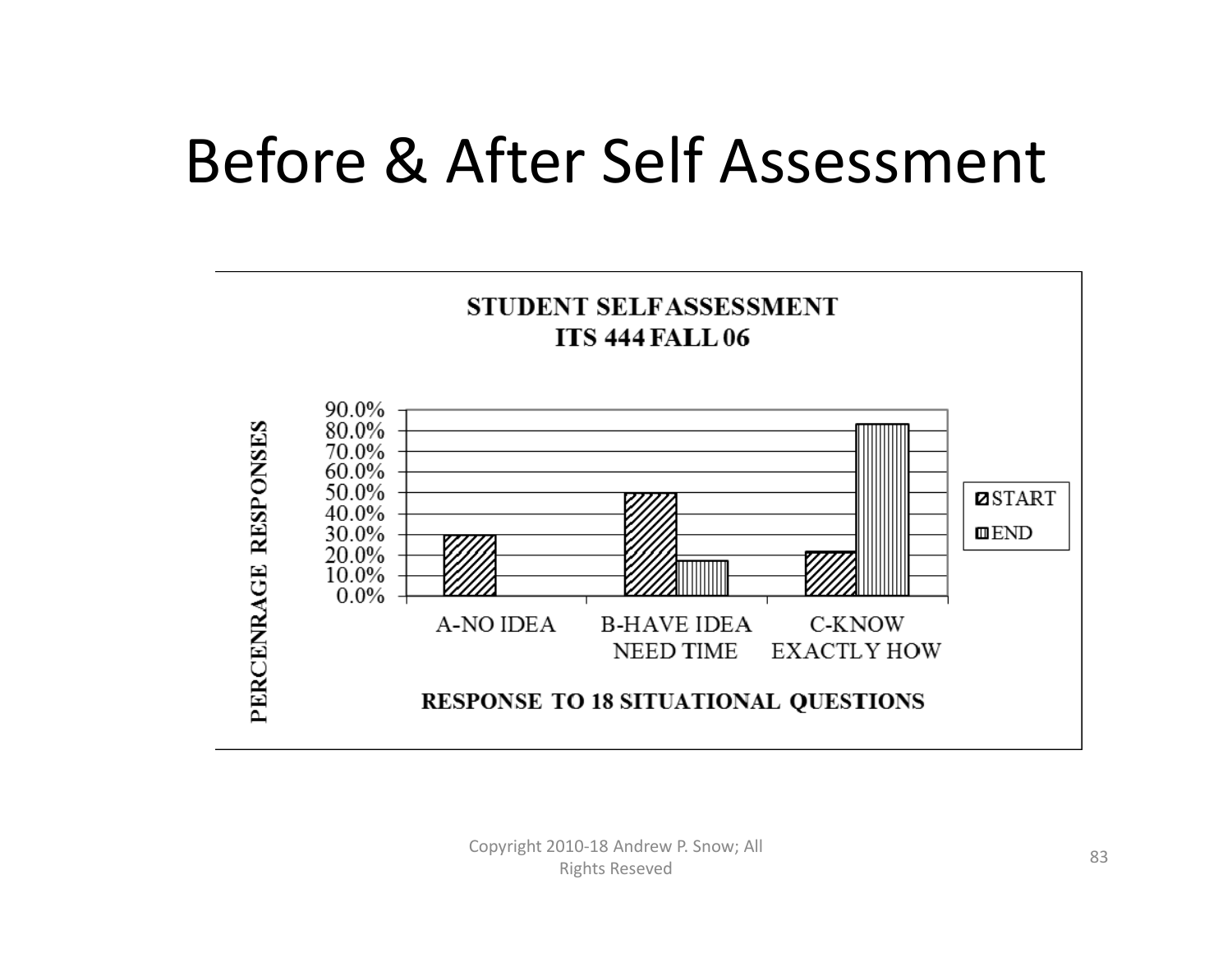# Before & After Self Assessment

**STUDENT SELFASSESSMENT**
**ITS 444 FALL 06**

PERCENRAGE RESPONSES

90.0%
80.0%
70.0%
60.0%
50.0%
40.0%
30.0%
20.0%
10.0%
0.0%

A-NO IDEA | B-HAVE IDEA NEED TIME | C-KNOW EXACTLY HOW

START
END

**RESPONSE TO 18 SITUATIONAL QUESTIONS**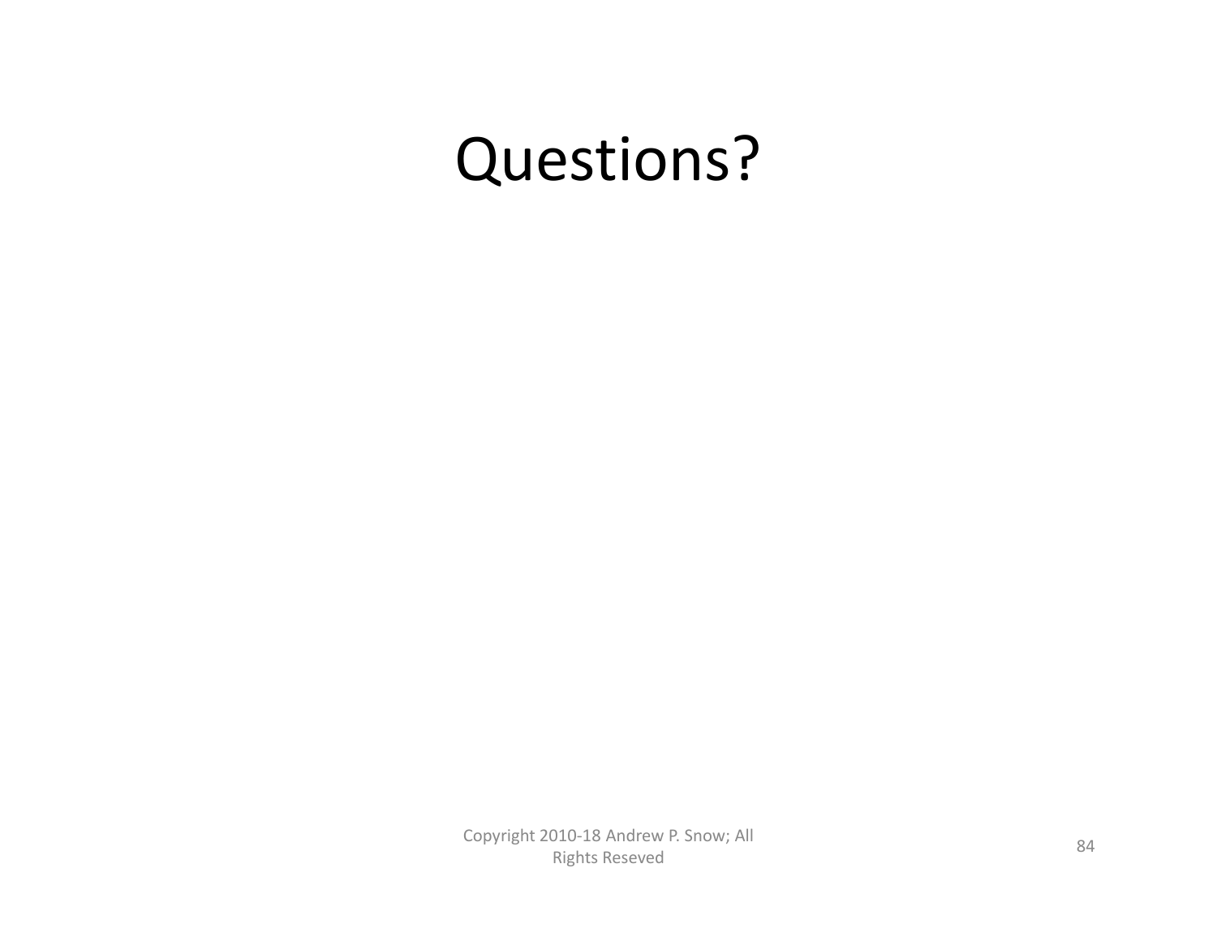# Questions?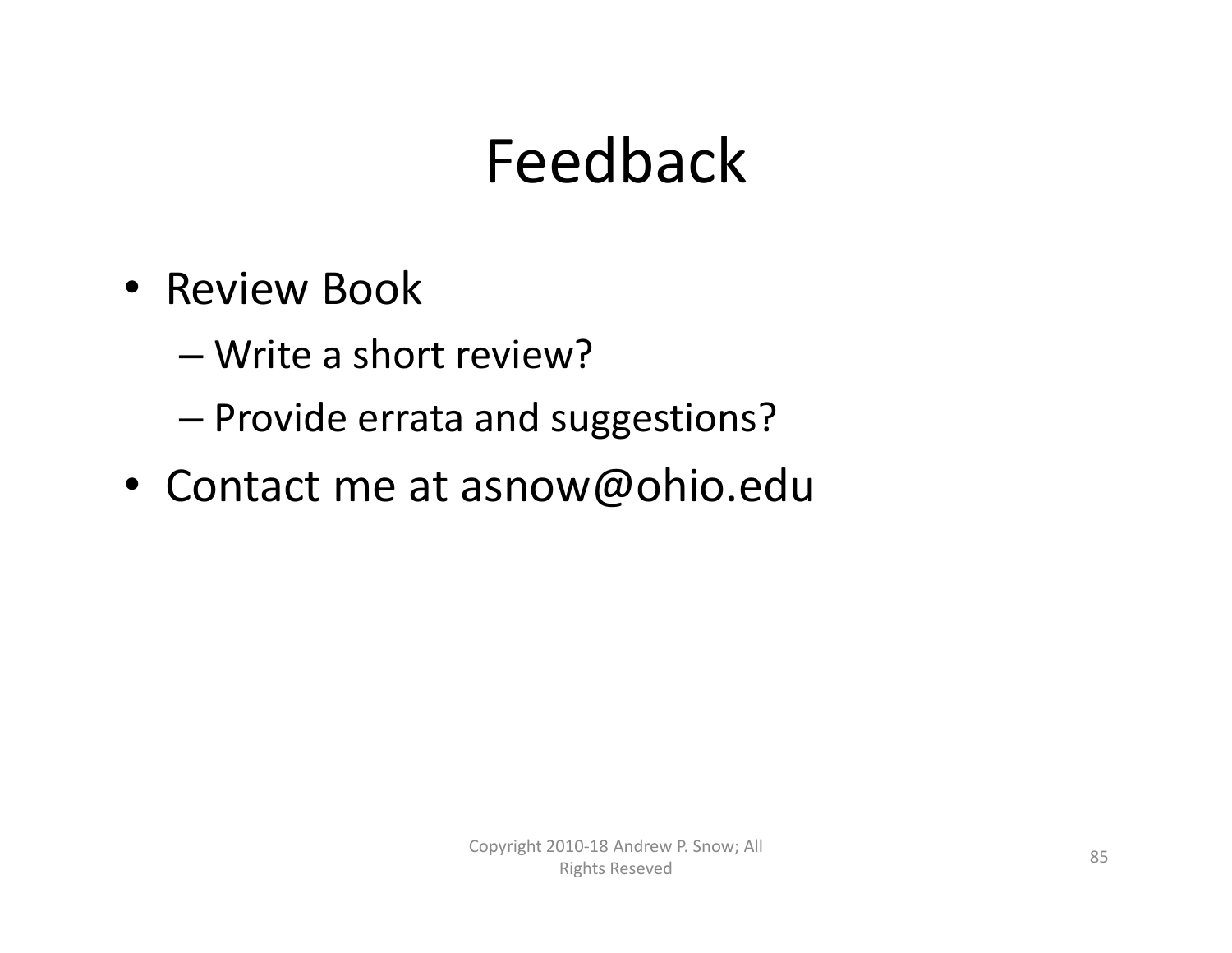# Feedback

- Review Book
  - Write a short review?
  - Provide errata and suggestions?
- Contact me at asnow@ohio.edu